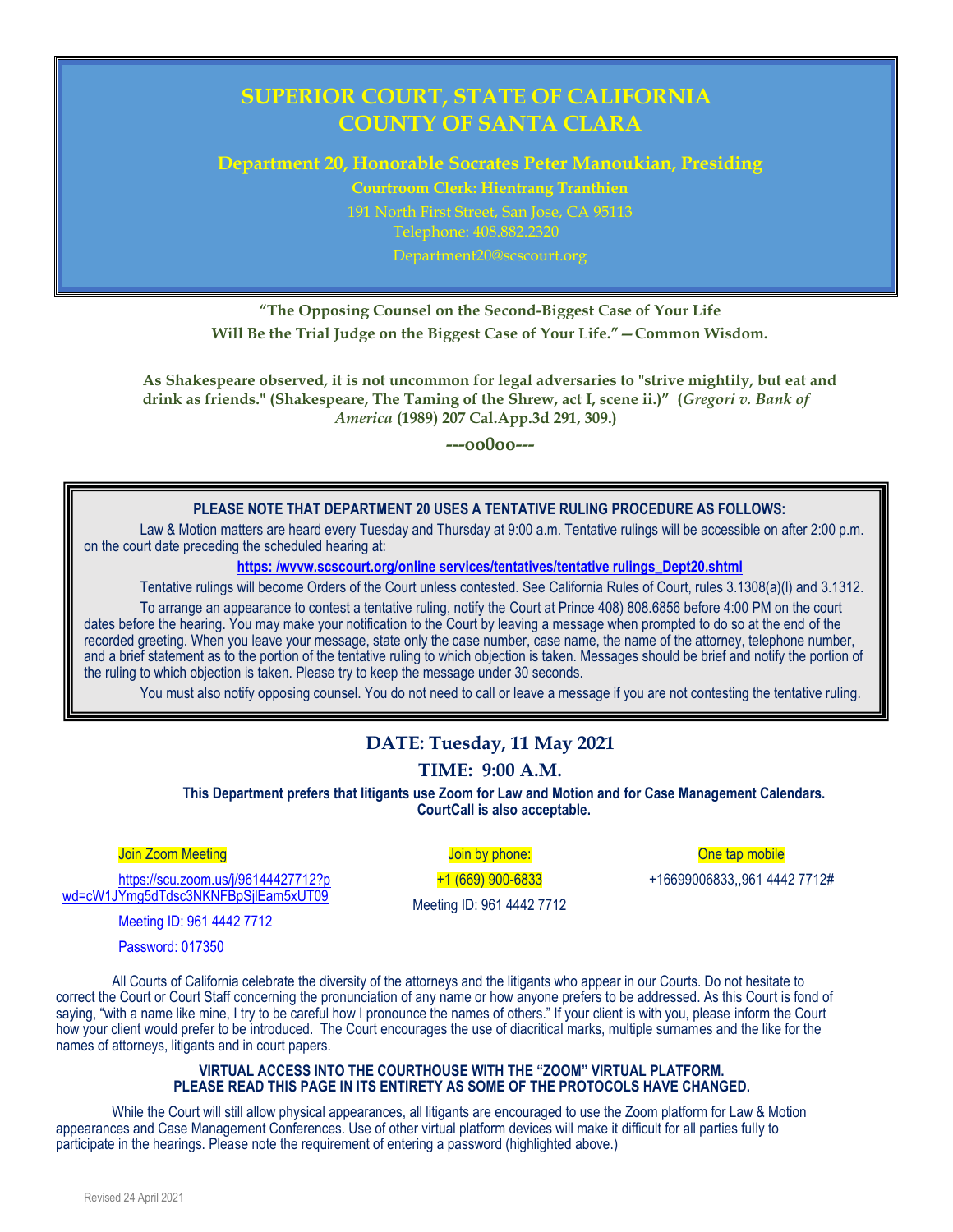# SUPERIOR COURT, STATE OF CALIFORNIA
# COUNTY OF SANTA CLARA

## Department 20, Honorable Socrates Peter Manoukian, Presiding

**Courtroom Clerk: Hientrang Tranthien**

191 North First Street, San Jose, CA 95113
Telephone: 408.882.2320
Department20@scscourt.org

**"The Opposing Counsel on the Second-Biggest Case of Your Life Will Be the Trial Judge on the Biggest Case of Your Life." —Common Wisdom.**

**As Shakespeare observed, it is not uncommon for legal adversaries to "strive mightily, but eat and drink as friends." (Shakespeare, The Taming of the Shrew, act I, scene ii.)" (*Gregori v. Bank of America* (1989) 207 Cal.App.3d 291, 309.)**

**---oo0oo---**

**PLEASE NOTE THAT DEPARTMENT 20 USES A TENTATIVE RULING PROCEDURE AS FOLLOWS:**

Law & Motion matters are heard every Tuesday and Thursday at 9:00 a.m. Tentative rulings will be accessible on after 2:00 p.m. on the court date preceding the scheduled hearing at:

**https: /wvvw.scscourt.org/online services/tentatives/tentative rulings_Dept20.shtml**

Tentative rulings will become Orders of the Court unless contested. See California Rules of Court, rules 3.1308(a)(l) and 3.1312.

To arrange an appearance to contest a tentative ruling, notify the Court at Prince 408) 808.6856 before 4:00 PM on the court dates before the hearing. You may make your notification to the Court by leaving a message when prompted to do so at the end of the recorded greeting. When you leave your message, state only the case number, case name, the name of the attorney, telephone number, and a brief statement as to the portion of the tentative ruling to which objection is taken. Messages should be brief and notify the portion of the ruling to which objection is taken. Please try to keep the message under 30 seconds.

You must also notify opposing counsel. You do not need to call or leave a message if you are not contesting the tentative ruling.

## DATE: Tuesday, 11 May 2021

## TIME: 9:00 A.M.

**This Department prefers that litigants use Zoom for Law and Motion and for Case Management Calendars. CourtCall is also acceptable.**

Join Zoom Meeting

https://scu.zoom.us/j/96144427712?pwd=cW1JYmg5dTdsc3NKNFBpSjlEam5xUT09

Meeting ID: 961 4442 7712

Password: 017350

Join by phone:

+1 (669) 900-6833

Meeting ID: 961 4442 7712

One tap mobile

+16699006833,,961 4442 7712#

All Courts of California celebrate the diversity of the attorneys and the litigants who appear in our Courts. Do not hesitate to correct the Court or Court Staff concerning the pronunciation of any name or how anyone prefers to be addressed. As this Court is fond of saying, "with a name like mine, I try to be careful how I pronounce the names of others." If your client is with you, please inform the Court how your client would prefer to be introduced. The Court encourages the use of diacritical marks, multiple surnames and the like for the names of attorneys, litigants and in court papers.

**VIRTUAL ACCESS INTO THE COURTHOUSE WITH THE "ZOOM" VIRTUAL PLATFORM.**
**PLEASE READ THIS PAGE IN ITS ENTIRETY AS SOME OF THE PROTOCOLS HAVE CHANGED.**

While the Court will still allow physical appearances, all litigants are encouraged to use the Zoom platform for Law & Motion appearances and Case Management Conferences. Use of other virtual platform devices will make it difficult for all parties fully to participate in the hearings. Please note the requirement of entering a password (highlighted above.)

Revised 24 April 2021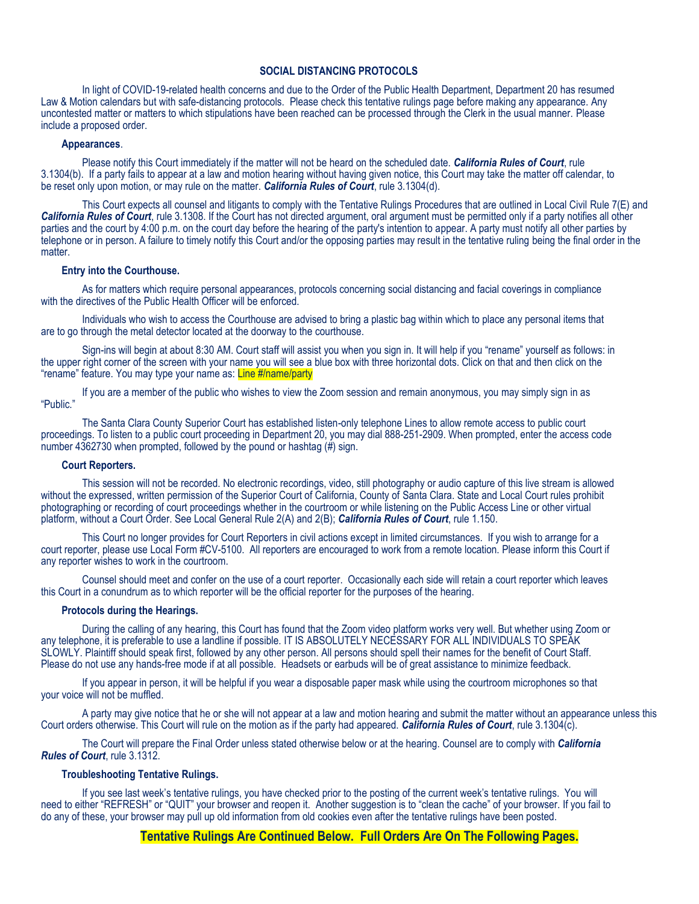## SOCIAL DISTANCING PROTOCOLS

In light of COVID-19-related health concerns and due to the Order of the Public Health Department, Department 20 has resumed Law & Motion calendars but with safe-distancing protocols. Please check this tentative rulings page before making any appearance. Any uncontested matter or matters to which stipulations have been reached can be processed through the Clerk in the usual manner. Please include a proposed order.

### Appearances.

Please notify this Court immediately if the matter will not be heard on the scheduled date. ***California Rules of Court***, rule 3.1304(b). If a party fails to appear at a law and motion hearing without having given notice, this Court may take the matter off calendar, to be reset only upon motion, or may rule on the matter. ***California Rules of Court***, rule 3.1304(d).

This Court expects all counsel and litigants to comply with the Tentative Rulings Procedures that are outlined in Local Civil Rule 7(E) and ***California Rules of Court***, rule 3.1308. If the Court has not directed argument, oral argument must be permitted only if a party notifies all other parties and the court by 4:00 p.m. on the court day before the hearing of the party's intention to appear. A party must notify all other parties by telephone or in person. A failure to timely notify this Court and/or the opposing parties may result in the tentative ruling being the final order in the matter.

### Entry into the Courthouse.

As for matters which require personal appearances, protocols concerning social distancing and facial coverings in compliance with the directives of the Public Health Officer will be enforced.

Individuals who wish to access the Courthouse are advised to bring a plastic bag within which to place any personal items that are to go through the metal detector located at the doorway to the courthouse.

Sign-ins will begin at about 8:30 AM. Court staff will assist you when you sign in. It will help if you "rename" yourself as follows: in the upper right corner of the screen with your name you will see a blue box with three horizontal dots. Click on that and then click on the "rename" feature. You may type your name as: Line #/name/party

If you are a member of the public who wishes to view the Zoom session and remain anonymous, you may simply sign in as "Public."

The Santa Clara County Superior Court has established listen-only telephone Lines to allow remote access to public court proceedings. To listen to a public court proceeding in Department 20, you may dial 888-251-2909. When prompted, enter the access code number 4362730 when prompted, followed by the pound or hashtag (#) sign.

### Court Reporters.

This session will not be recorded. No electronic recordings, video, still photography or audio capture of this live stream is allowed without the expressed, written permission of the Superior Court of California, County of Santa Clara. State and Local Court rules prohibit photographing or recording of court proceedings whether in the courtroom or while listening on the Public Access Line or other virtual platform, without a Court Order. See Local General Rule 2(A) and 2(B); ***California Rules of Court***, rule 1.150.

This Court no longer provides for Court Reporters in civil actions except in limited circumstances. If you wish to arrange for a court reporter, please use Local Form #CV-5100. All reporters are encouraged to work from a remote location. Please inform this Court if any reporter wishes to work in the courtroom.

Counsel should meet and confer on the use of a court reporter. Occasionally each side will retain a court reporter which leaves this Court in a conundrum as to which reporter will be the official reporter for the purposes of the hearing.

### Protocols during the Hearings.

During the calling of any hearing, this Court has found that the Zoom video platform works very well. But whether using Zoom or any telephone, it is preferable to use a landline if possible. IT IS ABSOLUTELY NECESSARY FOR ALL INDIVIDUALS TO SPEAK SLOWLY. Plaintiff should speak first, followed by any other person. All persons should spell their names for the benefit of Court Staff. Please do not use any hands-free mode if at all possible. Headsets or earbuds will be of great assistance to minimize feedback.

If you appear in person, it will be helpful if you wear a disposable paper mask while using the courtroom microphones so that your voice will not be muffled.

A party may give notice that he or she will not appear at a law and motion hearing and submit the matter without an appearance unless this Court orders otherwise. This Court will rule on the motion as if the party had appeared. ***California Rules of Court***, rule 3.1304(c).

The Court will prepare the Final Order unless stated otherwise below or at the hearing. Counsel are to comply with ***California Rules of Court***, rule 3.1312.

### Troubleshooting Tentative Rulings.

If you see last week's tentative rulings, you have checked prior to the posting of the current week's tentative rulings. You will need to either "REFRESH" or "QUIT" your browser and reopen it. Another suggestion is to "clean the cache" of your browser. If you fail to do any of these, your browser may pull up old information from old cookies even after the tentative rulings have been posted.

**Tentative Rulings Are Continued Below. Full Orders Are On The Following Pages.**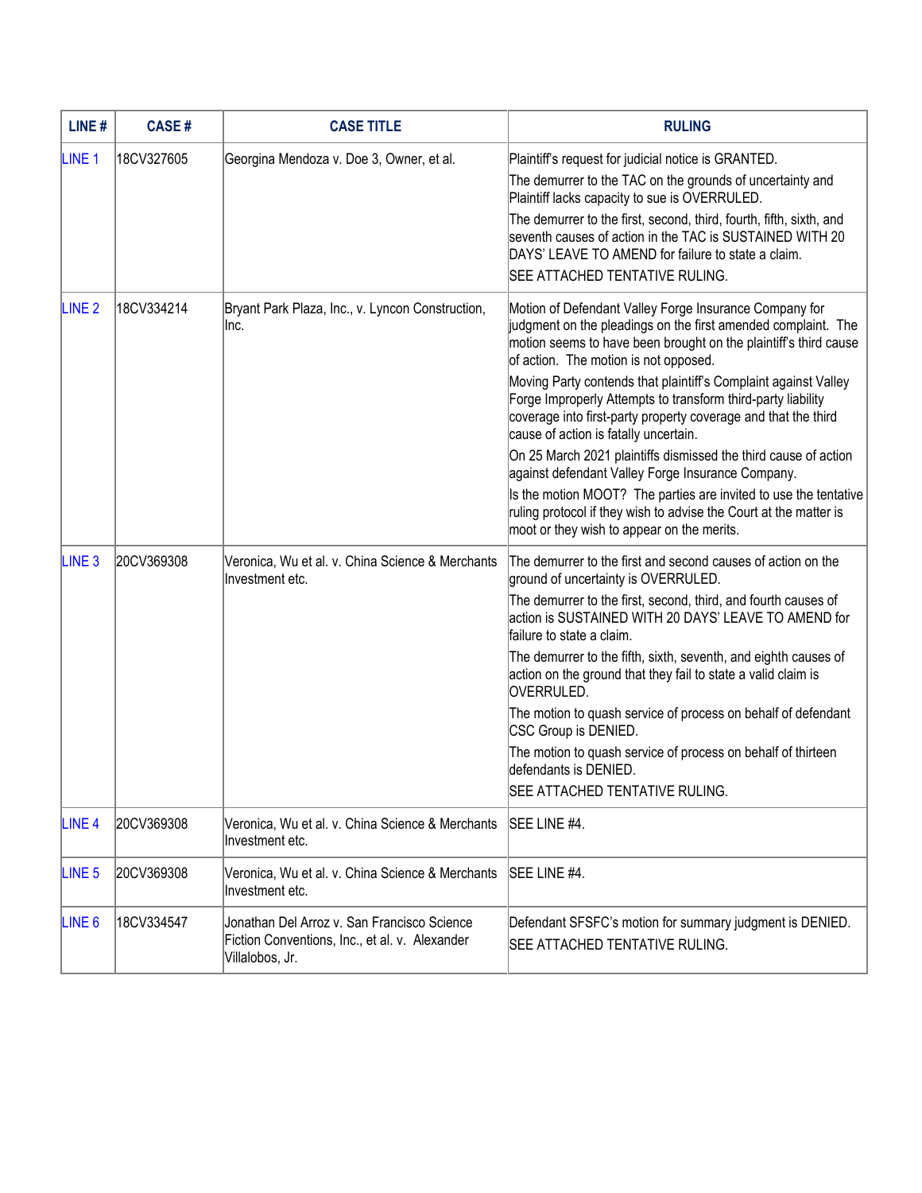| LINE # | CASE # | CASE TITLE | RULING |
|---|---|---|---|
| LINE 1 | 18CV327605 | Georgina Mendoza v. Doe 3, Owner, et al. | Plaintiff's request for judicial notice is GRANTED.<br>The demurrer to the TAC on the grounds of uncertainty and Plaintiff lacks capacity to sue is OVERRULED.<br>The demurrer to the first, second, third, fourth, fifth, sixth, and seventh causes of action in the TAC is SUSTAINED WITH 20 DAYS' LEAVE TO AMEND for failure to state a claim.<br>SEE ATTACHED TENTATIVE RULING. |
| LINE 2 | 18CV334214 | Bryant Park Plaza, Inc., v. Lyncon Construction, Inc. | Motion of Defendant Valley Forge Insurance Company for judgment on the pleadings on the first amended complaint. The motion seems to have been brought on the plaintiff's third cause of action. The motion is not opposed.<br>Moving Party contends that plaintiff's Complaint against Valley Forge Improperly Attempts to transform third-party liability coverage into first-party property coverage and that the third cause of action is fatally uncertain.<br>On 25 March 2021 plaintiffs dismissed the third cause of action against defendant Valley Forge Insurance Company.<br>Is the motion MOOT? The parties are invited to use the tentative ruling protocol if they wish to advise the Court at the matter is moot or they wish to appear on the merits. |
| LINE 3 | 20CV369308 | Veronica, Wu et al. v. China Science & Merchants Investment etc. | The demurrer to the first and second causes of action on the ground of uncertainty is OVERRULED.<br>The demurrer to the first, second, third, and fourth causes of action is SUSTAINED WITH 20 DAYS' LEAVE TO AMEND for failure to state a claim.<br>The demurrer to the fifth, sixth, seventh, and eighth causes of action on the ground that they fail to state a valid claim is OVERRULED.<br>The motion to quash service of process on behalf of defendant CSC Group is DENIED.<br>The motion to quash service of process on behalf of thirteen defendants is DENIED.<br>SEE ATTACHED TENTATIVE RULING. |
| LINE 4 | 20CV369308 | Veronica, Wu et al. v. China Science & Merchants Investment etc. | SEE LINE #4. |
| LINE 5 | 20CV369308 | Veronica, Wu et al. v. China Science & Merchants Investment etc. | SEE LINE #4. |
| LINE 6 | 18CV334547 | Jonathan Del Arroz v. San Francisco Science Fiction Conventions, Inc., et al. v. Alexander Villalobos, Jr. | Defendant SFSFC's motion for summary judgment is DENIED.<br>SEE ATTACHED TENTATIVE RULING. |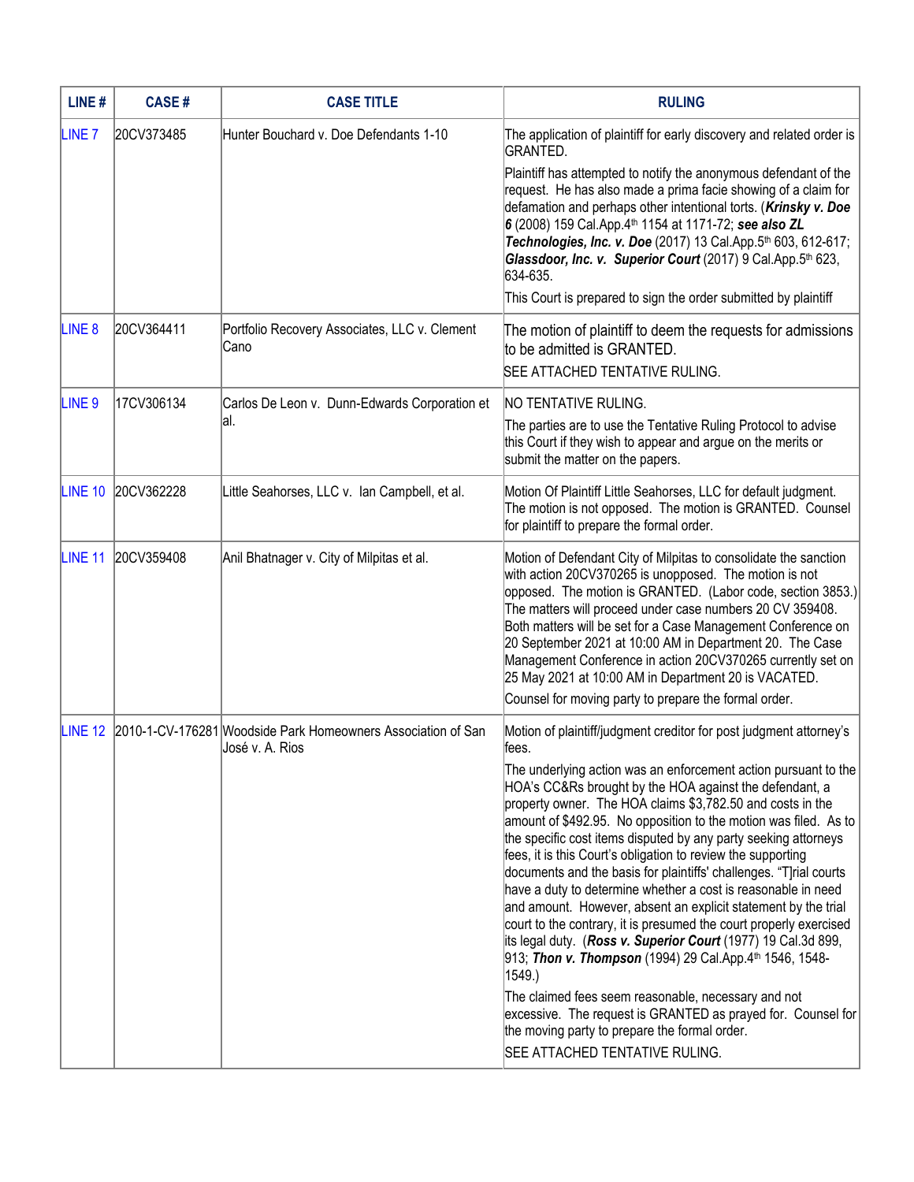| LINE # | CASE # | CASE TITLE | RULING |
|---|---|---|---|
| LINE 7 | 20CV373485 | Hunter Bouchard v. Doe Defendants 1-10 | The application of plaintiff for early discovery and related order is GRANTED.<br><br>Plaintiff has attempted to notify the anonymous defendant of the request. He has also made a prima facie showing of a claim for defamation and perhaps other intentional torts. (***Krinsky v. Doe 6*** (2008) 159 Cal.App.4th 1154 at 1171-72; ***see also ZL Technologies, Inc. v. Doe*** (2017) 13 Cal.App.5th 603, 612-617; ***Glassdoor, Inc. v. Superior Court*** (2017) 9 Cal.App.5th 623, 634-635.<br><br>This Court is prepared to sign the order submitted by plaintiff |
| LINE 8 | 20CV364411 | Portfolio Recovery Associates, LLC v. Clement Cano | The motion of plaintiff to deem the requests for admissions to be admitted is GRANTED.<br>SEE ATTACHED TENTATIVE RULING. |
| LINE 9 | 17CV306134 | Carlos De Leon v. Dunn-Edwards Corporation et al. | NO TENTATIVE RULING.<br><br>The parties are to use the Tentative Ruling Protocol to advise this Court if they wish to appear and argue on the merits or submit the matter on the papers. |
| LINE 10 | 20CV362228 | Little Seahorses, LLC v. Ian Campbell, et al. | Motion Of Plaintiff Little Seahorses, LLC for default judgment. The motion is not opposed. The motion is GRANTED. Counsel for plaintiff to prepare the formal order. |
| LINE 11 | 20CV359408 | Anil Bhatnager v. City of Milpitas et al. | Motion of Defendant City of Milpitas to consolidate the sanction with action 20CV370265 is unopposed. The motion is not opposed. The motion is GRANTED. (Labor code, section 3853.) The matters will proceed under case numbers 20 CV 359408. Both matters will be set for a Case Management Conference on 20 September 2021 at 10:00 AM in Department 20. The Case Management Conference in action 20CV370265 currently set on 25 May 2021 at 10:00 AM in Department 20 is VACATED.<br><br>Counsel for moving party to prepare the formal order. |
| LINE 12 | 2010-1-CV-176281 | Woodside Park Homeowners Association of San José v. A. Rios | Motion of plaintiff/judgment creditor for post judgment attorney's fees.<br><br>The underlying action was an enforcement action pursuant to the HOA's CC&Rs brought by the HOA against the defendant, a property owner. The HOA claims $3,782.50 and costs in the amount of $492.95. No opposition to the motion was filed. As to the specific cost items disputed by any party seeking attorneys fees, it is this Court's obligation to review the supporting documents and the basis for plaintiffs' challenges. "T]rial courts have a duty to determine whether a cost is reasonable in need and amount. However, absent an explicit statement by the trial court to the contrary, it is presumed the court properly exercised its legal duty. (***Ross v. Superior Court*** (1977) 19 Cal.3d 899, 913; ***Thon v. Thompson*** (1994) 29 Cal.App.4th 1546, 1548-1549.)<br><br>The claimed fees seem reasonable, necessary and not excessive. The request is GRANTED as prayed for. Counsel for the moving party to prepare the formal order.<br><br>SEE ATTACHED TENTATIVE RULING. |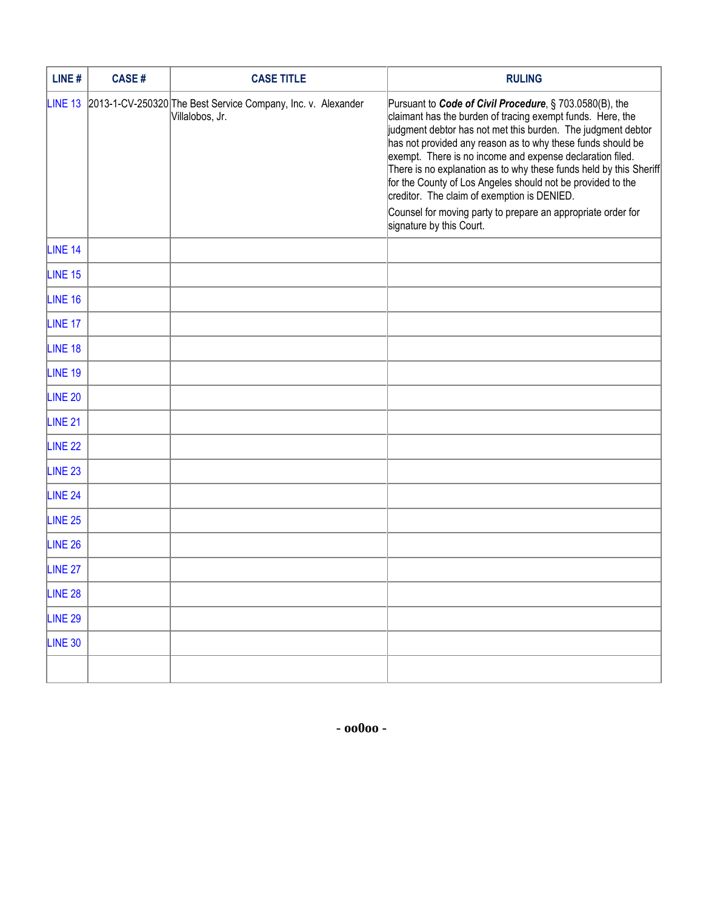| LINE # | CASE # | CASE TITLE | RULING |
|---|---|---|---|
| LINE 13 | 2013-1-CV-250320 | The Best Service Company, Inc. v. Alexander Villalobos, Jr. | Pursuant to ***Code of Civil Procedure***, § 703.0580(B), the claimant has the burden of tracing exempt funds. Here, the judgment debtor has not met this burden. The judgment debtor has not provided any reason as to why these funds should be exempt. There is no income and expense declaration filed. There is no explanation as to why these funds held by this Sheriff for the County of Los Angeles should not be provided to the creditor. The claim of exemption is DENIED. Counsel for moving party to prepare an appropriate order for signature by this Court. |
| LINE 14 | | | |
| LINE 15 | | | |
| LINE 16 | | | |
| LINE 17 | | | |
| LINE 18 | | | |
| LINE 19 | | | |
| LINE 20 | | | |
| LINE 21 | | | |
| LINE 22 | | | |
| LINE 23 | | | |
| LINE 24 | | | |
| LINE 25 | | | |
| LINE 26 | | | |
| LINE 27 | | | |
| LINE 28 | | | |
| LINE 29 | | | |
| LINE 30 | | | |
| | | | |

**- oo0oo -**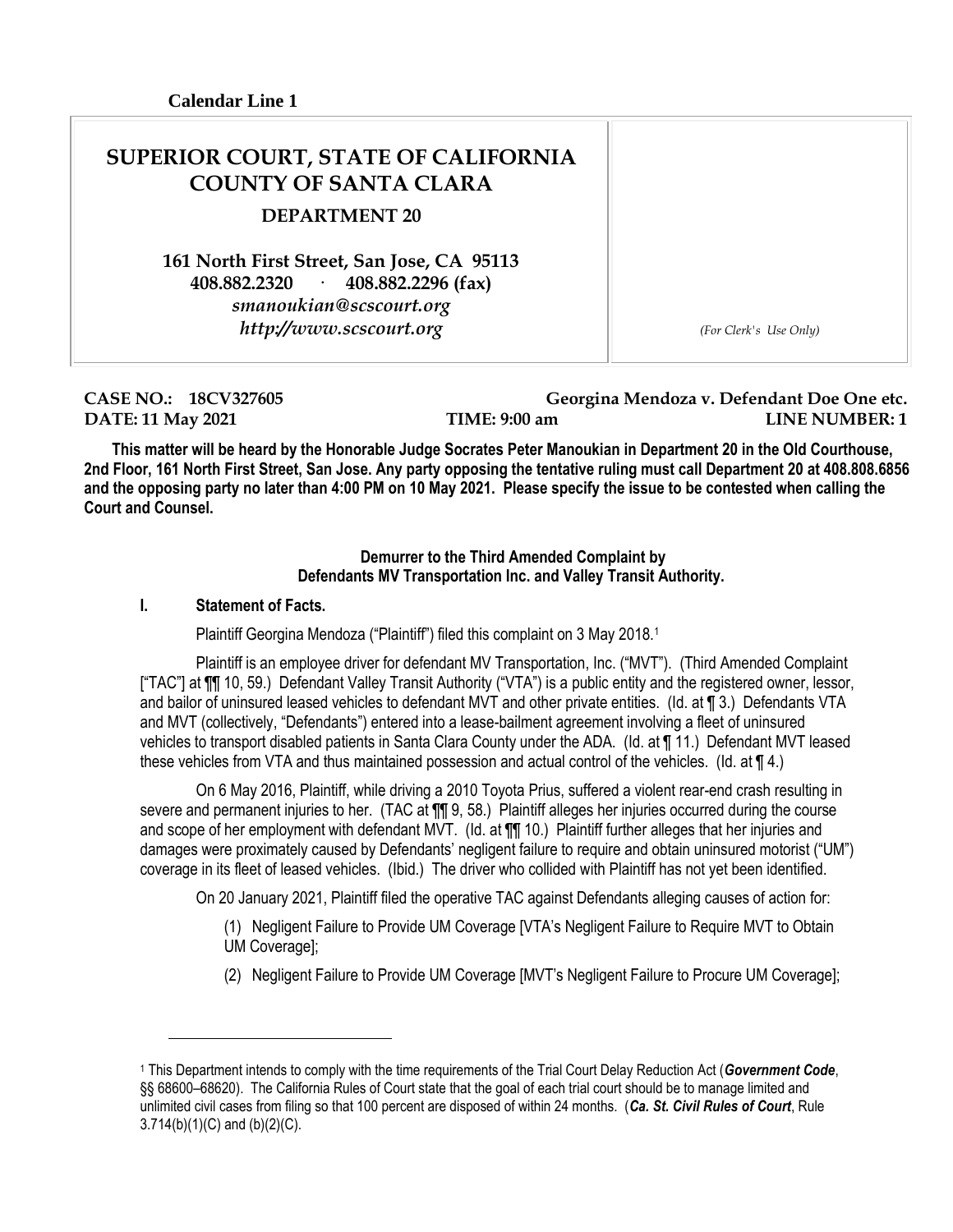**Calendar Line 1**

| SUPERIOR COURT, STATE OF CALIFORNIA COUNTY OF SANTA CLARA DEPARTMENT 20 161 North First Street, San Jose, CA 95113 408.882.2320 · 408.882.2296 (fax) *smanoukian@scscourt.org* *http://www.scscourt.org* | *(For Clerk's Use Only)* |
| --- | --- |

**CASE NO.: 18CV327605** **Georgina Mendoza v. Defendant Doe One etc.**
**DATE: 11 May 2021** **TIME: 9:00 am** **LINE NUMBER: 1**

**This matter will be heard by the Honorable Judge Socrates Peter Manoukian in Department 20 in the Old Courthouse, 2nd Floor, 161 North First Street, San Jose. Any party opposing the tentative ruling must call Department 20 at 408.808.6856 and the opposing party no later than 4:00 PM on 10 May 2021. Please specify the issue to be contested when calling the Court and Counsel.**

**Demurrer to the Third Amended Complaint by Defendants MV Transportation Inc. and Valley Transit Authority.**

## I. Statement of Facts.

Plaintiff Georgina Mendoza ("Plaintiff") filed this complaint on 3 May 2018.[1]

Plaintiff is an employee driver for defendant MV Transportation, Inc. ("MVT"). (Third Amended Complaint ["TAC"] at ¶¶ 10, 59.) Defendant Valley Transit Authority ("VTA") is a public entity and the registered owner, lessor, and bailor of uninsured leased vehicles to defendant MVT and other private entities. (Id. at ¶ 3.) Defendants VTA and MVT (collectively, "Defendants") entered into a lease-bailment agreement involving a fleet of uninsured vehicles to transport disabled patients in Santa Clara County under the ADA. (Id. at ¶ 11.) Defendant MVT leased these vehicles from VTA and thus maintained possession and actual control of the vehicles. (Id. at ¶ 4.)

On 6 May 2016, Plaintiff, while driving a 2010 Toyota Prius, suffered a violent rear-end crash resulting in severe and permanent injuries to her. (TAC at ¶¶ 9, 58.) Plaintiff alleges her injuries occurred during the course and scope of her employment with defendant MVT. (Id. at ¶¶ 10.) Plaintiff further alleges that her injuries and damages were proximately caused by Defendants' negligent failure to require and obtain uninsured motorist ("UM") coverage in its fleet of leased vehicles. (Ibid.) The driver who collided with Plaintiff has not yet been identified.

On 20 January 2021, Plaintiff filed the operative TAC against Defendants alleging causes of action for:

(1) Negligent Failure to Provide UM Coverage [VTA's Negligent Failure to Require MVT to Obtain UM Coverage];

(2) Negligent Failure to Provide UM Coverage [MVT's Negligent Failure to Procure UM Coverage];

---

[1] This Department intends to comply with the time requirements of the Trial Court Delay Reduction Act (***Government Code***, §§ 68600–68620). The California Rules of Court state that the goal of each trial court should be to manage limited and unlimited civil cases from filing so that 100 percent are disposed of within 24 months. (***Ca. St. Civil Rules of Court***, Rule 3.714(b)(1)(C) and (b)(2)(C).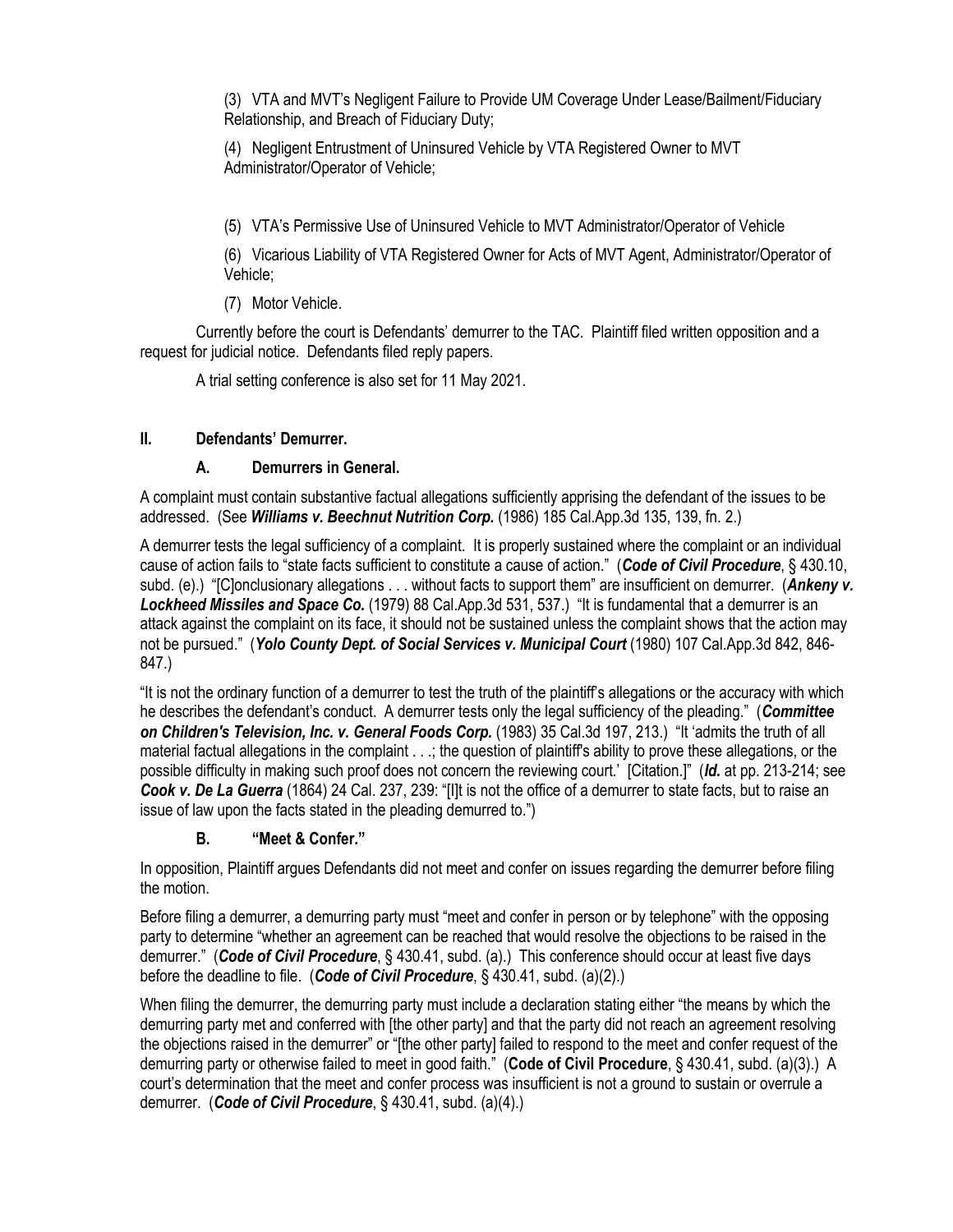(3) VTA and MVT's Negligent Failure to Provide UM Coverage Under Lease/Bailment/Fiduciary Relationship, and Breach of Fiduciary Duty;

(4) Negligent Entrustment of Uninsured Vehicle by VTA Registered Owner to MVT Administrator/Operator of Vehicle;

(5) VTA's Permissive Use of Uninsured Vehicle to MVT Administrator/Operator of Vehicle

(6) Vicarious Liability of VTA Registered Owner for Acts of MVT Agent, Administrator/Operator of Vehicle;

(7) Motor Vehicle.

Currently before the court is Defendants' demurrer to the TAC. Plaintiff filed written opposition and a request for judicial notice. Defendants filed reply papers.

A trial setting conference is also set for 11 May 2021.

## II. Defendants' Demurrer.

### A. Demurrers in General.

A complaint must contain substantive factual allegations sufficiently apprising the defendant of the issues to be addressed. (See ***Williams v. Beechnut Nutrition Corp.*** (1986) 185 Cal.App.3d 135, 139, fn. 2.)

A demurrer tests the legal sufficiency of a complaint. It is properly sustained where the complaint or an individual cause of action fails to "state facts sufficient to constitute a cause of action." (***Code of Civil Procedure***, § 430.10, subd. (e).) "[C]onclusionary allegations . . . without facts to support them" are insufficient on demurrer. (***Ankeny v. Lockheed Missiles and Space Co.*** (1979) 88 Cal.App.3d 531, 537.) "It is fundamental that a demurrer is an attack against the complaint on its face, it should not be sustained unless the complaint shows that the action may not be pursued." (***Yolo County Dept. of Social Services v. Municipal Court*** (1980) 107 Cal.App.3d 842, 846-847.)

"It is not the ordinary function of a demurrer to test the truth of the plaintiff's allegations or the accuracy with which he describes the defendant's conduct. A demurrer tests only the legal sufficiency of the pleading." (***Committee on Children's Television, Inc. v. General Foods Corp.*** (1983) 35 Cal.3d 197, 213.) "It 'admits the truth of all material factual allegations in the complaint . . .; the question of plaintiff's ability to prove these allegations, or the possible difficulty in making such proof does not concern the reviewing court.' [Citation.]" (***Id.*** at pp. 213-214; see ***Cook v. De La Guerra*** (1864) 24 Cal. 237, 239: "[I]t is not the office of a demurrer to state facts, but to raise an issue of law upon the facts stated in the pleading demurred to.")

### B. "Meet & Confer."

In opposition, Plaintiff argues Defendants did not meet and confer on issues regarding the demurrer before filing the motion.

Before filing a demurrer, a demurring party must "meet and confer in person or by telephone" with the opposing party to determine "whether an agreement can be reached that would resolve the objections to be raised in the demurrer." (***Code of Civil Procedure***, § 430.41, subd. (a).) This conference should occur at least five days before the deadline to file. (***Code of Civil Procedure***, § 430.41, subd. (a)(2).)

When filing the demurrer, the demurring party must include a declaration stating either "the means by which the demurring party met and conferred with [the other party] and that the party did not reach an agreement resolving the objections raised in the demurrer" or "[the other party] failed to respond to the meet and confer request of the demurring party or otherwise failed to meet in good faith." (**Code of Civil Procedure**, § 430.41, subd. (a)(3).) A court's determination that the meet and confer process was insufficient is not a ground to sustain or overrule a demurrer. (***Code of Civil Procedure***, § 430.41, subd. (a)(4).)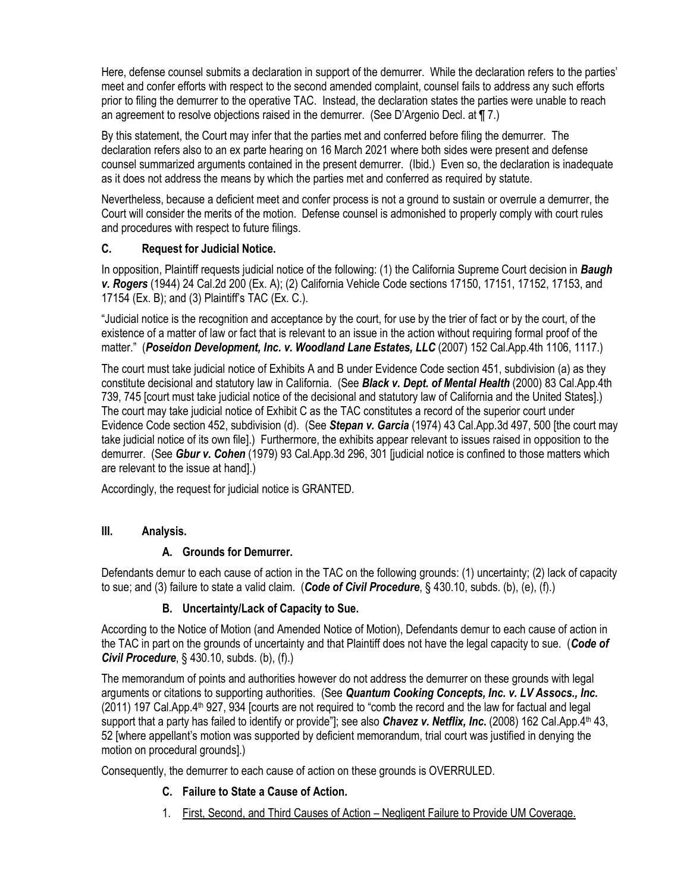Here, defense counsel submits a declaration in support of the demurrer. While the declaration refers to the parties' meet and confer efforts with respect to the second amended complaint, counsel fails to address any such efforts prior to filing the demurrer to the operative TAC. Instead, the declaration states the parties were unable to reach an agreement to resolve objections raised in the demurrer. (See D'Argenio Decl. at ¶ 7.)

By this statement, the Court may infer that the parties met and conferred before filing the demurrer. The declaration refers also to an ex parte hearing on 16 March 2021 where both sides were present and defense counsel summarized arguments contained in the present demurrer. (Ibid.) Even so, the declaration is inadequate as it does not address the means by which the parties met and conferred as required by statute.

Nevertheless, because a deficient meet and confer process is not a ground to sustain or overrule a demurrer, the Court will consider the merits of the motion. Defense counsel is admonished to properly comply with court rules and procedures with respect to future filings.

### C. Request for Judicial Notice.

In opposition, Plaintiff requests judicial notice of the following: (1) the California Supreme Court decision in ***Baugh v. Rogers*** (1944) 24 Cal.2d 200 (Ex. A); (2) California Vehicle Code sections 17150, 17151, 17152, 17153, and 17154 (Ex. B); and (3) Plaintiff's TAC (Ex. C.).

"Judicial notice is the recognition and acceptance by the court, for use by the trier of fact or by the court, of the existence of a matter of law or fact that is relevant to an issue in the action without requiring formal proof of the matter." (***Poseidon Development, Inc. v. Woodland Lane Estates, LLC*** (2007) 152 Cal.App.4th 1106, 1117.)

The court must take judicial notice of Exhibits A and B under Evidence Code section 451, subdivision (a) as they constitute decisional and statutory law in California. (See ***Black v. Dept. of Mental Health*** (2000) 83 Cal.App.4th 739, 745 [court must take judicial notice of the decisional and statutory law of California and the United States].) The court may take judicial notice of Exhibit C as the TAC constitutes a record of the superior court under Evidence Code section 452, subdivision (d). (See ***Stepan v. Garcia*** (1974) 43 Cal.App.3d 497, 500 [the court may take judicial notice of its own file].) Furthermore, the exhibits appear relevant to issues raised in opposition to the demurrer. (See ***Gbur v. Cohen*** (1979) 93 Cal.App.3d 296, 301 [judicial notice is confined to those matters which are relevant to the issue at hand].)

Accordingly, the request for judicial notice is GRANTED.

## III. Analysis.

### A. Grounds for Demurrer.

Defendants demur to each cause of action in the TAC on the following grounds: (1) uncertainty; (2) lack of capacity to sue; and (3) failure to state a valid claim. (***Code of Civil Procedure***, § 430.10, subds. (b), (e), (f).)

### B. Uncertainty/Lack of Capacity to Sue.

According to the Notice of Motion (and Amended Notice of Motion), Defendants demur to each cause of action in the TAC in part on the grounds of uncertainty and that Plaintiff does not have the legal capacity to sue. (***Code of Civil Procedure***, § 430.10, subds. (b), (f).)

The memorandum of points and authorities however do not address the demurrer on these grounds with legal arguments or citations to supporting authorities. (See ***Quantum Cooking Concepts, Inc. v. LV Assocs., Inc.*** (2011) 197 Cal.App.4th 927, 934 [courts are not required to "comb the record and the law for factual and legal support that a party has failed to identify or provide"]; see also ***Chavez v. Netflix, Inc.*** (2008) 162 Cal.App.4th 43, 52 [where appellant's motion was supported by deficient memorandum, trial court was justified in denying the motion on procedural grounds].)

Consequently, the demurrer to each cause of action on these grounds is OVERRULED.

### C. Failure to State a Cause of Action.

1. First, Second, and Third Causes of Action – Negligent Failure to Provide UM Coverage.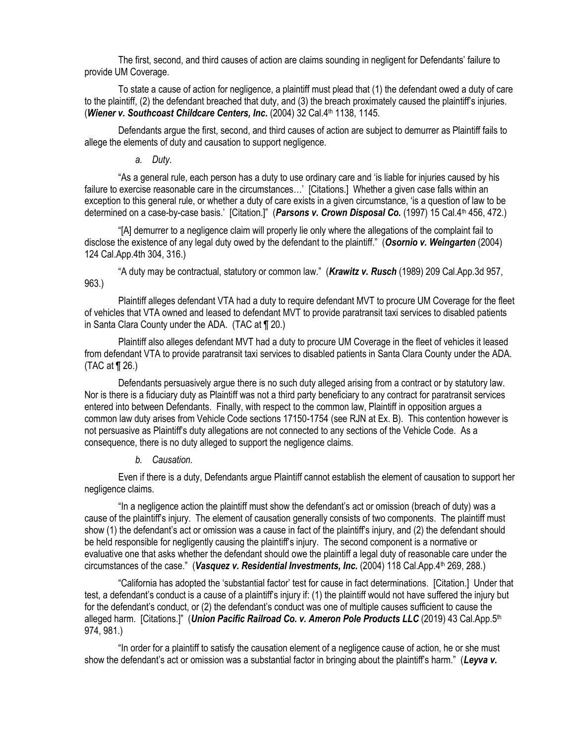The first, second, and third causes of action are claims sounding in negligent for Defendants' failure to provide UM Coverage.

To state a cause of action for negligence, a plaintiff must plead that (1) the defendant owed a duty of care to the plaintiff, (2) the defendant breached that duty, and (3) the breach proximately caused the plaintiff's injuries. (***Wiener v. Southcoast Childcare Centers, Inc.*** (2004) 32 Cal.4th 1138, 1145.

Defendants argue the first, second, and third causes of action are subject to demurrer as Plaintiff fails to allege the elements of duty and causation to support negligence.

*a. Duty.*

"As a general rule, each person has a duty to use ordinary care and 'is liable for injuries caused by his failure to exercise reasonable care in the circumstances…' [Citations.] Whether a given case falls within an exception to this general rule, or whether a duty of care exists in a given circumstance, 'is a question of law to be determined on a case-by-case basis.' [Citation.]" (***Parsons v. Crown Disposal Co.*** (1997) 15 Cal.4th 456, 472.)

"[A] demurrer to a negligence claim will properly lie only where the allegations of the complaint fail to disclose the existence of any legal duty owed by the defendant to the plaintiff." (***Osornio v. Weingarten*** (2004) 124 Cal.App.4th 304, 316.)

"A duty may be contractual, statutory or common law." (***Krawitz v. Rusch*** (1989) 209 Cal.App.3d 957, 963.)

Plaintiff alleges defendant VTA had a duty to require defendant MVT to procure UM Coverage for the fleet of vehicles that VTA owned and leased to defendant MVT to provide paratransit taxi services to disabled patients in Santa Clara County under the ADA. (TAC at ¶ 20.)

Plaintiff also alleges defendant MVT had a duty to procure UM Coverage in the fleet of vehicles it leased from defendant VTA to provide paratransit taxi services to disabled patients in Santa Clara County under the ADA. (TAC at ¶ 26.)

Defendants persuasively argue there is no such duty alleged arising from a contract or by statutory law. Nor is there is a fiduciary duty as Plaintiff was not a third party beneficiary to any contract for paratransit services entered into between Defendants. Finally, with respect to the common law, Plaintiff in opposition argues a common law duty arises from Vehicle Code sections 17150-1754 (see RJN at Ex. B). This contention however is not persuasive as Plaintiff's duty allegations are not connected to any sections of the Vehicle Code. As a consequence, there is no duty alleged to support the negligence claims.

*b. Causation.*

Even if there is a duty, Defendants argue Plaintiff cannot establish the element of causation to support her negligence claims.

"In a negligence action the plaintiff must show the defendant's act or omission (breach of duty) was a cause of the plaintiff's injury. The element of causation generally consists of two components. The plaintiff must show (1) the defendant's act or omission was a cause in fact of the plaintiff's injury, and (2) the defendant should be held responsible for negligently causing the plaintiff's injury. The second component is a normative or evaluative one that asks whether the defendant should owe the plaintiff a legal duty of reasonable care under the circumstances of the case." (***Vasquez v. Residential Investments, Inc.*** (2004) 118 Cal.App.4th 269, 288.)

"California has adopted the 'substantial factor' test for cause in fact determinations. [Citation.] Under that test, a defendant's conduct is a cause of a plaintiff's injury if: (1) the plaintiff would not have suffered the injury but for the defendant's conduct, or (2) the defendant's conduct was one of multiple causes sufficient to cause the alleged harm. [Citations.]" (***Union Pacific Railroad Co. v. Ameron Pole Products LLC*** (2019) 43 Cal.App.5th 974, 981.)

"In order for a plaintiff to satisfy the causation element of a negligence cause of action, he or she must show the defendant's act or omission was a substantial factor in bringing about the plaintiff's harm." (***Leyva v.***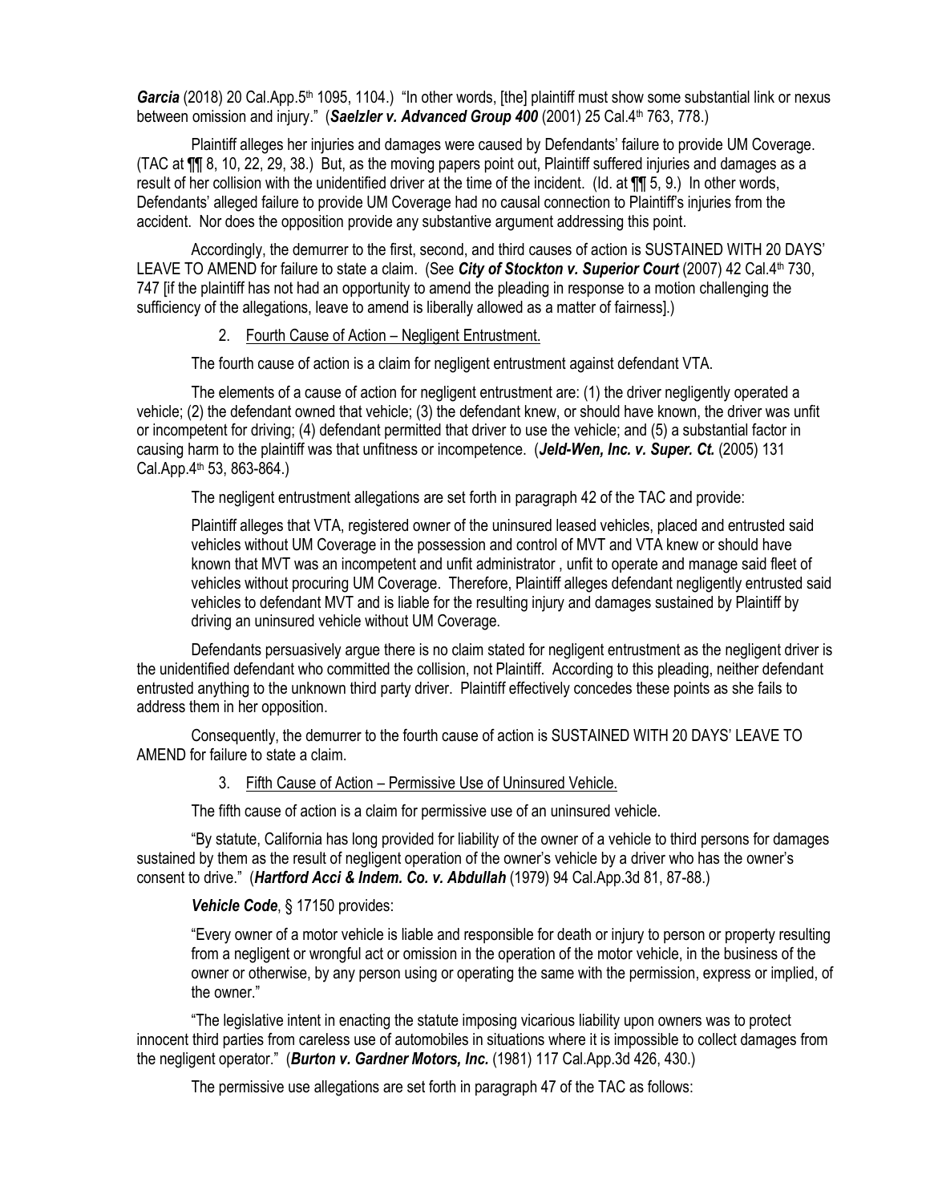***Garcia*** (2018) 20 Cal.App.5th 1095, 1104.) "In other words, [the] plaintiff must show some substantial link or nexus between omission and injury." (***Saelzler v. Advanced Group 400*** (2001) 25 Cal.4th 763, 778.)

Plaintiff alleges her injuries and damages were caused by Defendants' failure to provide UM Coverage. (TAC at ¶¶ 8, 10, 22, 29, 38.) But, as the moving papers point out, Plaintiff suffered injuries and damages as a result of her collision with the unidentified driver at the time of the incident. (Id. at ¶¶ 5, 9.) In other words, Defendants' alleged failure to provide UM Coverage had no causal connection to Plaintiff's injuries from the accident. Nor does the opposition provide any substantive argument addressing this point.

Accordingly, the demurrer to the first, second, and third causes of action is SUSTAINED WITH 20 DAYS' LEAVE TO AMEND for failure to state a claim. (See ***City of Stockton v. Superior Court*** (2007) 42 Cal.4th 730, 747 [if the plaintiff has not had an opportunity to amend the pleading in response to a motion challenging the sufficiency of the allegations, leave to amend is liberally allowed as a matter of fairness].)

2. Fourth Cause of Action – Negligent Entrustment.

The fourth cause of action is a claim for negligent entrustment against defendant VTA.

The elements of a cause of action for negligent entrustment are: (1) the driver negligently operated a vehicle; (2) the defendant owned that vehicle; (3) the defendant knew, or should have known, the driver was unfit or incompetent for driving; (4) defendant permitted that driver to use the vehicle; and (5) a substantial factor in causing harm to the plaintiff was that unfitness or incompetence. (***Jeld-Wen, Inc. v. Super. Ct.*** (2005) 131 Cal.App.4th 53, 863-864.)

The negligent entrustment allegations are set forth in paragraph 42 of the TAC and provide:

> Plaintiff alleges that VTA, registered owner of the uninsured leased vehicles, placed and entrusted said vehicles without UM Coverage in the possession and control of MVT and VTA knew or should have known that MVT was an incompetent and unfit administrator , unfit to operate and manage said fleet of vehicles without procuring UM Coverage. Therefore, Plaintiff alleges defendant negligently entrusted said vehicles to defendant MVT and is liable for the resulting injury and damages sustained by Plaintiff by driving an uninsured vehicle without UM Coverage.

Defendants persuasively argue there is no claim stated for negligent entrustment as the negligent driver is the unidentified defendant who committed the collision, not Plaintiff. According to this pleading, neither defendant entrusted anything to the unknown third party driver. Plaintiff effectively concedes these points as she fails to address them in her opposition.

Consequently, the demurrer to the fourth cause of action is SUSTAINED WITH 20 DAYS' LEAVE TO AMEND for failure to state a claim.

3. Fifth Cause of Action – Permissive Use of Uninsured Vehicle.

The fifth cause of action is a claim for permissive use of an uninsured vehicle.

"By statute, California has long provided for liability of the owner of a vehicle to third persons for damages sustained by them as the result of negligent operation of the owner's vehicle by a driver who has the owner's consent to drive." (***Hartford Acci & Indem. Co. v. Abdullah*** (1979) 94 Cal.App.3d 81, 87-88.)

***Vehicle Code***, § 17150 provides:

> "Every owner of a motor vehicle is liable and responsible for death or injury to person or property resulting from a negligent or wrongful act or omission in the operation of the motor vehicle, in the business of the owner or otherwise, by any person using or operating the same with the permission, express or implied, of the owner."

"The legislative intent in enacting the statute imposing vicarious liability upon owners was to protect innocent third parties from careless use of automobiles in situations where it is impossible to collect damages from the negligent operator." (***Burton v. Gardner Motors, Inc.*** (1981) 117 Cal.App.3d 426, 430.)

The permissive use allegations are set forth in paragraph 47 of the TAC as follows: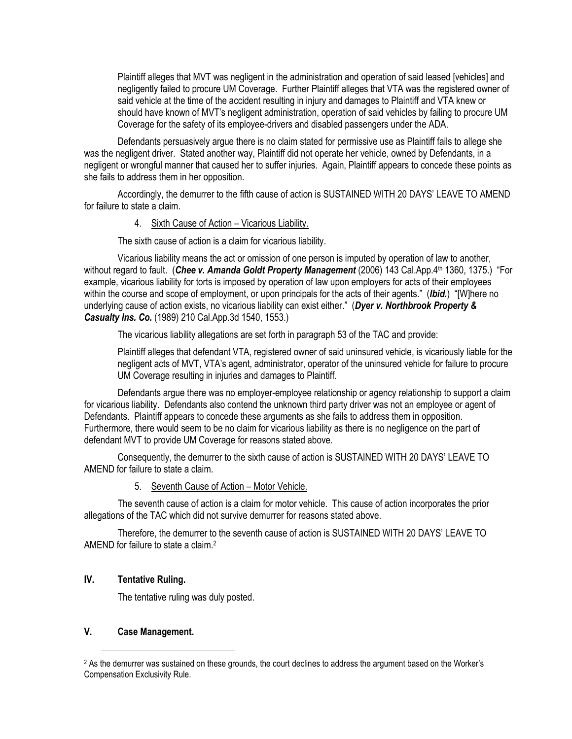> Plaintiff alleges that MVT was negligent in the administration and operation of said leased [vehicles] and negligently failed to procure UM Coverage. Further Plaintiff alleges that VTA was the registered owner of said vehicle at the time of the accident resulting in injury and damages to Plaintiff and VTA knew or should have known of MVT's negligent administration, operation of said vehicles by failing to procure UM Coverage for the safety of its employee-drivers and disabled passengers under the ADA.

Defendants persuasively argue there is no claim stated for permissive use as Plaintiff fails to allege she was the negligent driver. Stated another way, Plaintiff did not operate her vehicle, owned by Defendants, in a negligent or wrongful manner that caused her to suffer injuries. Again, Plaintiff appears to concede these points as she fails to address them in her opposition.

Accordingly, the demurrer to the fifth cause of action is SUSTAINED WITH 20 DAYS' LEAVE TO AMEND for failure to state a claim.

4. Sixth Cause of Action – Vicarious Liability.

The sixth cause of action is a claim for vicarious liability.

Vicarious liability means the act or omission of one person is imputed by operation of law to another, without regard to fault. (***Chee v. Amanda Goldt Property Management*** (2006) 143 Cal.App.4th 1360, 1375.) "For example, vicarious liability for torts is imposed by operation of law upon employers for acts of their employees within the course and scope of employment, or upon principals for the acts of their agents." (***Ibid.***) "[W]here no underlying cause of action exists, no vicarious liability can exist either." (***Dyer v. Northbrook Property & Casualty Ins. Co.*** (1989) 210 Cal.App.3d 1540, 1553.)

The vicarious liability allegations are set forth in paragraph 53 of the TAC and provide:

> Plaintiff alleges that defendant VTA, registered owner of said uninsured vehicle, is vicariously liable for the negligent acts of MVT, VTA's agent, administrator, operator of the uninsured vehicle for failure to procure UM Coverage resulting in injuries and damages to Plaintiff.

Defendants argue there was no employer-employee relationship or agency relationship to support a claim for vicarious liability. Defendants also contend the unknown third party driver was not an employee or agent of Defendants. Plaintiff appears to concede these arguments as she fails to address them in opposition. Furthermore, there would seem to be no claim for vicarious liability as there is no negligence on the part of defendant MVT to provide UM Coverage for reasons stated above.

Consequently, the demurrer to the sixth cause of action is SUSTAINED WITH 20 DAYS' LEAVE TO AMEND for failure to state a claim.

5. Seventh Cause of Action – Motor Vehicle.

The seventh cause of action is a claim for motor vehicle. This cause of action incorporates the prior allegations of the TAC which did not survive demurrer for reasons stated above.

Therefore, the demurrer to the seventh cause of action is SUSTAINED WITH 20 DAYS' LEAVE TO AMEND for failure to state a claim.[2]

## IV. Tentative Ruling.

The tentative ruling was duly posted.

## V. Case Management.

---

[2] As the demurrer was sustained on these grounds, the court declines to address the argument based on the Worker's Compensation Exclusivity Rule.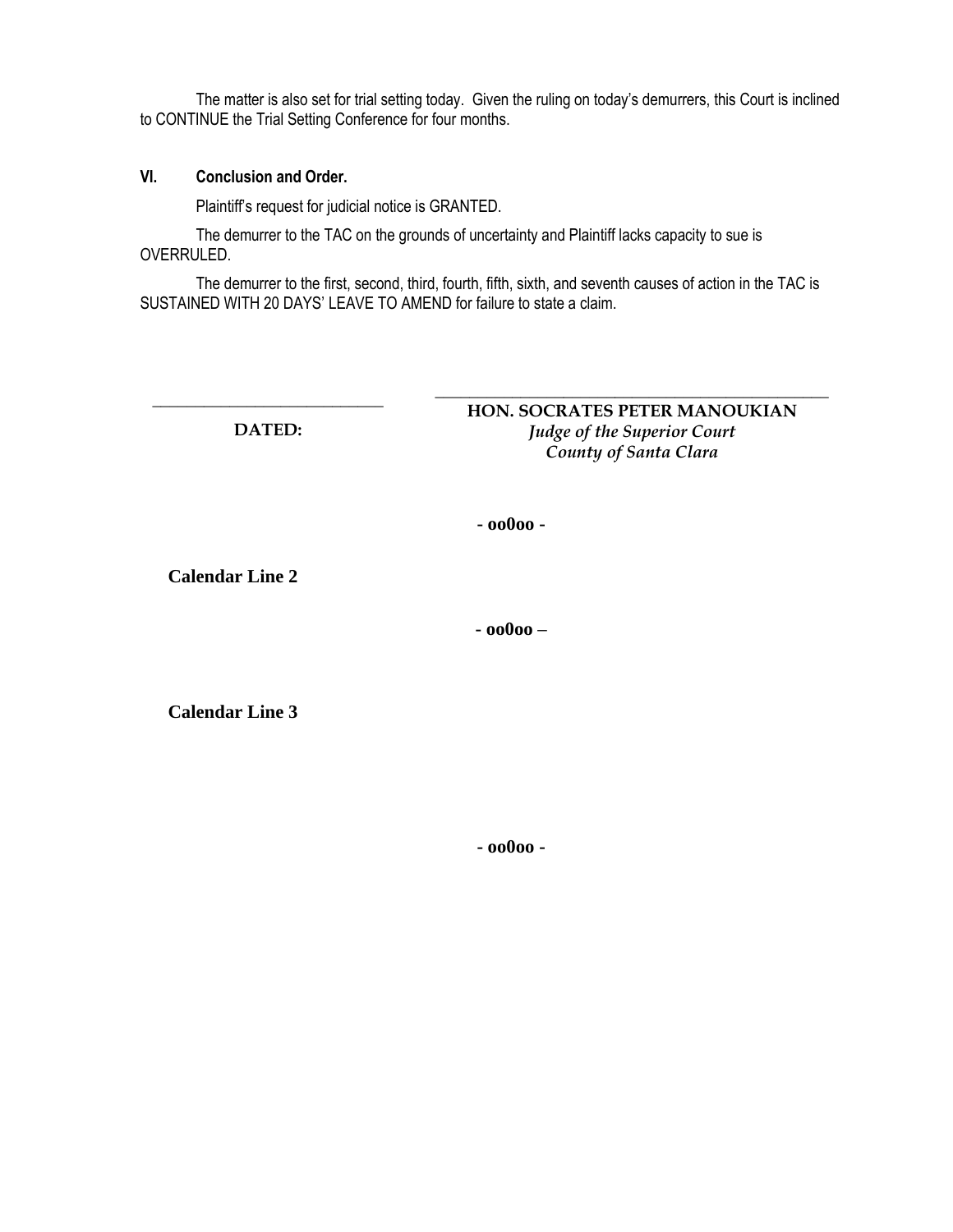The matter is also set for trial setting today. Given the ruling on today's demurrers, this Court is inclined to CONTINUE the Trial Setting Conference for four months.

### VI. Conclusion and Order.

Plaintiff's request for judicial notice is GRANTED.

The demurrer to the TAC on the grounds of uncertainty and Plaintiff lacks capacity to sue is OVERRULED.

The demurrer to the first, second, third, fourth, fifth, sixth, and seventh causes of action in the TAC is SUSTAINED WITH 20 DAYS' LEAVE TO AMEND for failure to state a claim.

\_\_\_\_\_\_\_\_\_\_\_\_\_\_\_\_\_\_\_\_\_\_\_\_\_\_\_\_
**DATED:**

\_\_\_\_\_\_\_\_\_\_\_\_\_\_\_\_\_\_\_\_\_\_\_\_\_\_\_\_\_\_\_\_\_\_\_\_\_\_\_\_\_\_\_\_\_\_
**HON. SOCRATES PETER MANOUKIAN**
*Judge of the Superior Court*
*County of Santa Clara*

**- oo0oo -**

**Calendar Line 2**

**- oo0oo –**

**Calendar Line 3**

**- oo0oo -**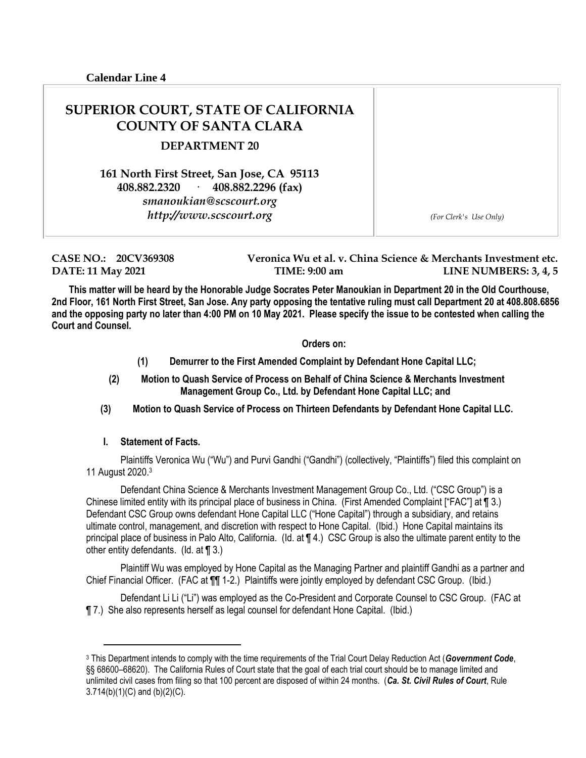**Calendar Line 4**

| | |
|---|---|
| **SUPERIOR COURT, STATE OF CALIFORNIA**<br>**COUNTY OF SANTA CLARA**<br>**DEPARTMENT 20**<br><br>**161 North First Street, San Jose, CA 95113**<br>**408.882.2320 · 408.882.2296 (fax)**<br>*smanoukian@scscourt.org*<br>*http://www.scscourt.org* | *(For Clerk's Use Only)* |

**CASE NO.: 20CV369308** **Veronica Wu et al. v. China Science & Merchants Investment etc.**
**DATE: 11 May 2021** **TIME: 9:00 am** **LINE NUMBERS: 3, 4, 5**

**This matter will be heard by the Honorable Judge Socrates Peter Manoukian in Department 20 in the Old Courthouse, 2nd Floor, 161 North First Street, San Jose. Any party opposing the tentative ruling must call Department 20 at 408.808.6856 and the opposing party no later than 4:00 PM on 10 May 2021. Please specify the issue to be contested when calling the Court and Counsel.**

**Orders on:**

**(1) Demurrer to the First Amended Complaint by Defendant Hone Capital LLC;**

**(2) Motion to Quash Service of Process on Behalf of China Science & Merchants Investment Management Group Co., Ltd. by Defendant Hone Capital LLC; and**

**(3) Motion to Quash Service of Process on Thirteen Defendants by Defendant Hone Capital LLC.**

## I. Statement of Facts.

Plaintiffs Veronica Wu ("Wu") and Purvi Gandhi ("Gandhi") (collectively, "Plaintiffs") filed this complaint on 11 August 2020.[3]

Defendant China Science & Merchants Investment Management Group Co., Ltd. ("CSC Group") is a Chinese limited entity with its principal place of business in China. (First Amended Complaint ["FAC"] at ¶ 3.) Defendant CSC Group owns defendant Hone Capital LLC ("Hone Capital") through a subsidiary, and retains ultimate control, management, and discretion with respect to Hone Capital. (Ibid.) Hone Capital maintains its principal place of business in Palo Alto, California. (Id. at ¶ 4.) CSC Group is also the ultimate parent entity to the other entity defendants. (Id. at ¶ 3.)

Plaintiff Wu was employed by Hone Capital as the Managing Partner and plaintiff Gandhi as a partner and Chief Financial Officer. (FAC at ¶¶ 1-2.) Plaintiffs were jointly employed by defendant CSC Group. (Ibid.)

Defendant Li Li ("Li") was employed as the Co-President and Corporate Counsel to CSC Group. (FAC at ¶ 7.) She also represents herself as legal counsel for defendant Hone Capital. (Ibid.)

---

[3] This Department intends to comply with the time requirements of the Trial Court Delay Reduction Act (***Government Code***, §§ 68600–68620). The California Rules of Court state that the goal of each trial court should be to manage limited and unlimited civil cases from filing so that 100 percent are disposed of within 24 months. (***Ca. St. Civil Rules of Court***, Rule 3.714(b)(1)(C) and (b)(2)(C).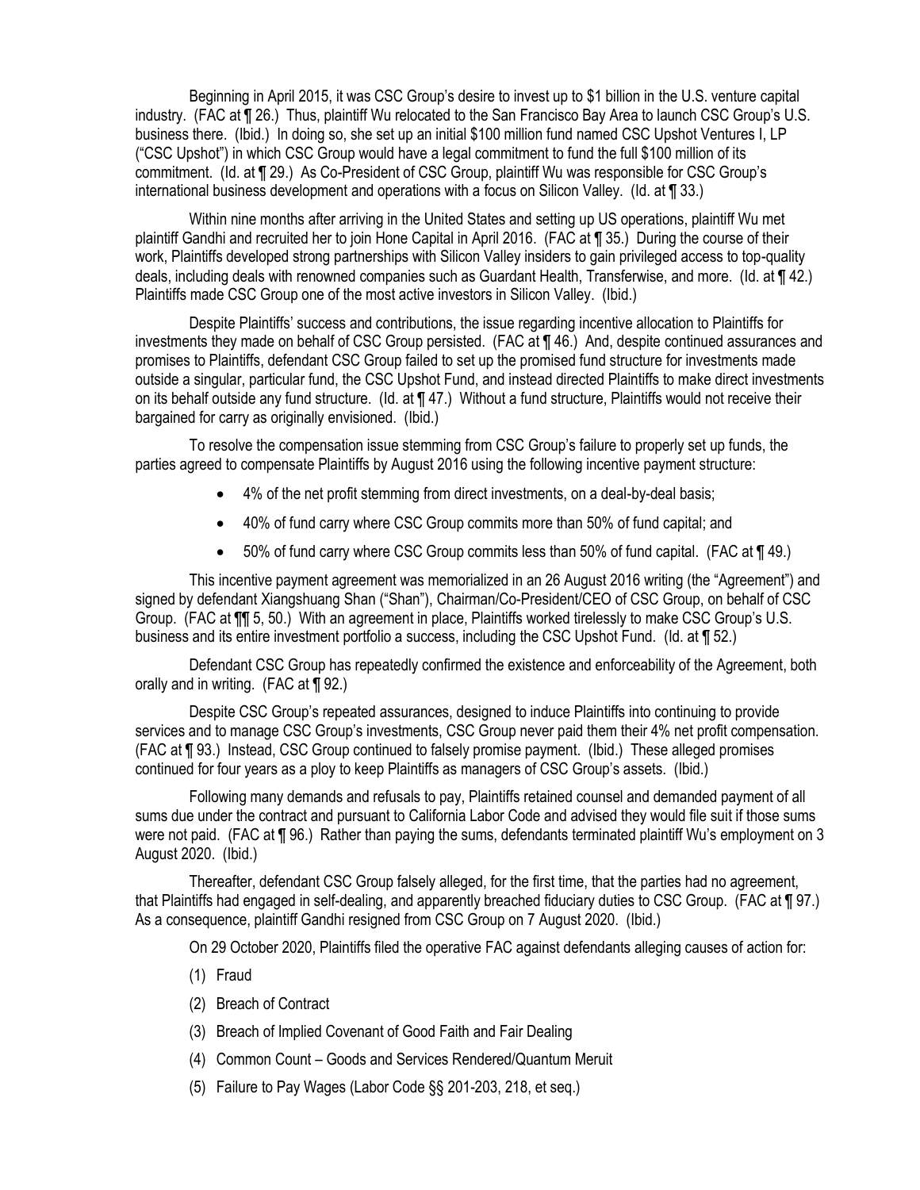Beginning in April 2015, it was CSC Group's desire to invest up to $1 billion in the U.S. venture capital industry. (FAC at ¶ 26.) Thus, plaintiff Wu relocated to the San Francisco Bay Area to launch CSC Group's U.S. business there. (Ibid.) In doing so, she set up an initial $100 million fund named CSC Upshot Ventures I, LP ("CSC Upshot") in which CSC Group would have a legal commitment to fund the full $100 million of its commitment. (Id. at ¶ 29.) As Co-President of CSC Group, plaintiff Wu was responsible for CSC Group's international business development and operations with a focus on Silicon Valley. (Id. at ¶ 33.)

Within nine months after arriving in the United States and setting up US operations, plaintiff Wu met plaintiff Gandhi and recruited her to join Hone Capital in April 2016. (FAC at ¶ 35.) During the course of their work, Plaintiffs developed strong partnerships with Silicon Valley insiders to gain privileged access to top-quality deals, including deals with renowned companies such as Guardant Health, Transferwise, and more. (Id. at ¶ 42.) Plaintiffs made CSC Group one of the most active investors in Silicon Valley. (Ibid.)

Despite Plaintiffs' success and contributions, the issue regarding incentive allocation to Plaintiffs for investments they made on behalf of CSC Group persisted. (FAC at ¶ 46.) And, despite continued assurances and promises to Plaintiffs, defendant CSC Group failed to set up the promised fund structure for investments made outside a singular, particular fund, the CSC Upshot Fund, and instead directed Plaintiffs to make direct investments on its behalf outside any fund structure. (Id. at ¶ 47.) Without a fund structure, Plaintiffs would not receive their bargained for carry as originally envisioned. (Ibid.)

To resolve the compensation issue stemming from CSC Group's failure to properly set up funds, the parties agreed to compensate Plaintiffs by August 2016 using the following incentive payment structure:

- 4% of the net profit stemming from direct investments, on a deal-by-deal basis;
- 40% of fund carry where CSC Group commits more than 50% of fund capital; and
- 50% of fund carry where CSC Group commits less than 50% of fund capital. (FAC at ¶ 49.)

This incentive payment agreement was memorialized in an 26 August 2016 writing (the "Agreement") and signed by defendant Xiangshuang Shan ("Shan"), Chairman/Co-President/CEO of CSC Group, on behalf of CSC Group. (FAC at ¶¶ 5, 50.) With an agreement in place, Plaintiffs worked tirelessly to make CSC Group's U.S. business and its entire investment portfolio a success, including the CSC Upshot Fund. (Id. at ¶ 52.)

Defendant CSC Group has repeatedly confirmed the existence and enforceability of the Agreement, both orally and in writing. (FAC at ¶ 92.)

Despite CSC Group's repeated assurances, designed to induce Plaintiffs into continuing to provide services and to manage CSC Group's investments, CSC Group never paid them their 4% net profit compensation. (FAC at ¶ 93.) Instead, CSC Group continued to falsely promise payment. (Ibid.) These alleged promises continued for four years as a ploy to keep Plaintiffs as managers of CSC Group's assets. (Ibid.)

Following many demands and refusals to pay, Plaintiffs retained counsel and demanded payment of all sums due under the contract and pursuant to California Labor Code and advised they would file suit if those sums were not paid. (FAC at ¶ 96.) Rather than paying the sums, defendants terminated plaintiff Wu's employment on 3 August 2020. (Ibid.)

Thereafter, defendant CSC Group falsely alleged, for the first time, that the parties had no agreement, that Plaintiffs had engaged in self-dealing, and apparently breached fiduciary duties to CSC Group. (FAC at ¶ 97.) As a consequence, plaintiff Gandhi resigned from CSC Group on 7 August 2020. (Ibid.)

On 29 October 2020, Plaintiffs filed the operative FAC against defendants alleging causes of action for:

(1) Fraud

(2) Breach of Contract

(3) Breach of Implied Covenant of Good Faith and Fair Dealing

(4) Common Count – Goods and Services Rendered/Quantum Meruit

(5) Failure to Pay Wages (Labor Code §§ 201-203, 218, et seq.)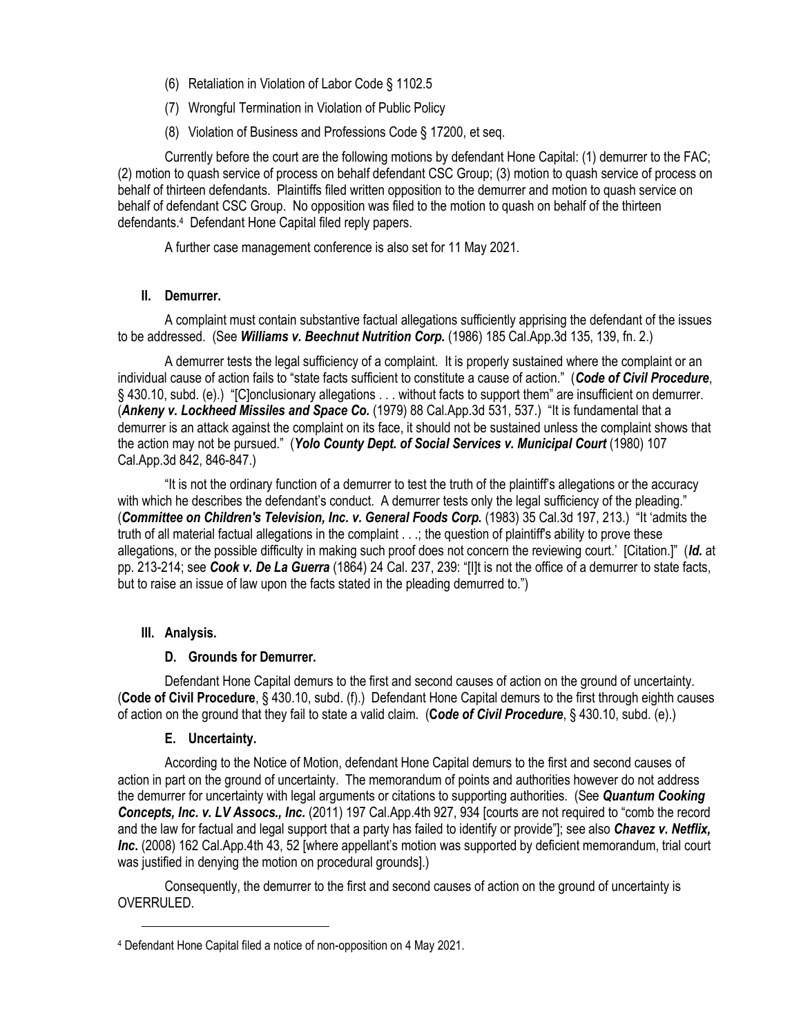(6) Retaliation in Violation of Labor Code § 1102.5

(7) Wrongful Termination in Violation of Public Policy

(8) Violation of Business and Professions Code § 17200, et seq.

Currently before the court are the following motions by defendant Hone Capital: (1) demurrer to the FAC; (2) motion to quash service of process on behalf defendant CSC Group; (3) motion to quash service of process on behalf of thirteen defendants. Plaintiffs filed written opposition to the demurrer and motion to quash service on behalf of defendant CSC Group. No opposition was filed to the motion to quash on behalf of the thirteen defendants.[4] Defendant Hone Capital filed reply papers.

A further case management conference is also set for 11 May 2021.

## II. Demurrer.

A complaint must contain substantive factual allegations sufficiently apprising the defendant of the issues to be addressed. (See ***Williams v. Beechnut Nutrition Corp.*** (1986) 185 Cal.App.3d 135, 139, fn. 2.)

A demurrer tests the legal sufficiency of a complaint. It is properly sustained where the complaint or an individual cause of action fails to "state facts sufficient to constitute a cause of action." (***Code of Civil Procedure***, § 430.10, subd. (e).) "[C]onclusionary allegations . . . without facts to support them" are insufficient on demurrer. (***Ankeny v. Lockheed Missiles and Space Co.*** (1979) 88 Cal.App.3d 531, 537.) "It is fundamental that a demurrer is an attack against the complaint on its face, it should not be sustained unless the complaint shows that the action may not be pursued." (***Yolo County Dept. of Social Services v. Municipal Court*** (1980) 107 Cal.App.3d 842, 846-847.)

"It is not the ordinary function of a demurrer to test the truth of the plaintiff's allegations or the accuracy with which he describes the defendant's conduct. A demurrer tests only the legal sufficiency of the pleading." (***Committee on Children's Television, Inc. v. General Foods Corp.*** (1983) 35 Cal.3d 197, 213.) "It 'admits the truth of all material factual allegations in the complaint . . .; the question of plaintiff's ability to prove these allegations, or the possible difficulty in making such proof does not concern the reviewing court.' [Citation.]" (***Id.*** at pp. 213-214; see ***Cook v. De La Guerra*** (1864) 24 Cal. 237, 239: "[I]t is not the office of a demurrer to state facts, but to raise an issue of law upon the facts stated in the pleading demurred to.")

## III. Analysis.

### D. Grounds for Demurrer.

Defendant Hone Capital demurs to the first and second causes of action on the ground of uncertainty. (**Code of Civil Procedure**, § 430.10, subd. (f).) Defendant Hone Capital demurs to the first through eighth causes of action on the ground that they fail to state a valid claim. (***Code of Civil Procedure***, § 430.10, subd. (e).)

### E. Uncertainty.

According to the Notice of Motion, defendant Hone Capital demurs to the first and second causes of action in part on the ground of uncertainty. The memorandum of points and authorities however do not address the demurrer for uncertainty with legal arguments or citations to supporting authorities. (See ***Quantum Cooking Concepts, Inc. v. LV Assocs., Inc.*** (2011) 197 Cal.App.4th 927, 934 [courts are not required to "comb the record and the law for factual and legal support that a party has failed to identify or provide"]; see also ***Chavez v. Netflix, Inc.*** (2008) 162 Cal.App.4th 43, 52 [where appellant's motion was supported by deficient memorandum, trial court was justified in denying the motion on procedural grounds].)

Consequently, the demurrer to the first and second causes of action on the ground of uncertainty is OVERRULED.

---

[4] Defendant Hone Capital filed a notice of non-opposition on 4 May 2021.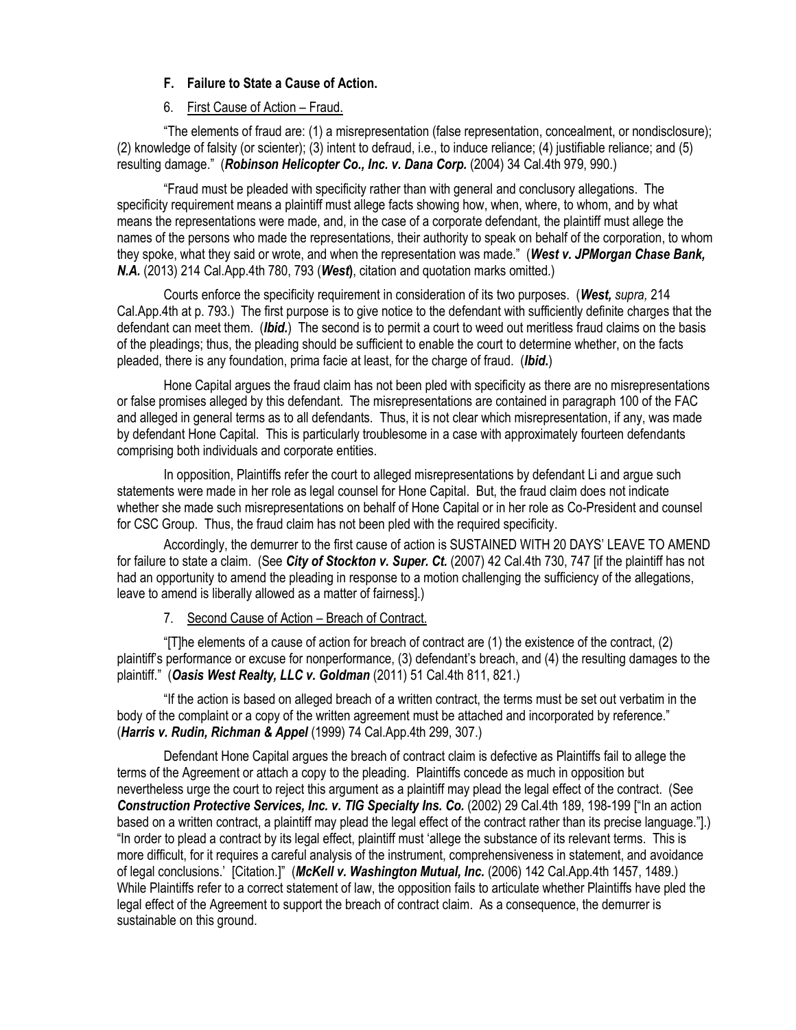### F. Failure to State a Cause of Action.

6. First Cause of Action – Fraud.

"The elements of fraud are: (1) a misrepresentation (false representation, concealment, or nondisclosure); (2) knowledge of falsity (or scienter); (3) intent to defraud, i.e., to induce reliance; (4) justifiable reliance; and (5) resulting damage." (***Robinson Helicopter Co., Inc. v. Dana Corp.*** (2004) 34 Cal.4th 979, 990.)

"Fraud must be pleaded with specificity rather than with general and conclusory allegations. The specificity requirement means a plaintiff must allege facts showing how, when, where, to whom, and by what means the representations were made, and, in the case of a corporate defendant, the plaintiff must allege the names of the persons who made the representations, their authority to speak on behalf of the corporation, to whom they spoke, what they said or wrote, and when the representation was made." (***West v. JPMorgan Chase Bank, N.A.*** (2013) 214 Cal.App.4th 780, 793 (***West***), citation and quotation marks omitted.)

Courts enforce the specificity requirement in consideration of its two purposes. (***West,*** *supra,* 214 Cal.App.4th at p. 793.) The first purpose is to give notice to the defendant with sufficiently definite charges that the defendant can meet them. (***Ibid.***) The second is to permit a court to weed out meritless fraud claims on the basis of the pleadings; thus, the pleading should be sufficient to enable the court to determine whether, on the facts pleaded, there is any foundation, prima facie at least, for the charge of fraud. (***Ibid.***)

Hone Capital argues the fraud claim has not been pled with specificity as there are no misrepresentations or false promises alleged by this defendant. The misrepresentations are contained in paragraph 100 of the FAC and alleged in general terms as to all defendants. Thus, it is not clear which misrepresentation, if any, was made by defendant Hone Capital. This is particularly troublesome in a case with approximately fourteen defendants comprising both individuals and corporate entities.

In opposition, Plaintiffs refer the court to alleged misrepresentations by defendant Li and argue such statements were made in her role as legal counsel for Hone Capital. But, the fraud claim does not indicate whether she made such misrepresentations on behalf of Hone Capital or in her role as Co-President and counsel for CSC Group. Thus, the fraud claim has not been pled with the required specificity.

Accordingly, the demurrer to the first cause of action is SUSTAINED WITH 20 DAYS' LEAVE TO AMEND for failure to state a claim. (See ***City of Stockton v. Super. Ct.*** (2007) 42 Cal.4th 730, 747 [if the plaintiff has not had an opportunity to amend the pleading in response to a motion challenging the sufficiency of the allegations, leave to amend is liberally allowed as a matter of fairness].)

7. Second Cause of Action – Breach of Contract.

"[T]he elements of a cause of action for breach of contract are (1) the existence of the contract, (2) plaintiff's performance or excuse for nonperformance, (3) defendant's breach, and (4) the resulting damages to the plaintiff." (***Oasis West Realty, LLC v. Goldman*** (2011) 51 Cal.4th 811, 821.)

"If the action is based on alleged breach of a written contract, the terms must be set out verbatim in the body of the complaint or a copy of the written agreement must be attached and incorporated by reference." (***Harris v. Rudin, Richman & Appel*** (1999) 74 Cal.App.4th 299, 307.)

Defendant Hone Capital argues the breach of contract claim is defective as Plaintiffs fail to allege the terms of the Agreement or attach a copy to the pleading. Plaintiffs concede as much in opposition but nevertheless urge the court to reject this argument as a plaintiff may plead the legal effect of the contract. (See ***Construction Protective Services, Inc. v. TIG Specialty Ins. Co.*** (2002) 29 Cal.4th 189, 198-199 ["In an action based on a written contract, a plaintiff may plead the legal effect of the contract rather than its precise language."].) "In order to plead a contract by its legal effect, plaintiff must 'allege the substance of its relevant terms. This is more difficult, for it requires a careful analysis of the instrument, comprehensiveness in statement, and avoidance of legal conclusions.' [Citation.]" (***McKell v. Washington Mutual, Inc.*** (2006) 142 Cal.App.4th 1457, 1489.) While Plaintiffs refer to a correct statement of law, the opposition fails to articulate whether Plaintiffs have pled the legal effect of the Agreement to support the breach of contract claim. As a consequence, the demurrer is sustainable on this ground.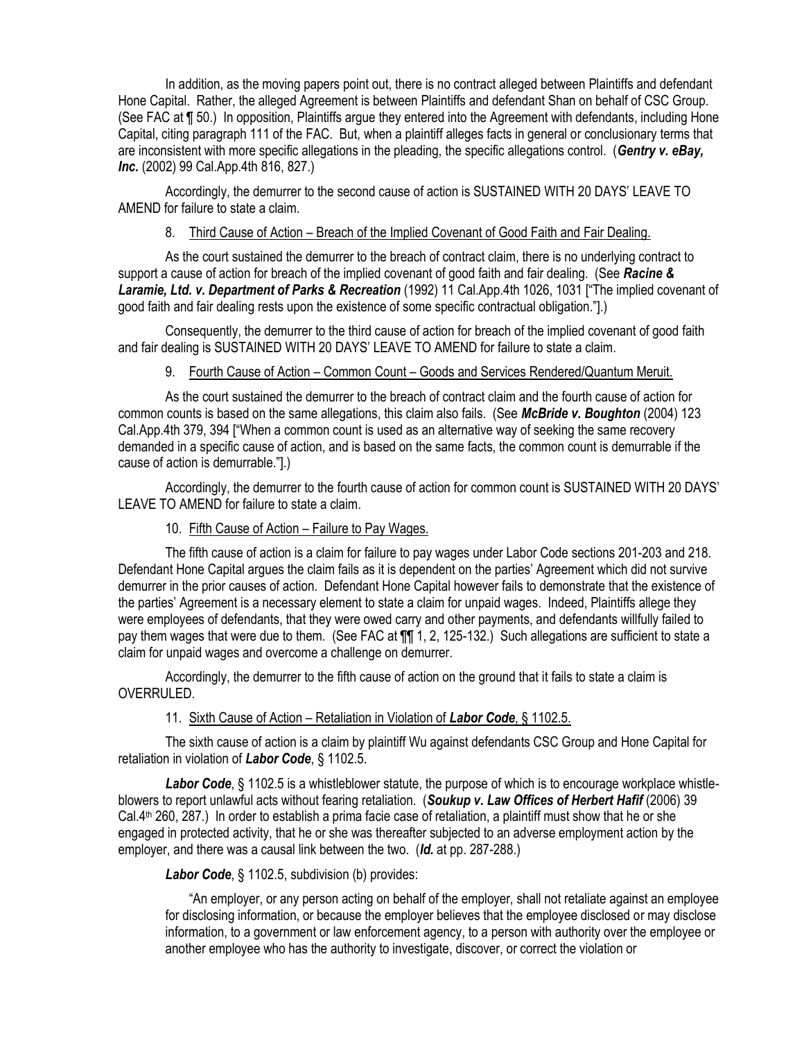In addition, as the moving papers point out, there is no contract alleged between Plaintiffs and defendant Hone Capital. Rather, the alleged Agreement is between Plaintiffs and defendant Shan on behalf of CSC Group. (See FAC at ¶ 50.) In opposition, Plaintiffs argue they entered into the Agreement with defendants, including Hone Capital, citing paragraph 111 of the FAC. But, when a plaintiff alleges facts in general or conclusionary terms that are inconsistent with more specific allegations in the pleading, the specific allegations control. (***Gentry v. eBay, Inc.*** (2002) 99 Cal.App.4th 816, 827.)

Accordingly, the demurrer to the second cause of action is SUSTAINED WITH 20 DAYS' LEAVE TO AMEND for failure to state a claim.

8. Third Cause of Action – Breach of the Implied Covenant of Good Faith and Fair Dealing.

As the court sustained the demurrer to the breach of contract claim, there is no underlying contract to support a cause of action for breach of the implied covenant of good faith and fair dealing. (See ***Racine & Laramie, Ltd. v. Department of Parks & Recreation*** (1992) 11 Cal.App.4th 1026, 1031 ["The implied covenant of good faith and fair dealing rests upon the existence of some specific contractual obligation."].)

Consequently, the demurrer to the third cause of action for breach of the implied covenant of good faith and fair dealing is SUSTAINED WITH 20 DAYS' LEAVE TO AMEND for failure to state a claim.

9. Fourth Cause of Action – Common Count – Goods and Services Rendered/Quantum Meruit.

As the court sustained the demurrer to the breach of contract claim and the fourth cause of action for common counts is based on the same allegations, this claim also fails. (See ***McBride v. Boughton*** (2004) 123 Cal.App.4th 379, 394 ["When a common count is used as an alternative way of seeking the same recovery demanded in a specific cause of action, and is based on the same facts, the common count is demurrable if the cause of action is demurrable."].)

Accordingly, the demurrer to the fourth cause of action for common count is SUSTAINED WITH 20 DAYS' LEAVE TO AMEND for failure to state a claim.

10. Fifth Cause of Action – Failure to Pay Wages.

The fifth cause of action is a claim for failure to pay wages under Labor Code sections 201-203 and 218. Defendant Hone Capital argues the claim fails as it is dependent on the parties' Agreement which did not survive demurrer in the prior causes of action. Defendant Hone Capital however fails to demonstrate that the existence of the parties' Agreement is a necessary element to state a claim for unpaid wages. Indeed, Plaintiffs allege they were employees of defendants, that they were owed carry and other payments, and defendants willfully failed to pay them wages that were due to them. (See FAC at ¶¶ 1, 2, 125-132.) Such allegations are sufficient to state a claim for unpaid wages and overcome a challenge on demurrer.

Accordingly, the demurrer to the fifth cause of action on the ground that it fails to state a claim is OVERRULED.

11. Sixth Cause of Action – Retaliation in Violation of ***Labor Code***, § 1102.5.

The sixth cause of action is a claim by plaintiff Wu against defendants CSC Group and Hone Capital for retaliation in violation of ***Labor Code***, § 1102.5.

***Labor Code***, § 1102.5 is a whistleblower statute, the purpose of which is to encourage workplace whistle-blowers to report unlawful acts without fearing retaliation. (***Soukup v. Law Offices of Herbert Hafif*** (2006) 39 Cal.4th 260, 287.) In order to establish a prima facie case of retaliation, a plaintiff must show that he or she engaged in protected activity, that he or she was thereafter subjected to an adverse employment action by the employer, and there was a causal link between the two. (***Id.*** at pp. 287-288.)

***Labor Code***, § 1102.5, subdivision (b) provides:

> "An employer, or any person acting on behalf of the employer, shall not retaliate against an employee for disclosing information, or because the employer believes that the employee disclosed or may disclose information, to a government or law enforcement agency, to a person with authority over the employee or another employee who has the authority to investigate, discover, or correct the violation or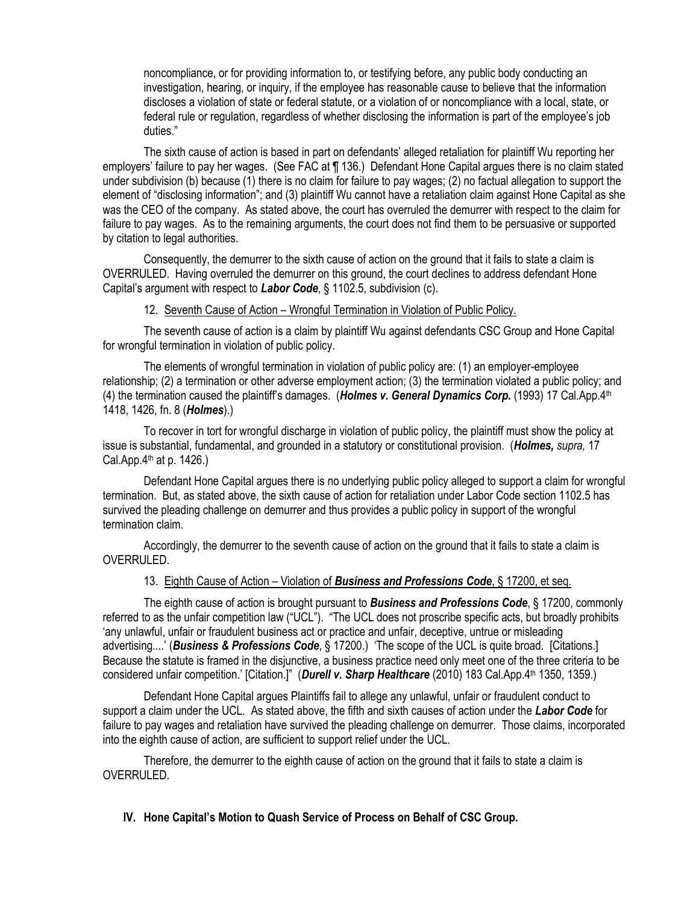noncompliance, or for providing information to, or testifying before, any public body conducting an investigation, hearing, or inquiry, if the employee has reasonable cause to believe that the information discloses a violation of state or federal statute, or a violation of or noncompliance with a local, state, or federal rule or regulation, regardless of whether disclosing the information is part of the employee's job duties."

The sixth cause of action is based in part on defendants' alleged retaliation for plaintiff Wu reporting her employers' failure to pay her wages. (See FAC at ¶ 136.) Defendant Hone Capital argues there is no claim stated under subdivision (b) because (1) there is no claim for failure to pay wages; (2) no factual allegation to support the element of "disclosing information"; and (3) plaintiff Wu cannot have a retaliation claim against Hone Capital as she was the CEO of the company. As stated above, the court has overruled the demurrer with respect to the claim for failure to pay wages. As to the remaining arguments, the court does not find them to be persuasive or supported by citation to legal authorities.

Consequently, the demurrer to the sixth cause of action on the ground that it fails to state a claim is OVERRULED. Having overruled the demurrer on this ground, the court declines to address defendant Hone Capital's argument with respect to ***Labor Code***, § 1102.5, subdivision (c).

12. <u>Seventh Cause of Action – Wrongful Termination in Violation of Public Policy.</u>

The seventh cause of action is a claim by plaintiff Wu against defendants CSC Group and Hone Capital for wrongful termination in violation of public policy.

The elements of wrongful termination in violation of public policy are: (1) an employer-employee relationship; (2) a termination or other adverse employment action; (3) the termination violated a public policy; and (4) the termination caused the plaintiff's damages. (***Holmes v. General Dynamics Corp.*** (1993) 17 Cal.App.4th 1418, 1426, fn. 8 (***Holmes***).)

To recover in tort for wrongful discharge in violation of public policy, the plaintiff must show the policy at issue is substantial, fundamental, and grounded in a statutory or constitutional provision. (***Holmes,*** *supra,* 17 Cal.App.4th at p. 1426.)

Defendant Hone Capital argues there is no underlying public policy alleged to support a claim for wrongful termination. But, as stated above, the sixth cause of action for retaliation under Labor Code section 1102.5 has survived the pleading challenge on demurrer and thus provides a public policy in support of the wrongful termination claim.

Accordingly, the demurrer to the seventh cause of action on the ground that it fails to state a claim is OVERRULED.

13. <u>Eighth Cause of Action – Violation of ***Business and Professions Code***, § 17200, et seq.</u>

The eighth cause of action is brought pursuant to ***Business and Professions Code***, § 17200, commonly referred to as the unfair competition law ("UCL"). "The UCL does not proscribe specific acts, but broadly prohibits 'any unlawful, unfair or fraudulent business act or practice and unfair, deceptive, untrue or misleading advertising....' (***Business & Professions Code***, § 17200.) 'The scope of the UCL is quite broad. [Citations.] Because the statute is framed in the disjunctive, a business practice need only meet one of the three criteria to be considered unfair competition.' [Citation.]" (***Durell v. Sharp Healthcare*** (2010) 183 Cal.App.4th 1350, 1359.)

Defendant Hone Capital argues Plaintiffs fail to allege any unlawful, unfair or fraudulent conduct to support a claim under the UCL. As stated above, the fifth and sixth causes of action under the ***Labor Code*** for failure to pay wages and retaliation have survived the pleading challenge on demurrer. Those claims, incorporated into the eighth cause of action, are sufficient to support relief under the UCL.

Therefore, the demurrer to the eighth cause of action on the ground that it fails to state a claim is OVERRULED.

## IV. Hone Capital's Motion to Quash Service of Process on Behalf of CSC Group.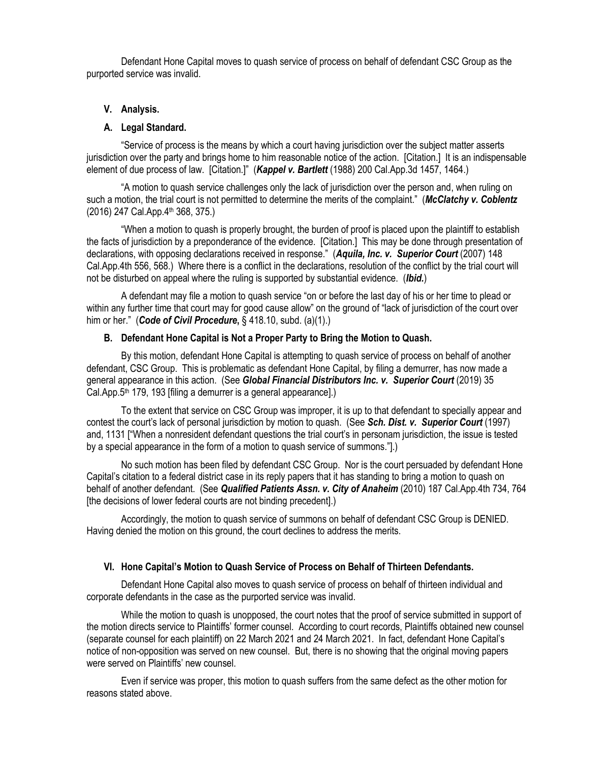Defendant Hone Capital moves to quash service of process on behalf of defendant CSC Group as the purported service was invalid.

## V. Analysis.

### A. Legal Standard.

"Service of process is the means by which a court having jurisdiction over the subject matter asserts jurisdiction over the party and brings home to him reasonable notice of the action. [Citation.] It is an indispensable element of due process of law. [Citation.]" (***Kappel v. Bartlett*** (1988) 200 Cal.App.3d 1457, 1464.)

"A motion to quash service challenges only the lack of jurisdiction over the person and, when ruling on such a motion, the trial court is not permitted to determine the merits of the complaint." (***McClatchy v. Coblentz*** (2016) 247 Cal.App.4th 368, 375.)

"When a motion to quash is properly brought, the burden of proof is placed upon the plaintiff to establish the facts of jurisdiction by a preponderance of the evidence. [Citation.] This may be done through presentation of declarations, with opposing declarations received in response." (***Aquila, Inc. v. Superior Court*** (2007) 148 Cal.App.4th 556, 568.) Where there is a conflict in the declarations, resolution of the conflict by the trial court will not be disturbed on appeal where the ruling is supported by substantial evidence. (***Ibid.***)

A defendant may file a motion to quash service "on or before the last day of his or her time to plead or within any further time that court may for good cause allow" on the ground of "lack of jurisdiction of the court over him or her." (***Code of Civil Procedure*****,** § 418.10, subd. (a)(1).)

### B. Defendant Hone Capital is Not a Proper Party to Bring the Motion to Quash.

By this motion, defendant Hone Capital is attempting to quash service of process on behalf of another defendant, CSC Group. This is problematic as defendant Hone Capital, by filing a demurrer, has now made a general appearance in this action. (See ***Global Financial Distributors Inc. v. Superior Court*** (2019) 35 Cal.App.5th 179, 193 [filing a demurrer is a general appearance].)

To the extent that service on CSC Group was improper, it is up to that defendant to specially appear and contest the court's lack of personal jurisdiction by motion to quash. (See ***Sch. Dist. v. Superior Court*** (1997) and, 1131 ["When a nonresident defendant questions the trial court's in personam jurisdiction, the issue is tested by a special appearance in the form of a motion to quash service of summons."].)

No such motion has been filed by defendant CSC Group. Nor is the court persuaded by defendant Hone Capital's citation to a federal district case in its reply papers that it has standing to bring a motion to quash on behalf of another defendant. (See ***Qualified Patients Assn. v. City of Anaheim*** (2010) 187 Cal.App.4th 734, 764 [the decisions of lower federal courts are not binding precedent].)

Accordingly, the motion to quash service of summons on behalf of defendant CSC Group is DENIED. Having denied the motion on this ground, the court declines to address the merits.

## VI. Hone Capital's Motion to Quash Service of Process on Behalf of Thirteen Defendants.

Defendant Hone Capital also moves to quash service of process on behalf of thirteen individual and corporate defendants in the case as the purported service was invalid.

While the motion to quash is unopposed, the court notes that the proof of service submitted in support of the motion directs service to Plaintiffs' former counsel. According to court records, Plaintiffs obtained new counsel (separate counsel for each plaintiff) on 22 March 2021 and 24 March 2021. In fact, defendant Hone Capital's notice of non-opposition was served on new counsel. But, there is no showing that the original moving papers were served on Plaintiffs' new counsel.

Even if service was proper, this motion to quash suffers from the same defect as the other motion for reasons stated above.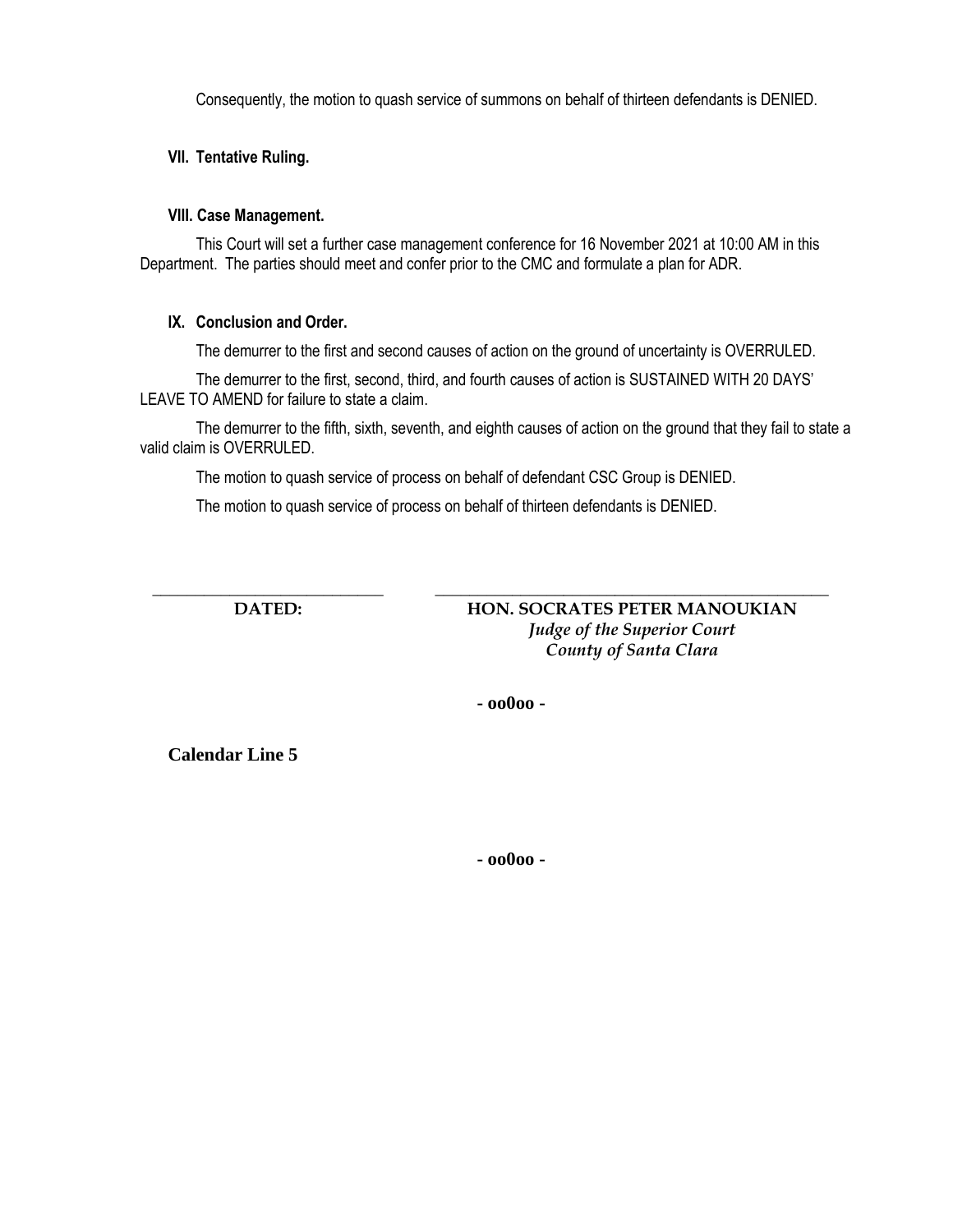Consequently, the motion to quash service of summons on behalf of thirteen defendants is DENIED.

**VII. Tentative Ruling.**

**VIII. Case Management.**

This Court will set a further case management conference for 16 November 2021 at 10:00 AM in this Department. The parties should meet and confer prior to the CMC and formulate a plan for ADR.

**IX. Conclusion and Order.**

The demurrer to the first and second causes of action on the ground of uncertainty is OVERRULED.

The demurrer to the first, second, third, and fourth causes of action is SUSTAINED WITH 20 DAYS' LEAVE TO AMEND for failure to state a claim.

The demurrer to the fifth, sixth, seventh, and eighth causes of action on the ground that they fail to state a valid claim is OVERRULED.

The motion to quash service of process on behalf of defendant CSC Group is DENIED.

The motion to quash service of process on behalf of thirteen defendants is DENIED.

\_\_\_\_\_\_\_\_\_\_\_\_\_\_\_\_\_\_\_\_\_\_\_\_\_\_\_\_ \_\_\_\_\_\_\_\_\_\_\_\_\_\_\_\_\_\_\_\_\_\_\_\_\_\_\_\_\_\_\_\_\_\_\_\_\_\_\_\_\_\_\_\_\_\_

**DATED:** **HON. SOCRATES PETER MANOUKIAN**
*Judge of the Superior Court*
*County of Santa Clara*

**- oo0oo -**

**Calendar Line 5**

**- oo0oo -**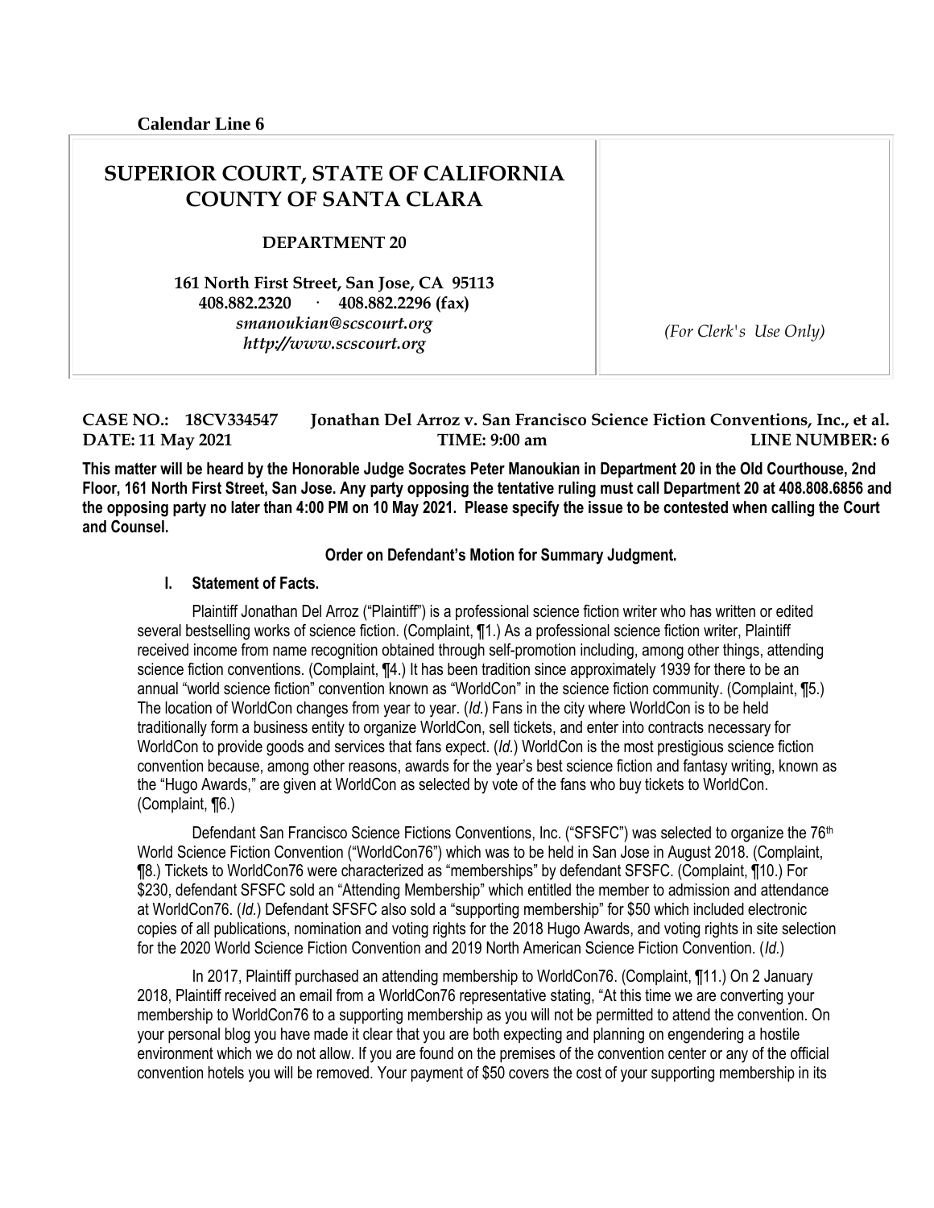**Calendar Line 6**

| SUPERIOR COURT, STATE OF CALIFORNIA<br>COUNTY OF SANTA CLARA<br><br>DEPARTMENT 20<br><br>161 North First Street, San Jose, CA 95113<br>408.882.2320 · 408.882.2296 (fax)<br>*smanoukian@scscourt.org*<br>*http://www.scscourt.org* | *(For Clerk's Use Only)* |
|---|---|

**CASE NO.: 18CV334547 Jonathan Del Arroz v. San Francisco Science Fiction Conventions, Inc., et al.**
**DATE: 11 May 2021 TIME: 9:00 am LINE NUMBER: 6**

**This matter will be heard by the Honorable Judge Socrates Peter Manoukian in Department 20 in the Old Courthouse, 2nd Floor, 161 North First Street, San Jose. Any party opposing the tentative ruling must call Department 20 at 408.808.6856 and the opposing party no later than 4:00 PM on 10 May 2021. Please specify the issue to be contested when calling the Court and Counsel.**

**Order on Defendant's Motion for Summary Judgment.**

## I. Statement of Facts.

Plaintiff Jonathan Del Arroz ("Plaintiff") is a professional science fiction writer who has written or edited several bestselling works of science fiction. (Complaint, ¶1.) As a professional science fiction writer, Plaintiff received income from name recognition obtained through self-promotion including, among other things, attending science fiction conventions. (Complaint, ¶4.) It has been tradition since approximately 1939 for there to be an annual "world science fiction" convention known as "WorldCon" in the science fiction community. (Complaint, ¶5.) The location of WorldCon changes from year to year. (*Id.*) Fans in the city where WorldCon is to be held traditionally form a business entity to organize WorldCon, sell tickets, and enter into contracts necessary for WorldCon to provide goods and services that fans expect. (*Id.*) WorldCon is the most prestigious science fiction convention because, among other reasons, awards for the year's best science fiction and fantasy writing, known as the "Hugo Awards," are given at WorldCon as selected by vote of the fans who buy tickets to WorldCon. (Complaint, ¶6.)

Defendant San Francisco Science Fictions Conventions, Inc. ("SFSFC") was selected to organize the 76th World Science Fiction Convention ("WorldCon76") which was to be held in San Jose in August 2018. (Complaint, ¶8.) Tickets to WorldCon76 were characterized as "memberships" by defendant SFSFC. (Complaint, ¶10.) For \$230, defendant SFSFC sold an "Attending Membership" which entitled the member to admission and attendance at WorldCon76. (*Id.*) Defendant SFSFC also sold a "supporting membership" for \$50 which included electronic copies of all publications, nomination and voting rights for the 2018 Hugo Awards, and voting rights in site selection for the 2020 World Science Fiction Convention and 2019 North American Science Fiction Convention. (*Id.*)

In 2017, Plaintiff purchased an attending membership to WorldCon76. (Complaint, ¶11.) On 2 January 2018, Plaintiff received an email from a WorldCon76 representative stating, "At this time we are converting your membership to WorldCon76 to a supporting membership as you will not be permitted to attend the convention. On your personal blog you have made it clear that you are both expecting and planning on engendering a hostile environment which we do not allow. If you are found on the premises of the convention center or any of the official convention hotels you will be removed. Your payment of \$50 covers the cost of your supporting membership in its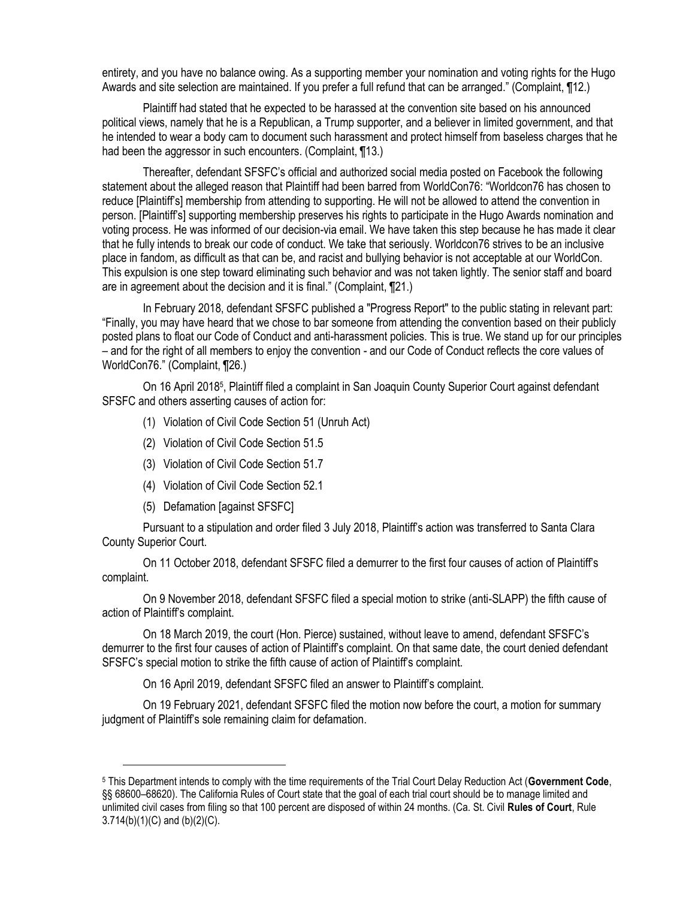entirety, and you have no balance owing. As a supporting member your nomination and voting rights for the Hugo Awards and site selection are maintained. If you prefer a full refund that can be arranged." (Complaint, ¶12.)

Plaintiff had stated that he expected to be harassed at the convention site based on his announced political views, namely that he is a Republican, a Trump supporter, and a believer in limited government, and that he intended to wear a body cam to document such harassment and protect himself from baseless charges that he had been the aggressor in such encounters. (Complaint, ¶13.)

Thereafter, defendant SFSFC's official and authorized social media posted on Facebook the following statement about the alleged reason that Plaintiff had been barred from WorldCon76: "Worldcon76 has chosen to reduce [Plaintiff's] membership from attending to supporting. He will not be allowed to attend the convention in person. [Plaintiff's] supporting membership preserves his rights to participate in the Hugo Awards nomination and voting process. He was informed of our decision-via email. We have taken this step because he has made it clear that he fully intends to break our code of conduct. We take that seriously. Worldcon76 strives to be an inclusive place in fandom, as difficult as that can be, and racist and bullying behavior is not acceptable at our WorldCon. This expulsion is one step toward eliminating such behavior and was not taken lightly. The senior staff and board are in agreement about the decision and it is final." (Complaint, ¶21.)

In February 2018, defendant SFSFC published a "Progress Report" to the public stating in relevant part: "Finally, you may have heard that we chose to bar someone from attending the convention based on their publicly posted plans to float our Code of Conduct and anti-harassment policies. This is true. We stand up for our principles – and for the right of all members to enjoy the convention - and our Code of Conduct reflects the core values of WorldCon76." (Complaint, ¶26.)

On 16 April 2018[5], Plaintiff filed a complaint in San Joaquin County Superior Court against defendant SFSFC and others asserting causes of action for:

(1) Violation of Civil Code Section 51 (Unruh Act)

(2) Violation of Civil Code Section 51.5

(3) Violation of Civil Code Section 51.7

(4) Violation of Civil Code Section 52.1

(5) Defamation [against SFSFC]

Pursuant to a stipulation and order filed 3 July 2018, Plaintiff's action was transferred to Santa Clara County Superior Court.

On 11 October 2018, defendant SFSFC filed a demurrer to the first four causes of action of Plaintiff's complaint.

On 9 November 2018, defendant SFSFC filed a special motion to strike (anti-SLAPP) the fifth cause of action of Plaintiff's complaint.

On 18 March 2019, the court (Hon. Pierce) sustained, without leave to amend, defendant SFSFC's demurrer to the first four causes of action of Plaintiff's complaint. On that same date, the court denied defendant SFSFC's special motion to strike the fifth cause of action of Plaintiff's complaint.

On 16 April 2019, defendant SFSFC filed an answer to Plaintiff's complaint.

On 19 February 2021, defendant SFSFC filed the motion now before the court, a motion for summary judgment of Plaintiff's sole remaining claim for defamation.

---

[5] This Department intends to comply with the time requirements of the Trial Court Delay Reduction Act (**Government Code**, §§ 68600–68620). The California Rules of Court state that the goal of each trial court should be to manage limited and unlimited civil cases from filing so that 100 percent are disposed of within 24 months. (Ca. St. Civil **Rules of Court**, Rule 3.714(b)(1)(C) and (b)(2)(C).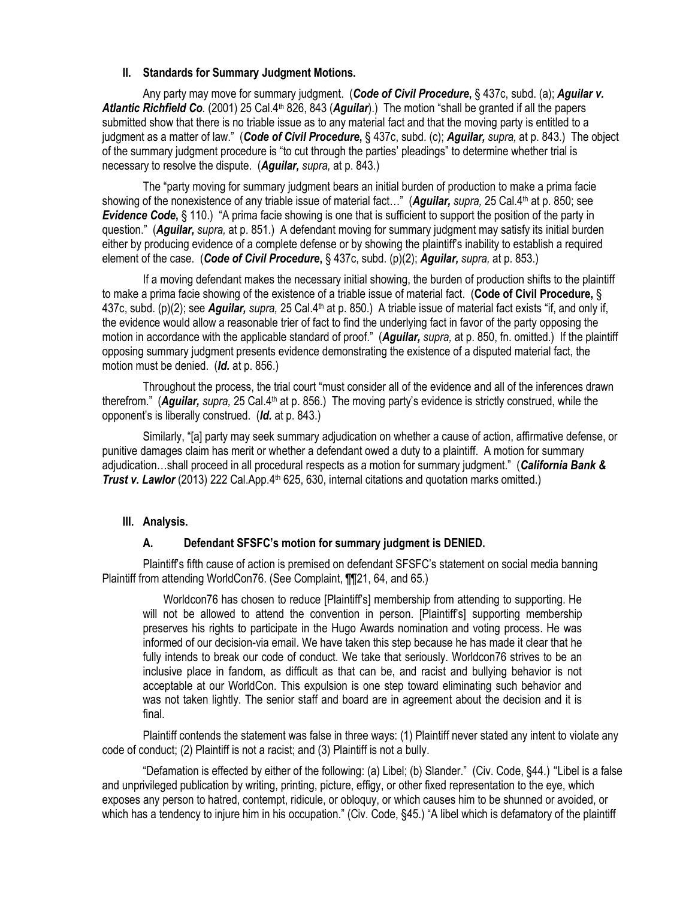## II. Standards for Summary Judgment Motions.

Any party may move for summary judgment. (***Code of Civil Procedure,*** § 437c, subd. (a); ***Aguilar v. Atlantic Richfield Co***. (2001) 25 Cal.4th 826, 843 (***Aguilar***).) The motion "shall be granted if all the papers submitted show that there is no triable issue as to any material fact and that the moving party is entitled to a judgment as a matter of law." (***Code of Civil Procedure,*** § 437c, subd. (c); ***Aguilar,*** *supra,* at p. 843.) The object of the summary judgment procedure is "to cut through the parties' pleadings" to determine whether trial is necessary to resolve the dispute. (***Aguilar,*** *supra,* at p. 843.)

The "party moving for summary judgment bears an initial burden of production to make a prima facie showing of the nonexistence of any triable issue of material fact…" (***Aguilar,*** *supra,* 25 Cal.4th at p. 850; see ***Evidence Code,*** § 110.) "A prima facie showing is one that is sufficient to support the position of the party in question." (***Aguilar,*** *supra,* at p. 851.) A defendant moving for summary judgment may satisfy its initial burden either by producing evidence of a complete defense or by showing the plaintiff's inability to establish a required element of the case. (***Code of Civil Procedure,*** § 437c, subd. (p)(2); ***Aguilar,*** *supra,* at p. 853.)

If a moving defendant makes the necessary initial showing, the burden of production shifts to the plaintiff to make a prima facie showing of the existence of a triable issue of material fact. (**Code of Civil Procedure,** § 437c, subd. (p)(2); see ***Aguilar,*** *supra,* 25 Cal.4th at p. 850.) A triable issue of material fact exists "if, and only if, the evidence would allow a reasonable trier of fact to find the underlying fact in favor of the party opposing the motion in accordance with the applicable standard of proof." (***Aguilar,*** *supra,* at p. 850, fn. omitted.) If the plaintiff opposing summary judgment presents evidence demonstrating the existence of a disputed material fact, the motion must be denied. (***Id.*** at p. 856.)

Throughout the process, the trial court "must consider all of the evidence and all of the inferences drawn therefrom." (***Aguilar,*** *supra,* 25 Cal.4th at p. 856.) The moving party's evidence is strictly construed, while the opponent's is liberally construed. (***Id.*** at p. 843.)

Similarly, "[a] party may seek summary adjudication on whether a cause of action, affirmative defense, or punitive damages claim has merit or whether a defendant owed a duty to a plaintiff. A motion for summary adjudication…shall proceed in all procedural respects as a motion for summary judgment." (***California Bank & Trust v. Lawlor*** (2013) 222 Cal.App.4th 625, 630, internal citations and quotation marks omitted.)

## III. Analysis.

### A. Defendant SFSFC's motion for summary judgment is DENIED.

Plaintiff's fifth cause of action is premised on defendant SFSFC's statement on social media banning Plaintiff from attending WorldCon76. (See Complaint, ¶¶21, 64, and 65.)

> Worldcon76 has chosen to reduce [Plaintiff's] membership from attending to supporting. He will not be allowed to attend the convention in person. [Plaintiff's] supporting membership preserves his rights to participate in the Hugo Awards nomination and voting process. He was informed of our decision-via email. We have taken this step because he has made it clear that he fully intends to break our code of conduct. We take that seriously. Worldcon76 strives to be an inclusive place in fandom, as difficult as that can be, and racist and bullying behavior is not acceptable at our WorldCon. This expulsion is one step toward eliminating such behavior and was not taken lightly. The senior staff and board are in agreement about the decision and it is final.

Plaintiff contends the statement was false in three ways: (1) Plaintiff never stated any intent to violate any code of conduct; (2) Plaintiff is not a racist; and (3) Plaintiff is not a bully.

"Defamation is effected by either of the following: (a) Libel; (b) Slander." (Civ. Code, §44.) "Libel is a false and unprivileged publication by writing, printing, picture, effigy, or other fixed representation to the eye, which exposes any person to hatred, contempt, ridicule, or obloquy, or which causes him to be shunned or avoided, or which has a tendency to injure him in his occupation." (Civ. Code, §45.) "A libel which is defamatory of the plaintiff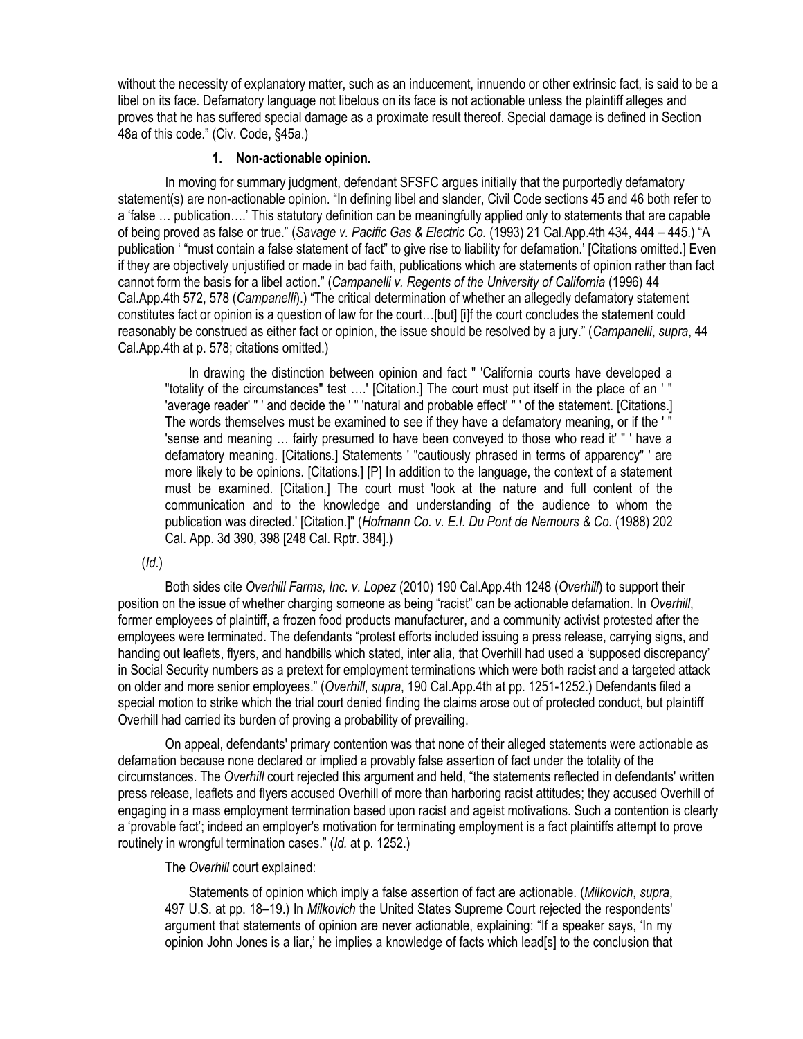without the necessity of explanatory matter, such as an inducement, innuendo or other extrinsic fact, is said to be a libel on its face. Defamatory language not libelous on its face is not actionable unless the plaintiff alleges and proves that he has suffered special damage as a proximate result thereof. Special damage is defined in Section 48a of this code." (Civ. Code, §45a.)

### 1. Non-actionable opinion.

In moving for summary judgment, defendant SFSFC argues initially that the purportedly defamatory statement(s) are non-actionable opinion. "In defining libel and slander, Civil Code sections 45 and 46 both refer to a 'false … publication….' This statutory definition can be meaningfully applied only to statements that are capable of being proved as false or true." (*Savage v. Pacific Gas & Electric Co.* (1993) 21 Cal.App.4th 434, 444 – 445.) "A publication ' "must contain a false statement of fact" to give rise to liability for defamation.' [Citations omitted.] Even if they are objectively unjustified or made in bad faith, publications which are statements of opinion rather than fact cannot form the basis for a libel action." (*Campanelli v. Regents of the University of California* (1996) 44 Cal.App.4th 572, 578 (*Campanelli*).) "The critical determination of whether an allegedly defamatory statement constitutes fact or opinion is a question of law for the court…[but] [i]f the court concludes the statement could reasonably be construed as either fact or opinion, the issue should be resolved by a jury." (*Campanelli*, *supra*, 44 Cal.App.4th at p. 578; citations omitted.)

> In drawing the distinction between opinion and fact " 'California courts have developed a "totality of the circumstances" test ….' [Citation.] The court must put itself in the place of an ' " 'average reader' " ' and decide the ' " 'natural and probable effect' " ' of the statement. [Citations.] The words themselves must be examined to see if they have a defamatory meaning, or if the ' " 'sense and meaning … fairly presumed to have been conveyed to those who read it' " ' have a defamatory meaning. [Citations.] Statements ' "cautiously phrased in terms of apparency" ' are more likely to be opinions. [Citations.] [P] In addition to the language, the context of a statement must be examined. [Citation.] The court must 'look at the nature and full content of the communication and to the knowledge and understanding of the audience to whom the publication was directed.' [Citation.]" (*Hofmann Co. v. E.I. Du Pont de Nemours & Co.* (1988) 202 Cal. App. 3d 390, 398 [248 Cal. Rptr. 384].)

(*Id*.)

Both sides cite *Overhill Farms, Inc. v. Lopez* (2010) 190 Cal.App.4th 1248 (*Overhill*) to support their position on the issue of whether charging someone as being "racist" can be actionable defamation. In *Overhill*, former employees of plaintiff, a frozen food products manufacturer, and a community activist protested after the employees were terminated. The defendants "protest efforts included issuing a press release, carrying signs, and handing out leaflets, flyers, and handbills which stated, inter alia, that Overhill had used a 'supposed discrepancy' in Social Security numbers as a pretext for employment terminations which were both racist and a targeted attack on older and more senior employees." (*Overhill*, *supra*, 190 Cal.App.4th at pp. 1251-1252.) Defendants filed a special motion to strike which the trial court denied finding the claims arose out of protected conduct, but plaintiff Overhill had carried its burden of proving a probability of prevailing.

On appeal, defendants' primary contention was that none of their alleged statements were actionable as defamation because none declared or implied a provably false assertion of fact under the totality of the circumstances. The *Overhill* court rejected this argument and held, "the statements reflected in defendants' written press release, leaflets and flyers accused Overhill of more than harboring racist attitudes; they accused Overhill of engaging in a mass employment termination based upon racist and ageist motivations. Such a contention is clearly a 'provable fact'; indeed an employer's motivation for terminating employment is a fact plaintiffs attempt to prove routinely in wrongful termination cases." (*Id.* at p. 1252.)

The *Overhill* court explained:

> Statements of opinion which imply a false assertion of fact are actionable. (*Milkovich*, *supra*, 497 U.S. at pp. 18–19.) In *Milkovich* the United States Supreme Court rejected the respondents' argument that statements of opinion are never actionable, explaining: "If a speaker says, 'In my opinion John Jones is a liar,' he implies a knowledge of facts which lead[s] to the conclusion that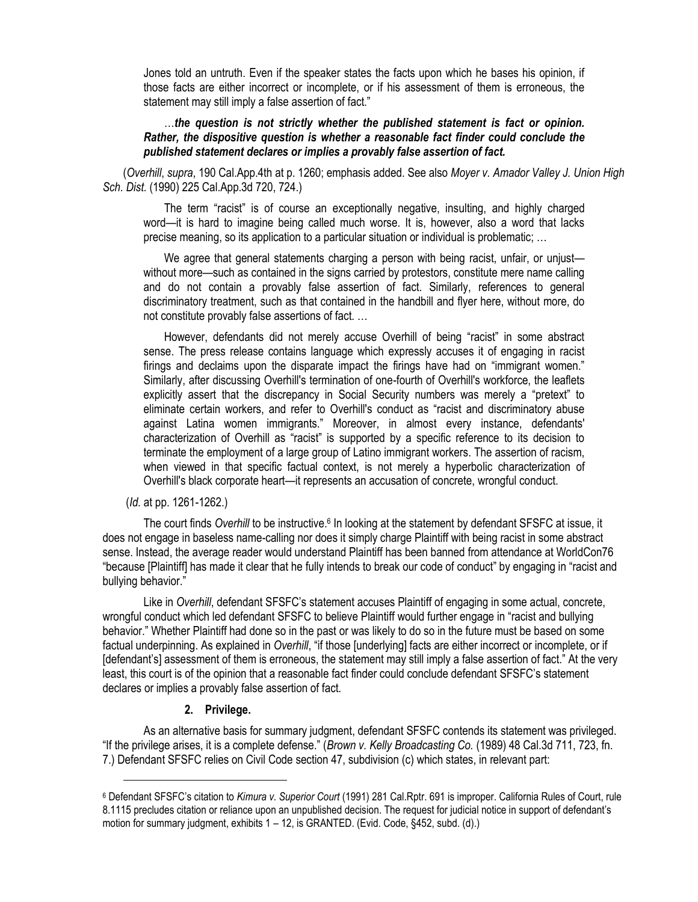> Jones told an untruth. Even if the speaker states the facts upon which he bases his opinion, if those facts are either incorrect or incomplete, or if his assessment of them is erroneous, the statement may still imply a false assertion of fact."
>
> …***the question is not strictly whether the published statement is fact or opinion. Rather, the dispositive question is whether a reasonable fact finder could conclude the published statement declares or implies a provably false assertion of fact.***

(*Overhill*, *supra*, 190 Cal.App.4th at p. 1260; emphasis added. See also *Moyer v. Amador Valley J. Union High Sch. Dist.* (1990) 225 Cal.App.3d 720, 724.)

> The term "racist" is of course an exceptionally negative, insulting, and highly charged word—it is hard to imagine being called much worse. It is, however, also a word that lacks precise meaning, so its application to a particular situation or individual is problematic; …
>
> We agree that general statements charging a person with being racist, unfair, or unjust—without more—such as contained in the signs carried by protestors, constitute mere name calling and do not contain a provably false assertion of fact. Similarly, references to general discriminatory treatment, such as that contained in the handbill and flyer here, without more, do not constitute provably false assertions of fact. …
>
> However, defendants did not merely accuse Overhill of being "racist" in some abstract sense. The press release contains language which expressly accuses it of engaging in racist firings and declaims upon the disparate impact the firings have had on "immigrant women." Similarly, after discussing Overhill's termination of one-fourth of Overhill's workforce, the leaflets explicitly assert that the discrepancy in Social Security numbers was merely a "pretext" to eliminate certain workers, and refer to Overhill's conduct as "racist and discriminatory abuse against Latina women immigrants." Moreover, in almost every instance, defendants' characterization of Overhill as "racist" is supported by a specific reference to its decision to terminate the employment of a large group of Latino immigrant workers. The assertion of racism, when viewed in that specific factual context, is not merely a hyperbolic characterization of Overhill's black corporate heart—it represents an accusation of concrete, wrongful conduct.

(*Id.* at pp. 1261-1262.)

The court finds *Overhill* to be instructive.[6] In looking at the statement by defendant SFSFC at issue, it does not engage in baseless name-calling nor does it simply charge Plaintiff with being racist in some abstract sense. Instead, the average reader would understand Plaintiff has been banned from attendance at WorldCon76 "because [Plaintiff] has made it clear that he fully intends to break our code of conduct" by engaging in "racist and bullying behavior."

Like in *Overhill*, defendant SFSFC's statement accuses Plaintiff of engaging in some actual, concrete, wrongful conduct which led defendant SFSFC to believe Plaintiff would further engage in "racist and bullying behavior." Whether Plaintiff had done so in the past or was likely to do so in the future must be based on some factual underpinning. As explained in *Overhill*, "if those [underlying] facts are either incorrect or incomplete, or if [defendant's] assessment of them is erroneous, the statement may still imply a false assertion of fact." At the very least, this court is of the opinion that a reasonable fact finder could conclude defendant SFSFC's statement declares or implies a provably false assertion of fact.

**2. Privilege.**

As an alternative basis for summary judgment, defendant SFSFC contends its statement was privileged. "If the privilege arises, it is a complete defense." (*Brown v. Kelly Broadcasting Co.* (1989) 48 Cal.3d 711, 723, fn. 7.) Defendant SFSFC relies on Civil Code section 47, subdivision (c) which states, in relevant part:

---

[6] Defendant SFSFC's citation to *Kimura v. Superior Court* (1991) 281 Cal.Rptr. 691 is improper. California Rules of Court, rule 8.1115 precludes citation or reliance upon an unpublished decision. The request for judicial notice in support of defendant's motion for summary judgment, exhibits 1 – 12, is GRANTED. (Evid. Code, §452, subd. (d).)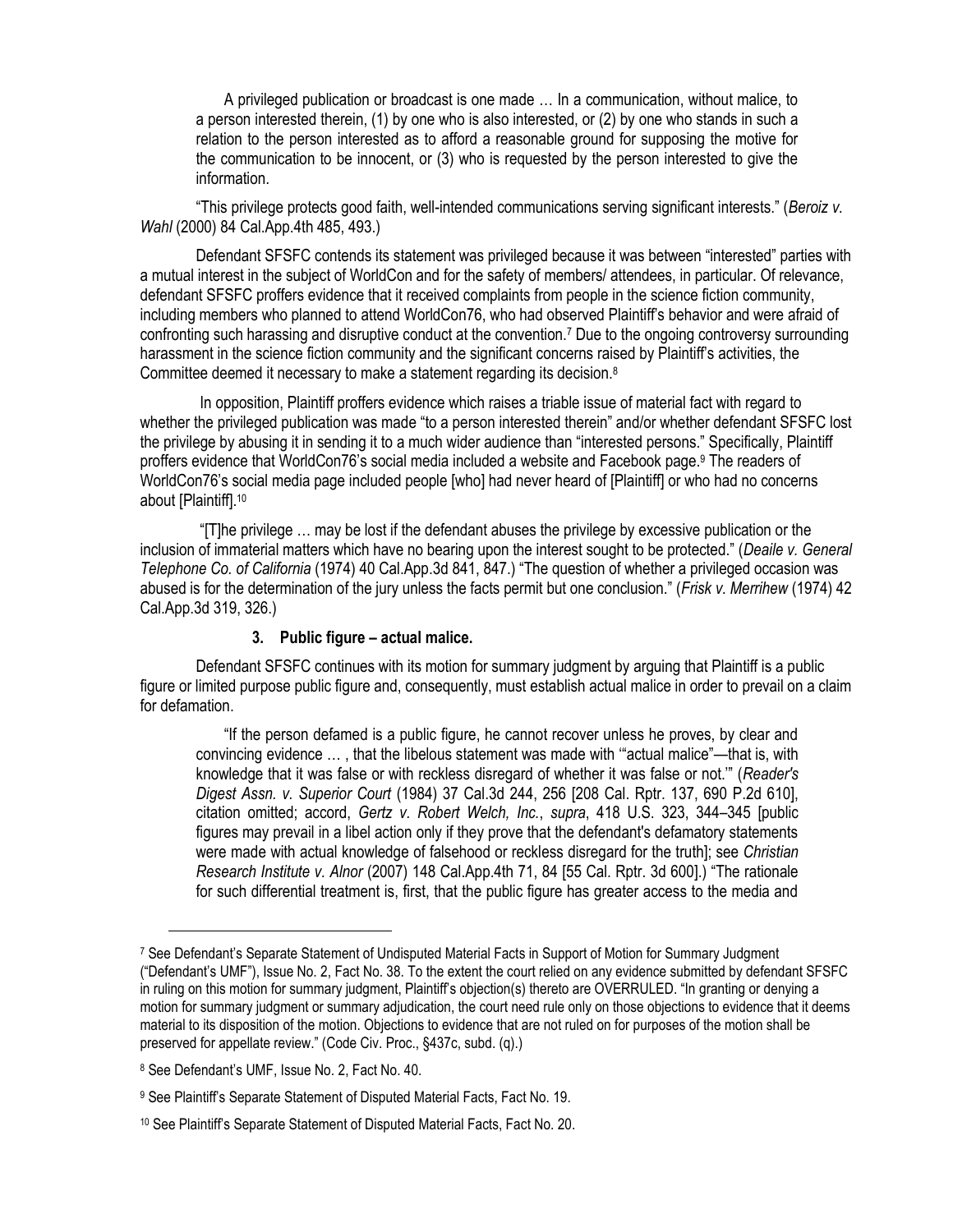> A privileged publication or broadcast is one made … In a communication, without malice, to a person interested therein, (1) by one who is also interested, or (2) by one who stands in such a relation to the person interested as to afford a reasonable ground for supposing the motive for the communication to be innocent, or (3) who is requested by the person interested to give the information.

"This privilege protects good faith, well-intended communications serving significant interests." (*Beroiz v. Wahl* (2000) 84 Cal.App.4th 485, 493.)

Defendant SFSFC contends its statement was privileged because it was between "interested" parties with a mutual interest in the subject of WorldCon and for the safety of members/ attendees, in particular. Of relevance, defendant SFSFC proffers evidence that it received complaints from people in the science fiction community, including members who planned to attend WorldCon76, who had observed Plaintiff's behavior and were afraid of confronting such harassing and disruptive conduct at the convention.[7] Due to the ongoing controversy surrounding harassment in the science fiction community and the significant concerns raised by Plaintiff's activities, the Committee deemed it necessary to make a statement regarding its decision.[8]

In opposition, Plaintiff proffers evidence which raises a triable issue of material fact with regard to whether the privileged publication was made "to a person interested therein" and/or whether defendant SFSFC lost the privilege by abusing it in sending it to a much wider audience than "interested persons." Specifically, Plaintiff proffers evidence that WorldCon76's social media included a website and Facebook page.[9] The readers of WorldCon76's social media page included people [who] had never heard of [Plaintiff] or who had no concerns about [Plaintiff].[10]

"[T]he privilege … may be lost if the defendant abuses the privilege by excessive publication or the inclusion of immaterial matters which have no bearing upon the interest sought to be protected." (*Deaile v. General Telephone Co. of California* (1974) 40 Cal.App.3d 841, 847.) "The question of whether a privileged occasion was abused is for the determination of the jury unless the facts permit but one conclusion." (*Frisk v. Merrihew* (1974) 42 Cal.App.3d 319, 326.)

### 3. Public figure – actual malice.

Defendant SFSFC continues with its motion for summary judgment by arguing that Plaintiff is a public figure or limited purpose public figure and, consequently, must establish actual malice in order to prevail on a claim for defamation.

> "If the person defamed is a public figure, he cannot recover unless he proves, by clear and convincing evidence … , that the libelous statement was made with '"actual malice"—that is, with knowledge that it was false or with reckless disregard of whether it was false or not.'" (*Reader's Digest Assn. v. Superior Court* (1984) 37 Cal.3d 244, 256 [208 Cal. Rptr. 137, 690 P.2d 610], citation omitted; accord, *Gertz v. Robert Welch, Inc.*, *supra*, 418 U.S. 323, 344–345 [public figures may prevail in a libel action only if they prove that the defendant's defamatory statements were made with actual knowledge of falsehood or reckless disregard for the truth]; see *Christian Research Institute v. Alnor* (2007) 148 Cal.App.4th 71, 84 [55 Cal. Rptr. 3d 600].) "The rationale for such differential treatment is, first, that the public figure has greater access to the media and

---

[7] See Defendant's Separate Statement of Undisputed Material Facts in Support of Motion for Summary Judgment ("Defendant's UMF"), Issue No. 2, Fact No. 38. To the extent the court relied on any evidence submitted by defendant SFSFC in ruling on this motion for summary judgment, Plaintiff's objection(s) thereto are OVERRULED. "In granting or denying a motion for summary judgment or summary adjudication, the court need rule only on those objections to evidence that it deems material to its disposition of the motion. Objections to evidence that are not ruled on for purposes of the motion shall be preserved for appellate review." (Code Civ. Proc., §437c, subd. (q).)

[8] See Defendant's UMF, Issue No. 2, Fact No. 40.

[9] See Plaintiff's Separate Statement of Disputed Material Facts, Fact No. 19.

[10] See Plaintiff's Separate Statement of Disputed Material Facts, Fact No. 20.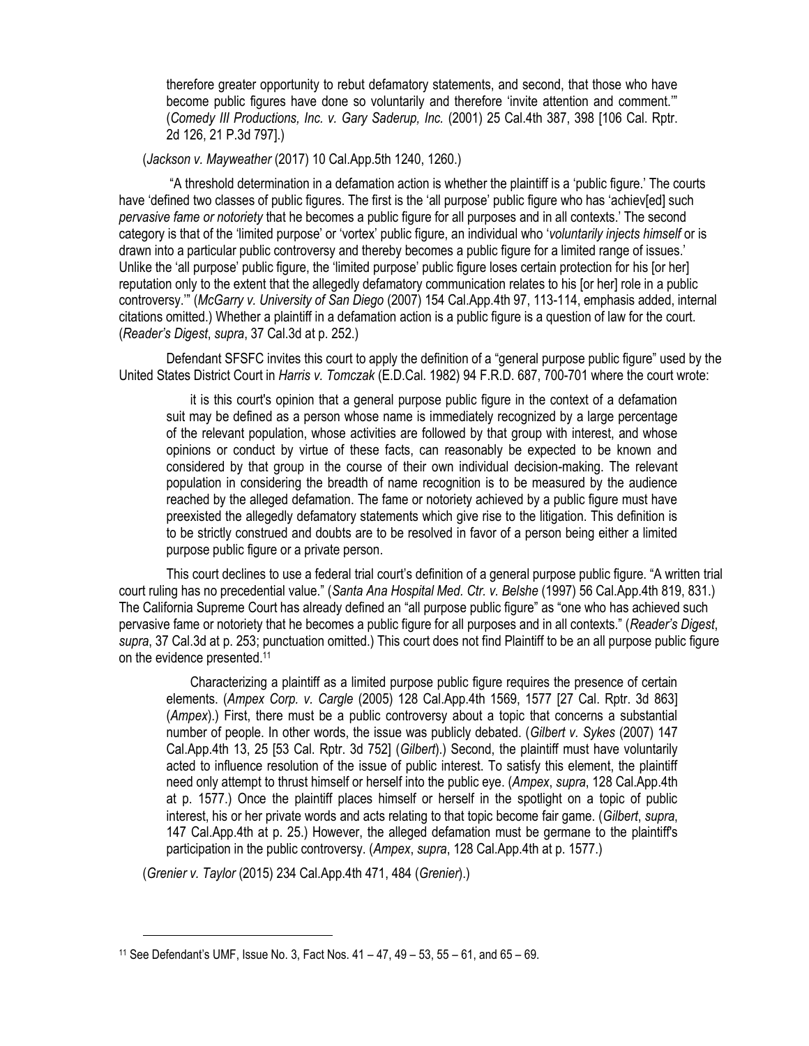> therefore greater opportunity to rebut defamatory statements, and second, that those who have become public figures have done so voluntarily and therefore 'invite attention and comment.'" (*Comedy III Productions, Inc. v. Gary Saderup, Inc.* (2001) 25 Cal.4th 387, 398 [106 Cal. Rptr. 2d 126, 21 P.3d 797].)

(*Jackson v. Mayweather* (2017) 10 Cal.App.5th 1240, 1260.)

"A threshold determination in a defamation action is whether the plaintiff is a 'public figure.' The courts have 'defined two classes of public figures. The first is the 'all purpose' public figure who has 'achiev[ed] such *pervasive fame or notoriety* that he becomes a public figure for all purposes and in all contexts.' The second category is that of the 'limited purpose' or 'vortex' public figure, an individual who '*voluntarily injects himself* or is drawn into a particular public controversy and thereby becomes a public figure for a limited range of issues.' Unlike the 'all purpose' public figure, the 'limited purpose' public figure loses certain protection for his [or her] reputation only to the extent that the allegedly defamatory communication relates to his [or her] role in a public controversy.'" (*McGarry v. University of San Diego* (2007) 154 Cal.App.4th 97, 113-114, emphasis added, internal citations omitted.) Whether a plaintiff in a defamation action is a public figure is a question of law for the court. (*Reader's Digest*, *supra*, 37 Cal.3d at p. 252.)

Defendant SFSFC invites this court to apply the definition of a "general purpose public figure" used by the United States District Court in *Harris v. Tomczak* (E.D.Cal. 1982) 94 F.R.D. 687, 700-701 where the court wrote:

> it is this court's opinion that a general purpose public figure in the context of a defamation suit may be defined as a person whose name is immediately recognized by a large percentage of the relevant population, whose activities are followed by that group with interest, and whose opinions or conduct by virtue of these facts, can reasonably be expected to be known and considered by that group in the course of their own individual decision-making. The relevant population in considering the breadth of name recognition is to be measured by the audience reached by the alleged defamation. The fame or notoriety achieved by a public figure must have preexisted the allegedly defamatory statements which give rise to the litigation. This definition is to be strictly construed and doubts are to be resolved in favor of a person being either a limited purpose public figure or a private person.

This court declines to use a federal trial court's definition of a general purpose public figure. "A written trial court ruling has no precedential value." (*Santa Ana Hospital Med. Ctr. v. Belshe* (1997) 56 Cal.App.4th 819, 831.) The California Supreme Court has already defined an "all purpose public figure" as "one who has achieved such pervasive fame or notoriety that he becomes a public figure for all purposes and in all contexts." (*Reader's Digest*, *supra*, 37 Cal.3d at p. 253; punctuation omitted.) This court does not find Plaintiff to be an all purpose public figure on the evidence presented.[11]

> Characterizing a plaintiff as a limited purpose public figure requires the presence of certain elements. (*Ampex Corp. v. Cargle* (2005) 128 Cal.App.4th 1569, 1577 [27 Cal. Rptr. 3d 863] (*Ampex*).) First, there must be a public controversy about a topic that concerns a substantial number of people. In other words, the issue was publicly debated. (*Gilbert v. Sykes* (2007) 147 Cal.App.4th 13, 25 [53 Cal. Rptr. 3d 752] (*Gilbert*).) Second, the plaintiff must have voluntarily acted to influence resolution of the issue of public interest. To satisfy this element, the plaintiff need only attempt to thrust himself or herself into the public eye. (*Ampex*, *supra*, 128 Cal.App.4th at p. 1577.) Once the plaintiff places himself or herself in the spotlight on a topic of public interest, his or her private words and acts relating to that topic become fair game. (*Gilbert*, *supra*, 147 Cal.App.4th at p. 25.) However, the alleged defamation must be germane to the plaintiff's participation in the public controversy. (*Ampex*, *supra*, 128 Cal.App.4th at p. 1577.)

(*Grenier v. Taylor* (2015) 234 Cal.App.4th 471, 484 (*Grenier*).)

[11] See Defendant's UMF, Issue No. 3, Fact Nos. 41 – 47, 49 – 53, 55 – 61, and 65 – 69.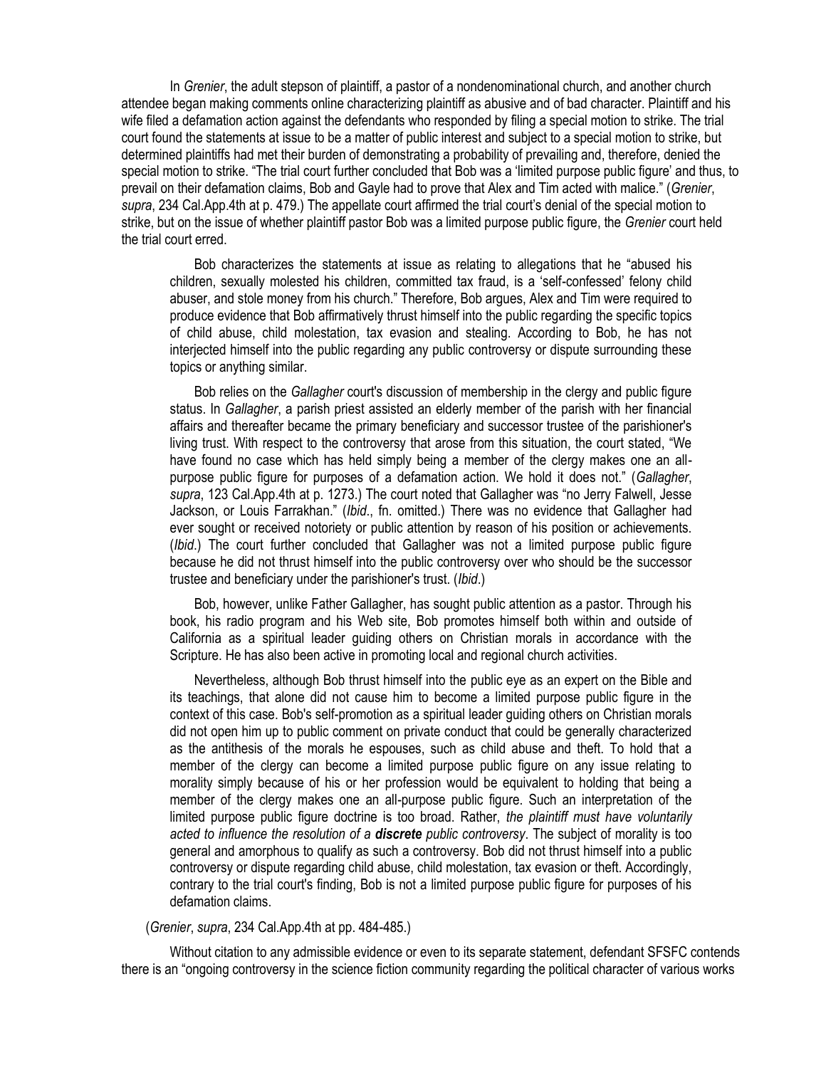In *Grenier*, the adult stepson of plaintiff, a pastor of a nondenominational church, and another church attendee began making comments online characterizing plaintiff as abusive and of bad character. Plaintiff and his wife filed a defamation action against the defendants who responded by filing a special motion to strike. The trial court found the statements at issue to be a matter of public interest and subject to a special motion to strike, but determined plaintiffs had met their burden of demonstrating a probability of prevailing and, therefore, denied the special motion to strike. "The trial court further concluded that Bob was a 'limited purpose public figure' and thus, to prevail on their defamation claims, Bob and Gayle had to prove that Alex and Tim acted with malice." (*Grenier*, *supra*, 234 Cal.App.4th at p. 479.) The appellate court affirmed the trial court's denial of the special motion to strike, but on the issue of whether plaintiff pastor Bob was a limited purpose public figure, the *Grenier* court held the trial court erred.

> Bob characterizes the statements at issue as relating to allegations that he "abused his children, sexually molested his children, committed tax fraud, is a 'self-confessed' felony child abuser, and stole money from his church." Therefore, Bob argues, Alex and Tim were required to produce evidence that Bob affirmatively thrust himself into the public regarding the specific topics of child abuse, child molestation, tax evasion and stealing. According to Bob, he has not interjected himself into the public regarding any public controversy or dispute surrounding these topics or anything similar.
>
> Bob relies on the *Gallagher* court's discussion of membership in the clergy and public figure status. In *Gallagher*, a parish priest assisted an elderly member of the parish with her financial affairs and thereafter became the primary beneficiary and successor trustee of the parishioner's living trust. With respect to the controversy that arose from this situation, the court stated, "We have found no case which has held simply being a member of the clergy makes one an all-purpose public figure for purposes of a defamation action. We hold it does not." (*Gallagher*, *supra*, 123 Cal.App.4th at p. 1273.) The court noted that Gallagher was "no Jerry Falwell, Jesse Jackson, or Louis Farrakhan." (*Ibid*., fn. omitted.) There was no evidence that Gallagher had ever sought or received notoriety or public attention by reason of his position or achievements. (*Ibid*.) The court further concluded that Gallagher was not a limited purpose public figure because he did not thrust himself into the public controversy over who should be the successor trustee and beneficiary under the parishioner's trust. (*Ibid*.)
>
> Bob, however, unlike Father Gallagher, has sought public attention as a pastor. Through his book, his radio program and his Web site, Bob promotes himself both within and outside of California as a spiritual leader guiding others on Christian morals in accordance with the Scripture. He has also been active in promoting local and regional church activities.
>
> Nevertheless, although Bob thrust himself into the public eye as an expert on the Bible and its teachings, that alone did not cause him to become a limited purpose public figure in the context of this case. Bob's self-promotion as a spiritual leader guiding others on Christian morals did not open him up to public comment on private conduct that could be generally characterized as the antithesis of the morals he espouses, such as child abuse and theft. To hold that a member of the clergy can become a limited purpose public figure on any issue relating to morality simply because of his or her profession would be equivalent to holding that being a member of the clergy makes one an all-purpose public figure. Such an interpretation of the limited purpose public figure doctrine is too broad. Rather, *the plaintiff must have voluntarily acted to influence the resolution of a **discrete** public controversy*. The subject of morality is too general and amorphous to qualify as such a controversy. Bob did not thrust himself into a public controversy or dispute regarding child abuse, child molestation, tax evasion or theft. Accordingly, contrary to the trial court's finding, Bob is not a limited purpose public figure for purposes of his defamation claims.

(*Grenier*, *supra*, 234 Cal.App.4th at pp. 484-485.)

Without citation to any admissible evidence or even to its separate statement, defendant SFSFC contends there is an "ongoing controversy in the science fiction community regarding the political character of various works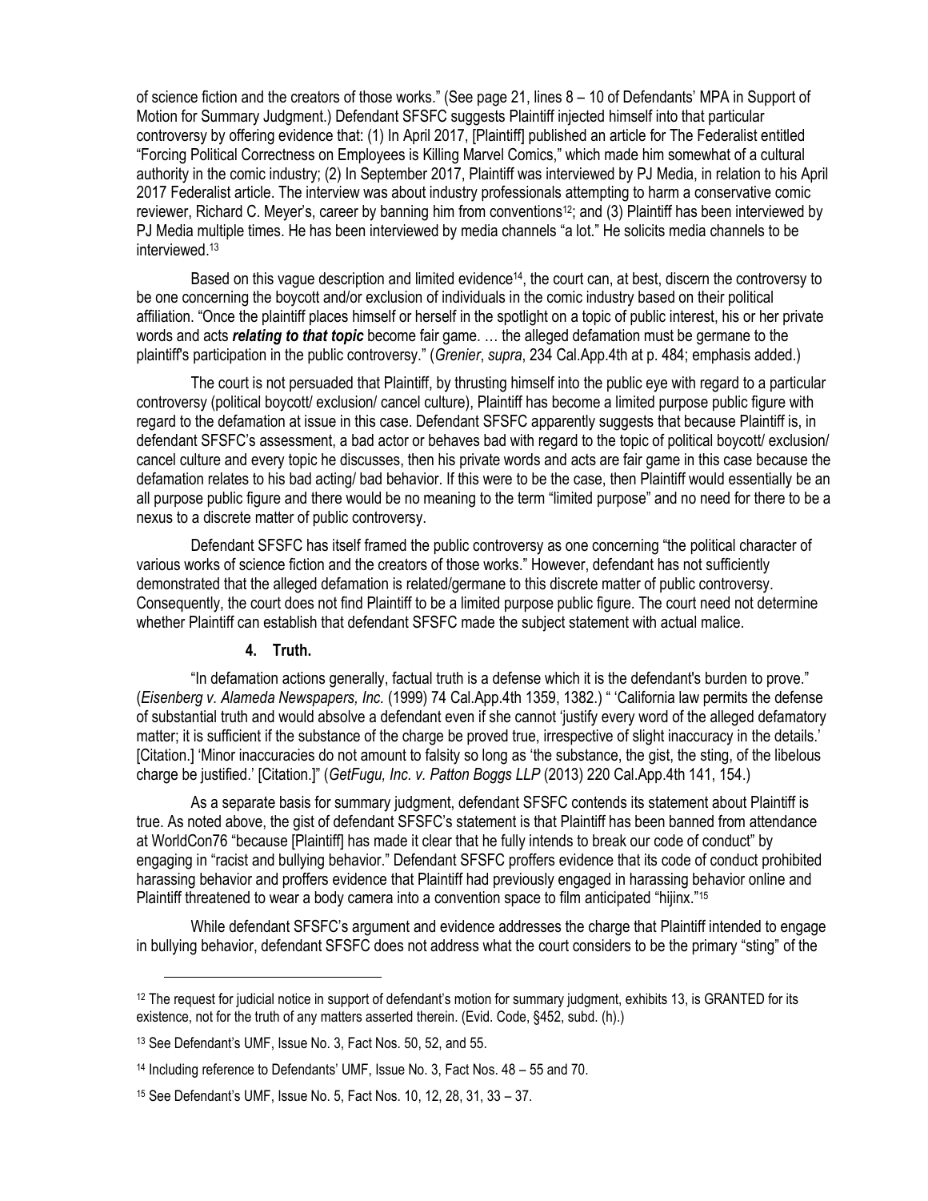of science fiction and the creators of those works." (See page 21, lines 8 – 10 of Defendants' MPA in Support of Motion for Summary Judgment.) Defendant SFSFC suggests Plaintiff injected himself into that particular controversy by offering evidence that: (1) In April 2017, [Plaintiff] published an article for The Federalist entitled "Forcing Political Correctness on Employees is Killing Marvel Comics," which made him somewhat of a cultural authority in the comic industry; (2) In September 2017, Plaintiff was interviewed by PJ Media, in relation to his April 2017 Federalist article. The interview was about industry professionals attempting to harm a conservative comic reviewer, Richard C. Meyer's, career by banning him from conventions[12]; and (3) Plaintiff has been interviewed by PJ Media multiple times. He has been interviewed by media channels "a lot." He solicits media channels to be interviewed.[13]

Based on this vague description and limited evidence[14], the court can, at best, discern the controversy to be one concerning the boycott and/or exclusion of individuals in the comic industry based on their political affiliation. "Once the plaintiff places himself or herself in the spotlight on a topic of public interest, his or her private words and acts ***relating to that topic*** become fair game. … the alleged defamation must be germane to the plaintiff's participation in the public controversy." (*Grenier*, *supra*, 234 Cal.App.4th at p. 484; emphasis added.)

The court is not persuaded that Plaintiff, by thrusting himself into the public eye with regard to a particular controversy (political boycott/ exclusion/ cancel culture), Plaintiff has become a limited purpose public figure with regard to the defamation at issue in this case. Defendant SFSFC apparently suggests that because Plaintiff is, in defendant SFSFC's assessment, a bad actor or behaves bad with regard to the topic of political boycott/ exclusion/ cancel culture and every topic he discusses, then his private words and acts are fair game in this case because the defamation relates to his bad acting/ bad behavior. If this were to be the case, then Plaintiff would essentially be an all purpose public figure and there would be no meaning to the term "limited purpose" and no need for there to be a nexus to a discrete matter of public controversy.

Defendant SFSFC has itself framed the public controversy as one concerning "the political character of various works of science fiction and the creators of those works." However, defendant has not sufficiently demonstrated that the alleged defamation is related/germane to this discrete matter of public controversy. Consequently, the court does not find Plaintiff to be a limited purpose public figure. The court need not determine whether Plaintiff can establish that defendant SFSFC made the subject statement with actual malice.

#### 4. Truth.

"In defamation actions generally, factual truth is a defense which it is the defendant's burden to prove." (*Eisenberg v. Alameda Newspapers, Inc.* (1999) 74 Cal.App.4th 1359, 1382.) " 'California law permits the defense of substantial truth and would absolve a defendant even if she cannot 'justify every word of the alleged defamatory matter; it is sufficient if the substance of the charge be proved true, irrespective of slight inaccuracy in the details.' [Citation.] 'Minor inaccuracies do not amount to falsity so long as 'the substance, the gist, the sting, of the libelous charge be justified.' [Citation.]" (*GetFugu, Inc. v. Patton Boggs LLP* (2013) 220 Cal.App.4th 141, 154.)

As a separate basis for summary judgment, defendant SFSFC contends its statement about Plaintiff is true. As noted above, the gist of defendant SFSFC's statement is that Plaintiff has been banned from attendance at WorldCon76 "because [Plaintiff] has made it clear that he fully intends to break our code of conduct" by engaging in "racist and bullying behavior." Defendant SFSFC proffers evidence that its code of conduct prohibited harassing behavior and proffers evidence that Plaintiff had previously engaged in harassing behavior online and Plaintiff threatened to wear a body camera into a convention space to film anticipated "hijinx."[15]

While defendant SFSFC's argument and evidence addresses the charge that Plaintiff intended to engage in bullying behavior, defendant SFSFC does not address what the court considers to be the primary "sting" of the

---

[12] The request for judicial notice in support of defendant's motion for summary judgment, exhibits 13, is GRANTED for its existence, not for the truth of any matters asserted therein. (Evid. Code, §452, subd. (h).)

[13] See Defendant's UMF, Issue No. 3, Fact Nos. 50, 52, and 55.

[14] Including reference to Defendants' UMF, Issue No. 3, Fact Nos. 48 – 55 and 70.

[15] See Defendant's UMF, Issue No. 5, Fact Nos. 10, 12, 28, 31, 33 – 37.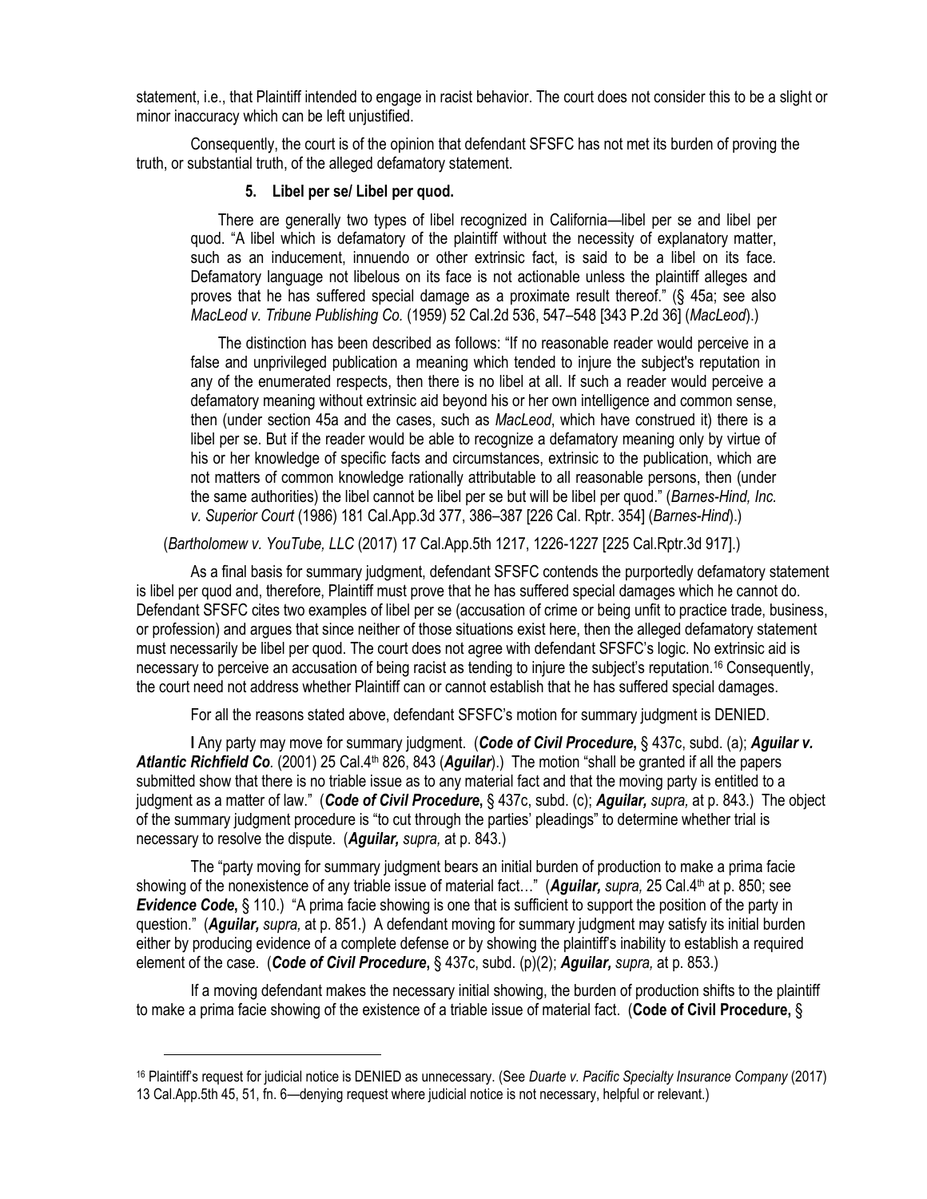statement, i.e., that Plaintiff intended to engage in racist behavior. The court does not consider this to be a slight or minor inaccuracy which can be left unjustified.

Consequently, the court is of the opinion that defendant SFSFC has not met its burden of proving the truth, or substantial truth, of the alleged defamatory statement.

**5. Libel per se/ Libel per quod.**

> There are generally two types of libel recognized in California—libel per se and libel per quod. "A libel which is defamatory of the plaintiff without the necessity of explanatory matter, such as an inducement, innuendo or other extrinsic fact, is said to be a libel on its face. Defamatory language not libelous on its face is not actionable unless the plaintiff alleges and proves that he has suffered special damage as a proximate result thereof." (§ 45a; see also *MacLeod v. Tribune Publishing Co.* (1959) 52 Cal.2d 536, 547–548 [343 P.2d 36] (*MacLeod*).)
>
> The distinction has been described as follows: "If no reasonable reader would perceive in a false and unprivileged publication a meaning which tended to injure the subject's reputation in any of the enumerated respects, then there is no libel at all. If such a reader would perceive a defamatory meaning without extrinsic aid beyond his or her own intelligence and common sense, then (under section 45a and the cases, such as *MacLeod*, which have construed it) there is a libel per se. But if the reader would be able to recognize a defamatory meaning only by virtue of his or her knowledge of specific facts and circumstances, extrinsic to the publication, which are not matters of common knowledge rationally attributable to all reasonable persons, then (under the same authorities) the libel cannot be libel per se but will be libel per quod." (*Barnes-Hind, Inc. v. Superior Court* (1986) 181 Cal.App.3d 377, 386–387 [226 Cal. Rptr. 354] (*Barnes-Hind*).)

(*Bartholomew v. YouTube, LLC* (2017) 17 Cal.App.5th 1217, 1226-1227 [225 Cal.Rptr.3d 917].)

As a final basis for summary judgment, defendant SFSFC contends the purportedly defamatory statement is libel per quod and, therefore, Plaintiff must prove that he has suffered special damages which he cannot do. Defendant SFSFC cites two examples of libel per se (accusation of crime or being unfit to practice trade, business, or profession) and argues that since neither of those situations exist here, then the alleged defamatory statement must necessarily be libel per quod. The court does not agree with defendant SFSFC's logic. No extrinsic aid is necessary to perceive an accusation of being racist as tending to injure the subject's reputation.[16] Consequently, the court need not address whether Plaintiff can or cannot establish that he has suffered special damages.

For all the reasons stated above, defendant SFSFC's motion for summary judgment is DENIED.

**I** Any party may move for summary judgment. (***Code of Civil Procedure,*** § 437c, subd. (a); ***Aguilar v. Atlantic Richfield Co**.* (2001) 25 Cal.4th 826, 843 (***Aguilar***).) The motion "shall be granted if all the papers submitted show that there is no triable issue as to any material fact and that the moving party is entitled to a judgment as a matter of law." (***Code of Civil Procedure,*** § 437c, subd. (c); ***Aguilar,*** *supra,* at p. 843.) The object of the summary judgment procedure is "to cut through the parties' pleadings" to determine whether trial is necessary to resolve the dispute. (***Aguilar,*** *supra,* at p. 843.)

The "party moving for summary judgment bears an initial burden of production to make a prima facie showing of the nonexistence of any triable issue of material fact…" (***Aguilar,*** *supra,* 25 Cal.4th at p. 850; see ***Evidence Code,*** § 110.) "A prima facie showing is one that is sufficient to support the position of the party in question." (***Aguilar,*** *supra,* at p. 851.) A defendant moving for summary judgment may satisfy its initial burden either by producing evidence of a complete defense or by showing the plaintiff's inability to establish a required element of the case. (***Code of Civil Procedure,*** § 437c, subd. (p)(2); ***Aguilar,*** *supra,* at p. 853.)

If a moving defendant makes the necessary initial showing, the burden of production shifts to the plaintiff to make a prima facie showing of the existence of a triable issue of material fact. (**Code of Civil Procedure,** §

---

[16] Plaintiff's request for judicial notice is DENIED as unnecessary. (See *Duarte v. Pacific Specialty Insurance Company* (2017) 13 Cal.App.5th 45, 51, fn. 6—denying request where judicial notice is not necessary, helpful or relevant.)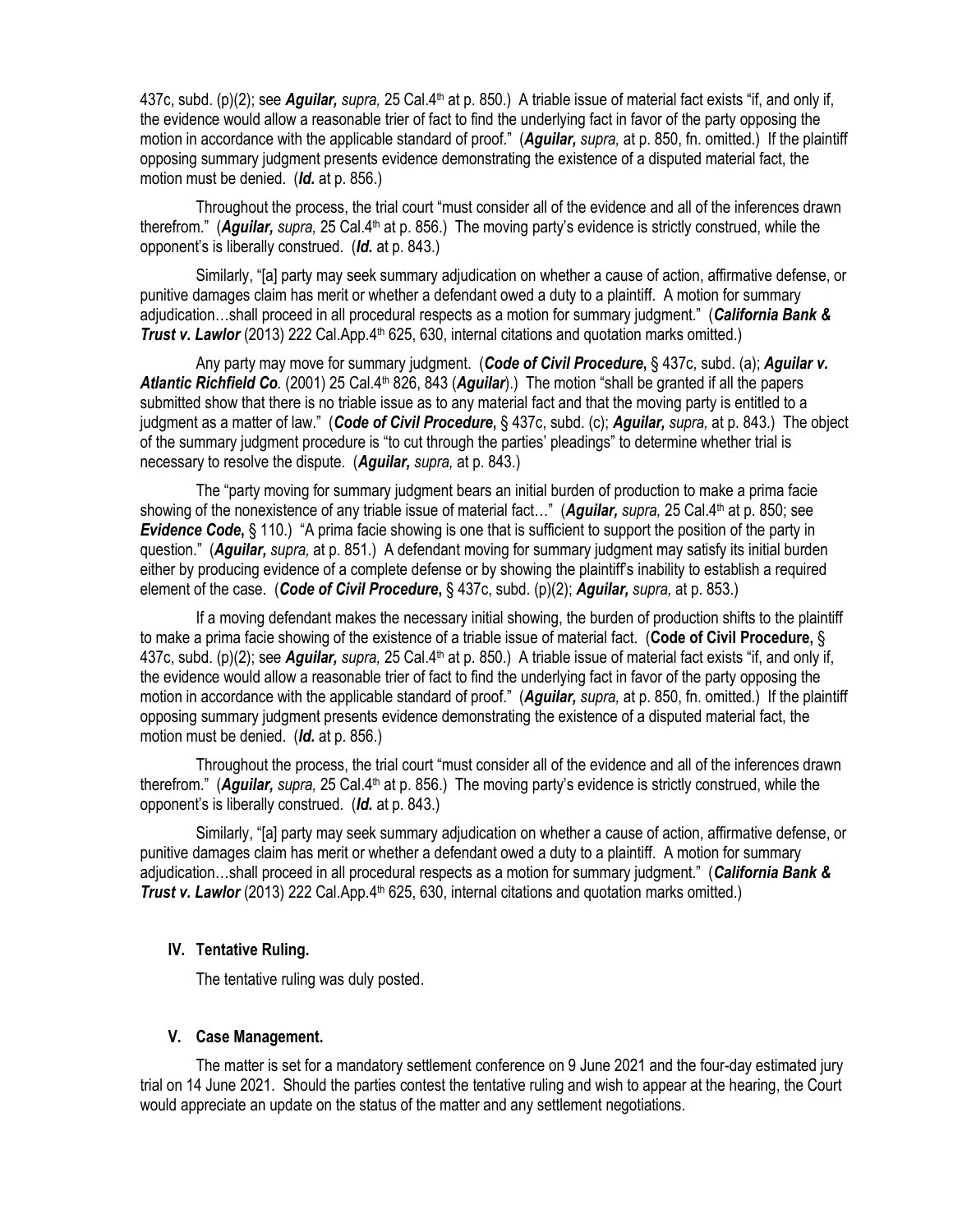437c, subd. (p)(2); see ***Aguilar,*** *supra,* 25 Cal.4th at p. 850.) A triable issue of material fact exists "if, and only if, the evidence would allow a reasonable trier of fact to find the underlying fact in favor of the party opposing the motion in accordance with the applicable standard of proof." (***Aguilar,*** *supra,* at p. 850, fn. omitted.) If the plaintiff opposing summary judgment presents evidence demonstrating the existence of a disputed material fact, the motion must be denied. (***Id.*** at p. 856.)

Throughout the process, the trial court "must consider all of the evidence and all of the inferences drawn therefrom." (***Aguilar,*** *supra,* 25 Cal.4th at p. 856.) The moving party's evidence is strictly construed, while the opponent's is liberally construed. (***Id.*** at p. 843.)

Similarly, "[a] party may seek summary adjudication on whether a cause of action, affirmative defense, or punitive damages claim has merit or whether a defendant owed a duty to a plaintiff. A motion for summary adjudication…shall proceed in all procedural respects as a motion for summary judgment." (***California Bank & Trust v. Lawlor*** (2013) 222 Cal.App.4th 625, 630, internal citations and quotation marks omitted.)

Any party may move for summary judgment. (***Code of Civil Procedure,*** § 437c, subd. (a); ***Aguilar v. Atlantic Richfield Co.*** (2001) 25 Cal.4th 826, 843 (***Aguilar***).) The motion "shall be granted if all the papers submitted show that there is no triable issue as to any material fact and that the moving party is entitled to a judgment as a matter of law." (***Code of Civil Procedure,*** § 437c, subd. (c); ***Aguilar,*** *supra,* at p. 843.) The object of the summary judgment procedure is "to cut through the parties' pleadings" to determine whether trial is necessary to resolve the dispute. (***Aguilar,*** *supra,* at p. 843.)

The "party moving for summary judgment bears an initial burden of production to make a prima facie showing of the nonexistence of any triable issue of material fact…" (***Aguilar,*** *supra,* 25 Cal.4th at p. 850; see ***Evidence Code,*** § 110.) "A prima facie showing is one that is sufficient to support the position of the party in question." (***Aguilar,*** *supra,* at p. 851.) A defendant moving for summary judgment may satisfy its initial burden either by producing evidence of a complete defense or by showing the plaintiff's inability to establish a required element of the case. (***Code of Civil Procedure,*** § 437c, subd. (p)(2); ***Aguilar,*** *supra,* at p. 853.)

If a moving defendant makes the necessary initial showing, the burden of production shifts to the plaintiff to make a prima facie showing of the existence of a triable issue of material fact. (**Code of Civil Procedure,** § 437c, subd. (p)(2); see ***Aguilar,*** *supra,* 25 Cal.4th at p. 850.) A triable issue of material fact exists "if, and only if, the evidence would allow a reasonable trier of fact to find the underlying fact in favor of the party opposing the motion in accordance with the applicable standard of proof." (***Aguilar,*** *supra,* at p. 850, fn. omitted.) If the plaintiff opposing summary judgment presents evidence demonstrating the existence of a disputed material fact, the motion must be denied. (***Id.*** at p. 856.)

Throughout the process, the trial court "must consider all of the evidence and all of the inferences drawn therefrom." (***Aguilar,*** *supra,* 25 Cal.4th at p. 856.) The moving party's evidence is strictly construed, while the opponent's is liberally construed. (***Id.*** at p. 843.)

Similarly, "[a] party may seek summary adjudication on whether a cause of action, affirmative defense, or punitive damages claim has merit or whether a defendant owed a duty to a plaintiff. A motion for summary adjudication…shall proceed in all procedural respects as a motion for summary judgment." (***California Bank & Trust v. Lawlor*** (2013) 222 Cal.App.4th 625, 630, internal citations and quotation marks omitted.)

## IV. Tentative Ruling.

The tentative ruling was duly posted.

## V. Case Management.

The matter is set for a mandatory settlement conference on 9 June 2021 and the four-day estimated jury trial on 14 June 2021. Should the parties contest the tentative ruling and wish to appear at the hearing, the Court would appreciate an update on the status of the matter and any settlement negotiations.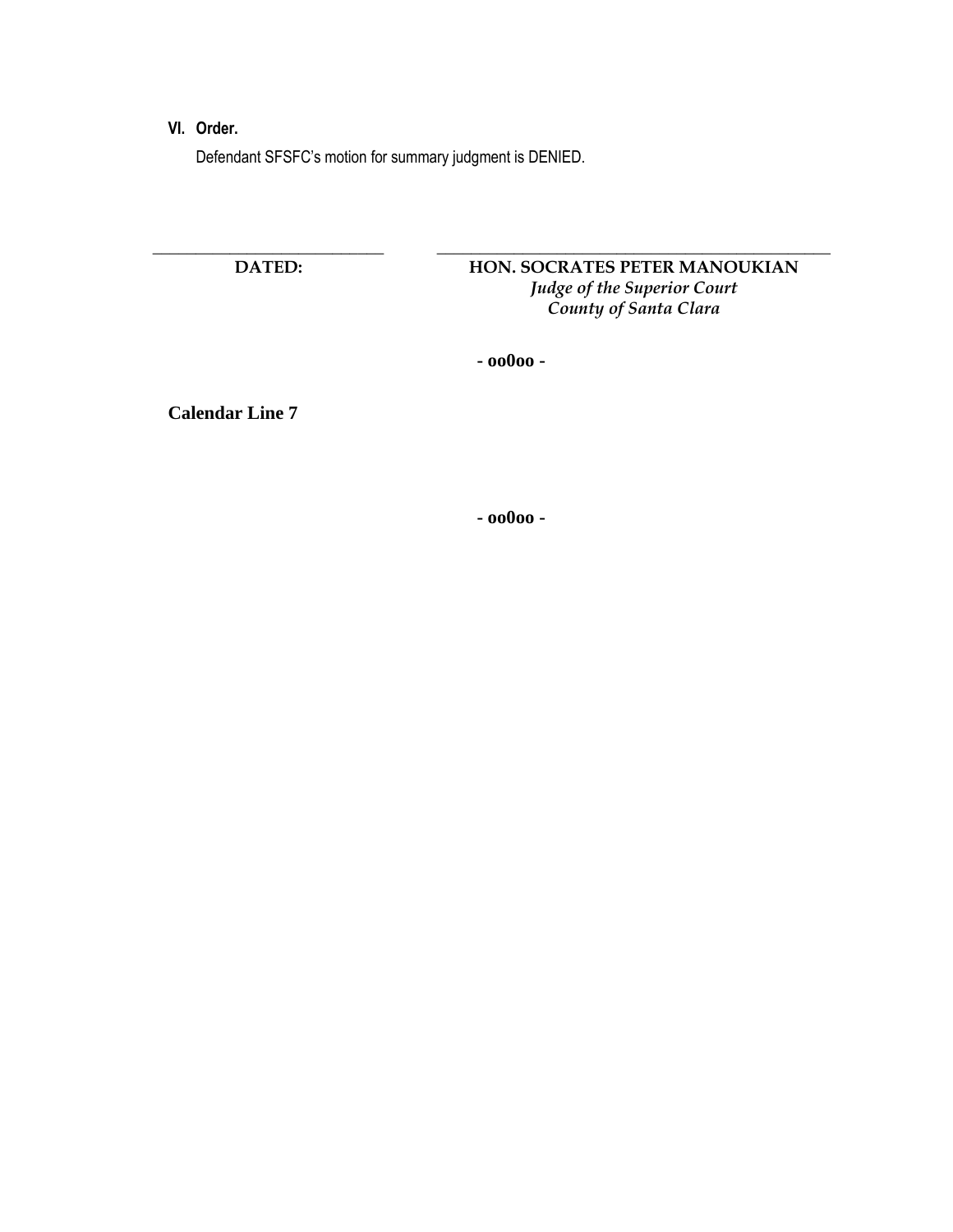**VI. Order.**

Defendant SFSFC's motion for summary judgment is DENIED.

_____________________________ _____________________________

**DATED:** **HON. SOCRATES PETER MANOUKIAN**
*Judge of the Superior Court*
*County of Santa Clara*

**- oo0oo -**

**Calendar Line 7**

**- oo0oo -**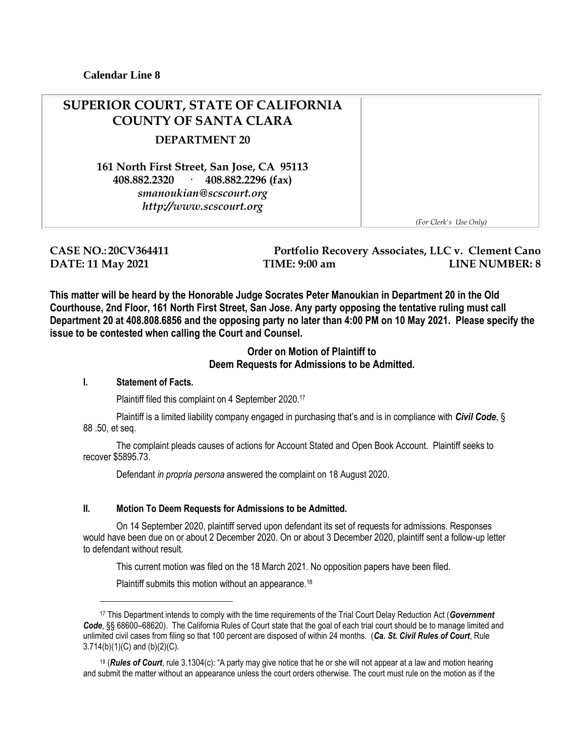**Calendar Line 8**

| SUPERIOR COURT, STATE OF CALIFORNIA<br>COUNTY OF SANTA CLARA<br>DEPARTMENT 20<br><br>161 North First Street, San Jose, CA 95113<br>408.882.2320 · 408.882.2296 (fax)<br>*smanoukian@scscourt.org*<br>*http://www.scscourt.org* | *(For Clerk's Use Only)* |
|---|---|

**CASE NO.: 20CV364411** **Portfolio Recovery Associates, LLC v. Clement Cano**
**DATE: 11 May 2021** **TIME: 9:00 am** **LINE NUMBER: 8**

**This matter will be heard by the Honorable Judge Socrates Peter Manoukian in Department 20 in the Old Courthouse, 2nd Floor, 161 North First Street, San Jose. Any party opposing the tentative ruling must call Department 20 at 408.808.6856 and the opposing party no later than 4:00 PM on 10 May 2021. Please specify the issue to be contested when calling the Court and Counsel.**

**Order on Motion of Plaintiff to**
**Deem Requests for Admissions to be Admitted.**

**I. Statement of Facts.**

Plaintiff filed this complaint on 4 September 2020.[17]

Plaintiff is a limited liability company engaged in purchasing that's and is in compliance with ***Civil Code***, § 88 .50, et seq.

The complaint pleads causes of actions for Account Stated and Open Book Account. Plaintiff seeks to recover $5895.73.

Defendant *in propria persona* answered the complaint on 18 August 2020.

**II. Motion To Deem Requests for Admissions to be Admitted.**

On 14 September 2020, plaintiff served upon defendant its set of requests for admissions. Responses would have been due on or about 2 December 2020. On or about 3 December 2020, plaintiff sent a follow-up letter to defendant without result.

This current motion was filed on the 18 March 2021. No opposition papers have been filed.

Plaintiff submits this motion without an appearance.[18]

---

[17] This Department intends to comply with the time requirements of the Trial Court Delay Reduction Act (***Government Code***, §§ 68600–68620). The California Rules of Court state that the goal of each trial court should be to manage limited and unlimited civil cases from filing so that 100 percent are disposed of within 24 months. (***Ca. St. Civil Rules of Court***, Rule 3.714(b)(1)(C) and (b)(2)(C).

[18] (***Rules of Court***, rule 3.1304(c): "A party may give notice that he or she will not appear at a law and motion hearing and submit the matter without an appearance unless the court orders otherwise. The court must rule on the motion as if the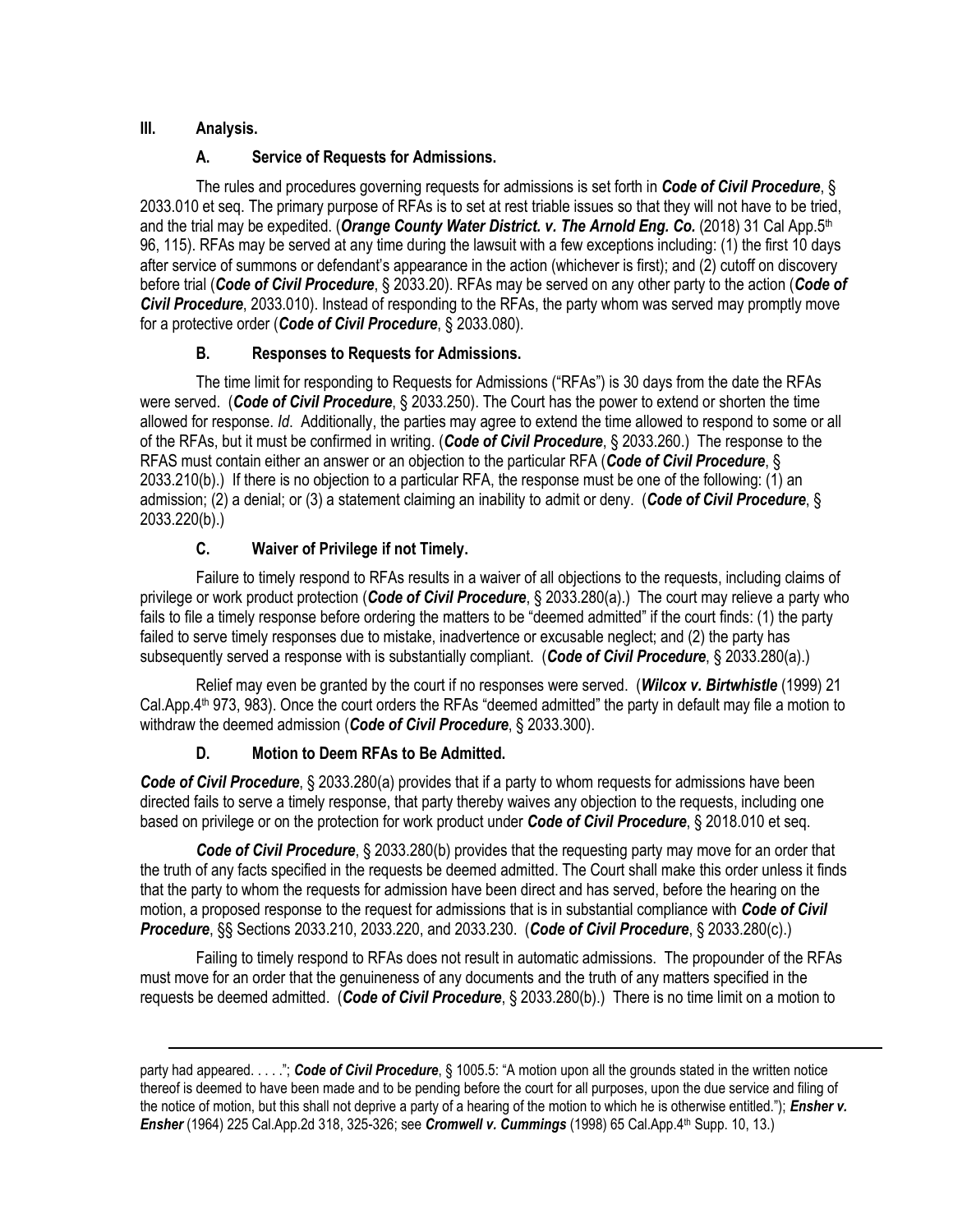## III. Analysis.

### A. Service of Requests for Admissions.

The rules and procedures governing requests for admissions is set forth in ***Code of Civil Procedure***, § 2033.010 et seq. The primary purpose of RFAs is to set at rest triable issues so that they will not have to be tried, and the trial may be expedited. (***Orange County Water District. v. The Arnold Eng. Co.*** (2018) 31 Cal App.5th 96, 115). RFAs may be served at any time during the lawsuit with a few exceptions including: (1) the first 10 days after service of summons or defendant's appearance in the action (whichever is first); and (2) cutoff on discovery before trial (***Code of Civil Procedure***, § 2033.20). RFAs may be served on any other party to the action (***Code of Civil Procedure***, 2033.010). Instead of responding to the RFAs, the party whom was served may promptly move for a protective order (***Code of Civil Procedure***, § 2033.080).

### B. Responses to Requests for Admissions.

The time limit for responding to Requests for Admissions ("RFAs") is 30 days from the date the RFAs were served. (***Code of Civil Procedure***, § 2033.250). The Court has the power to extend or shorten the time allowed for response. *Id*. Additionally, the parties may agree to extend the time allowed to respond to some or all of the RFAs, but it must be confirmed in writing. (***Code of Civil Procedure***, § 2033.260.) The response to the RFAS must contain either an answer or an objection to the particular RFA (***Code of Civil Procedure***, § 2033.210(b).) If there is no objection to a particular RFA, the response must be one of the following: (1) an admission; (2) a denial; or (3) a statement claiming an inability to admit or deny. (***Code of Civil Procedure***, § 2033.220(b).)

### C. Waiver of Privilege if not Timely.

Failure to timely respond to RFAs results in a waiver of all objections to the requests, including claims of privilege or work product protection (***Code of Civil Procedure***, § 2033.280(a).) The court may relieve a party who fails to file a timely response before ordering the matters to be "deemed admitted" if the court finds: (1) the party failed to serve timely responses due to mistake, inadvertence or excusable neglect; and (2) the party has subsequently served a response with is substantially compliant. (***Code of Civil Procedure***, § 2033.280(a).)

Relief may even be granted by the court if no responses were served. (***Wilcox v. Birtwhistle*** (1999) 21 Cal.App.4th 973, 983). Once the court orders the RFAs "deemed admitted" the party in default may file a motion to withdraw the deemed admission (***Code of Civil Procedure***, § 2033.300).

### D. Motion to Deem RFAs to Be Admitted.

***Code of Civil Procedure***, § 2033.280(a) provides that if a party to whom requests for admissions have been directed fails to serve a timely response, that party thereby waives any objection to the requests, including one based on privilege or on the protection for work product under ***Code of Civil Procedure***, § 2018.010 et seq.

***Code of Civil Procedure***, § 2033.280(b) provides that the requesting party may move for an order that the truth of any facts specified in the requests be deemed admitted. The Court shall make this order unless it finds that the party to whom the requests for admission have been direct and has served, before the hearing on the motion, a proposed response to the request for admissions that is in substantial compliance with ***Code of Civil Procedure***, §§ Sections 2033.210, 2033.220, and 2033.230. (***Code of Civil Procedure***, § 2033.280(c).)

Failing to timely respond to RFAs does not result in automatic admissions. The propounder of the RFAs must move for an order that the genuineness of any documents and the truth of any matters specified in the requests be deemed admitted. (***Code of Civil Procedure***, § 2033.280(b).) There is no time limit on a motion to

---

party had appeared. . . . ."; ***Code of Civil Procedure***, § 1005.5: "A motion upon all the grounds stated in the written notice thereof is deemed to have been made and to be pending before the court for all purposes, upon the due service and filing of the notice of motion, but this shall not deprive a party of a hearing of the motion to which he is otherwise entitled."); ***Ensher v. Ensher*** (1964) 225 Cal.App.2d 318, 325-326; see ***Cromwell v. Cummings*** (1998) 65 Cal.App.4th Supp. 10, 13.)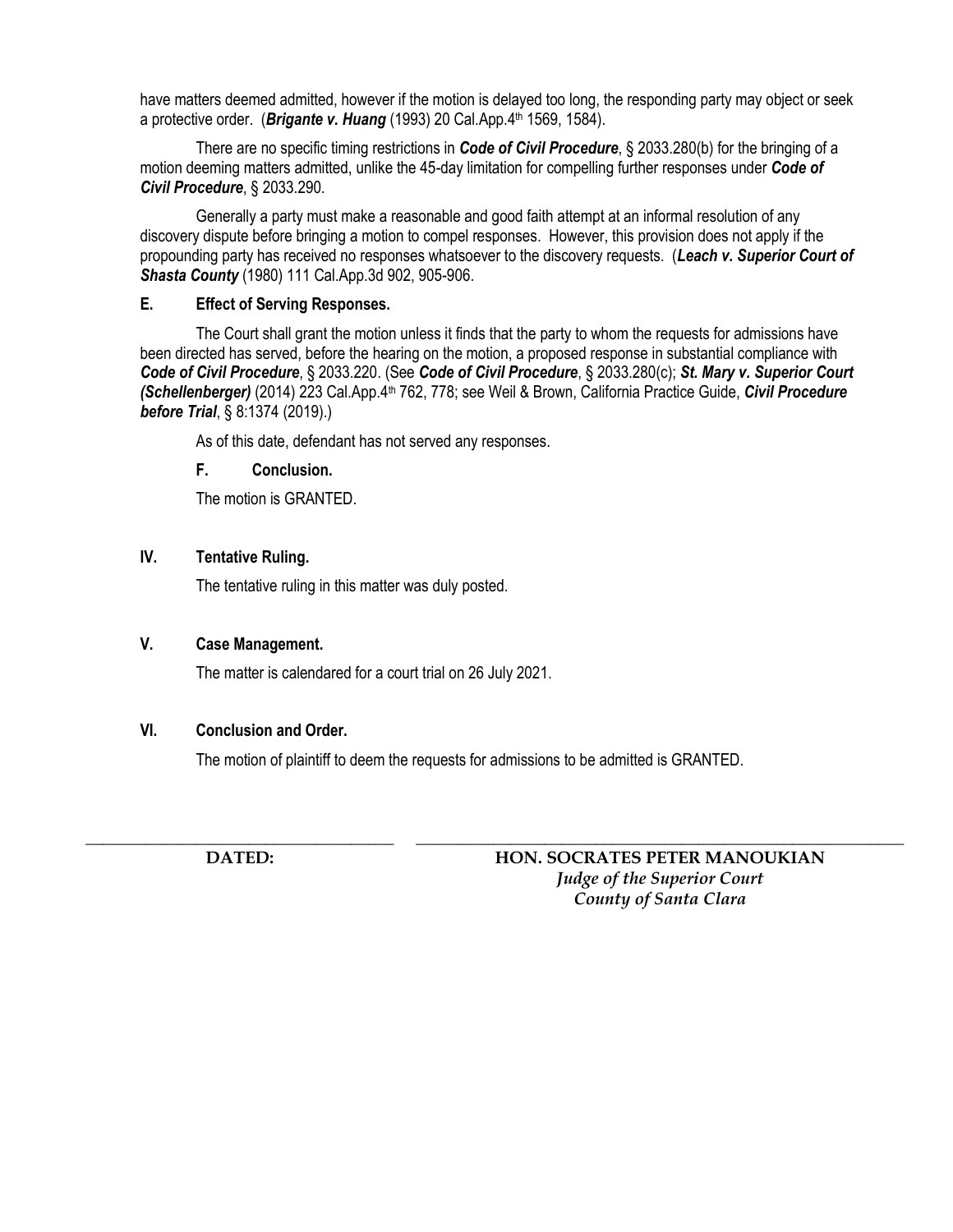have matters deemed admitted, however if the motion is delayed too long, the responding party may object or seek a protective order. (***Brigante v. Huang*** (1993) 20 Cal.App.4th 1569, 1584).

There are no specific timing restrictions in ***Code of Civil Procedure***, § 2033.280(b) for the bringing of a motion deeming matters admitted, unlike the 45-day limitation for compelling further responses under ***Code of Civil Procedure***, § 2033.290.

Generally a party must make a reasonable and good faith attempt at an informal resolution of any discovery dispute before bringing a motion to compel responses. However, this provision does not apply if the propounding party has received no responses whatsoever to the discovery requests. (***Leach v. Superior Court of Shasta County*** (1980) 111 Cal.App.3d 902, 905-906.

**E. Effect of Serving Responses.**

The Court shall grant the motion unless it finds that the party to whom the requests for admissions have been directed has served, before the hearing on the motion, a proposed response in substantial compliance with ***Code of Civil Procedure***, § 2033.220. (See ***Code of Civil Procedure***, § 2033.280(c); ***St. Mary v. Superior Court (Schellenberger)*** (2014) 223 Cal.App.4th 762, 778; see Weil & Brown, California Practice Guide, ***Civil Procedure before Trial***, § 8:1374 (2019).)

As of this date, defendant has not served any responses.

**F. Conclusion.**

The motion is GRANTED.

**IV. Tentative Ruling.**

The tentative ruling in this matter was duly posted.

**V. Case Management.**

The matter is calendared for a court trial on 26 July 2021.

**VI. Conclusion and Order.**

The motion of plaintiff to deem the requests for admissions to be admitted is GRANTED.

**DATED:**

**HON. SOCRATES PETER MANOUKIAN**
*Judge of the Superior Court*
*County of Santa Clara*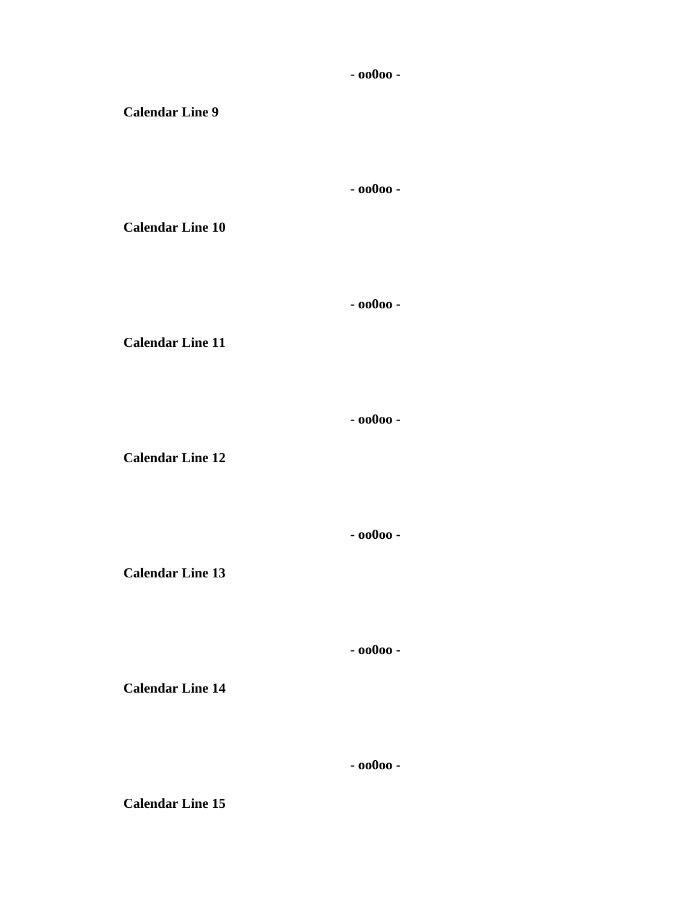**- oo0oo -**

**Calendar Line 9**

**- oo0oo -**

**Calendar Line 10**

**- oo0oo -**

**Calendar Line 11**

**- oo0oo -**

**Calendar Line 12**

**- oo0oo -**

**Calendar Line 13**

**- oo0oo -**

**Calendar Line 14**

**- oo0oo -**

**Calendar Line 15**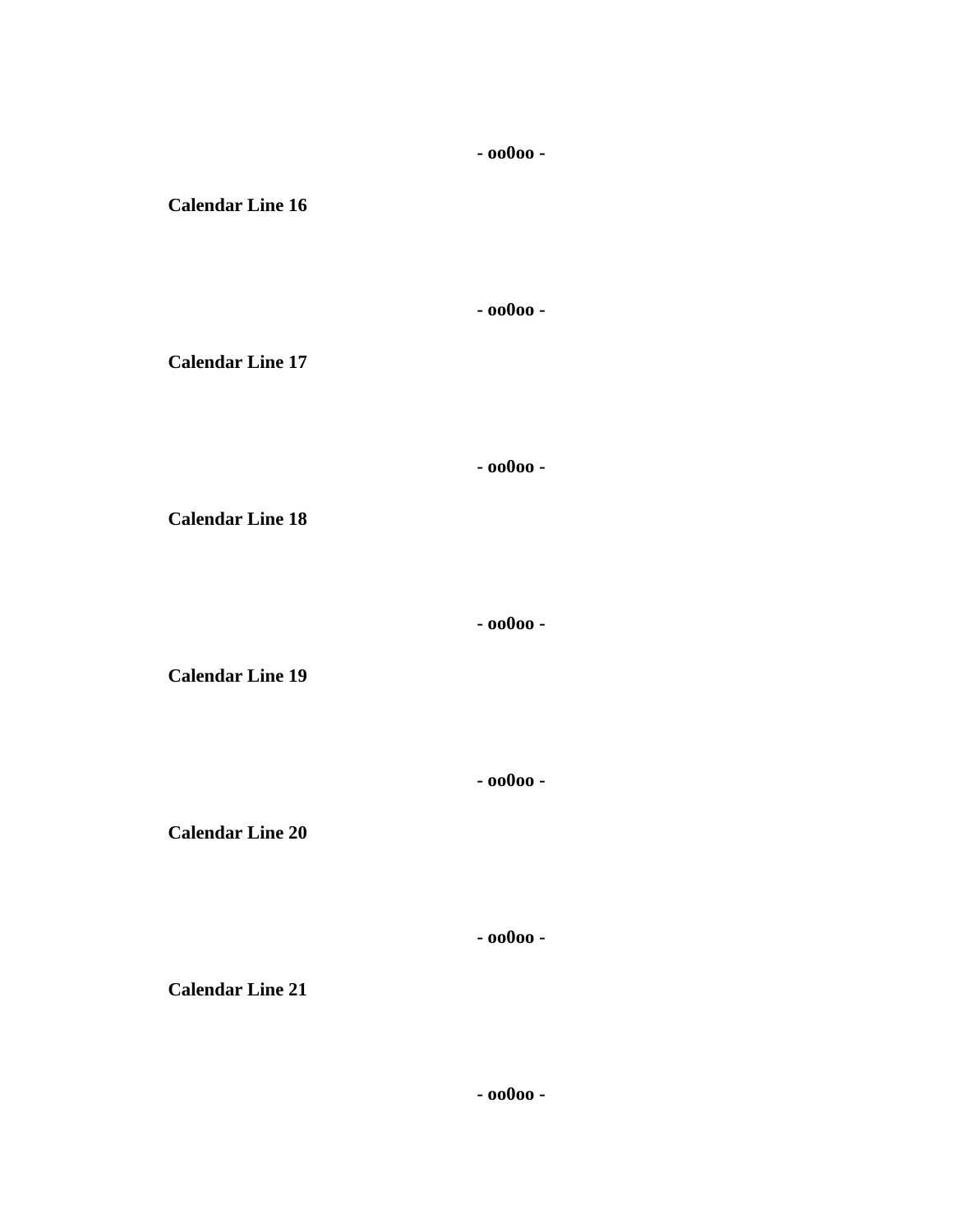**- oo0oo -**

**Calendar Line 16**

**- oo0oo -**

**Calendar Line 17**

**- oo0oo -**

**Calendar Line 18**

**- oo0oo -**

**Calendar Line 19**

**- oo0oo -**

**Calendar Line 20**

**- oo0oo -**

**Calendar Line 21**

**- oo0oo -**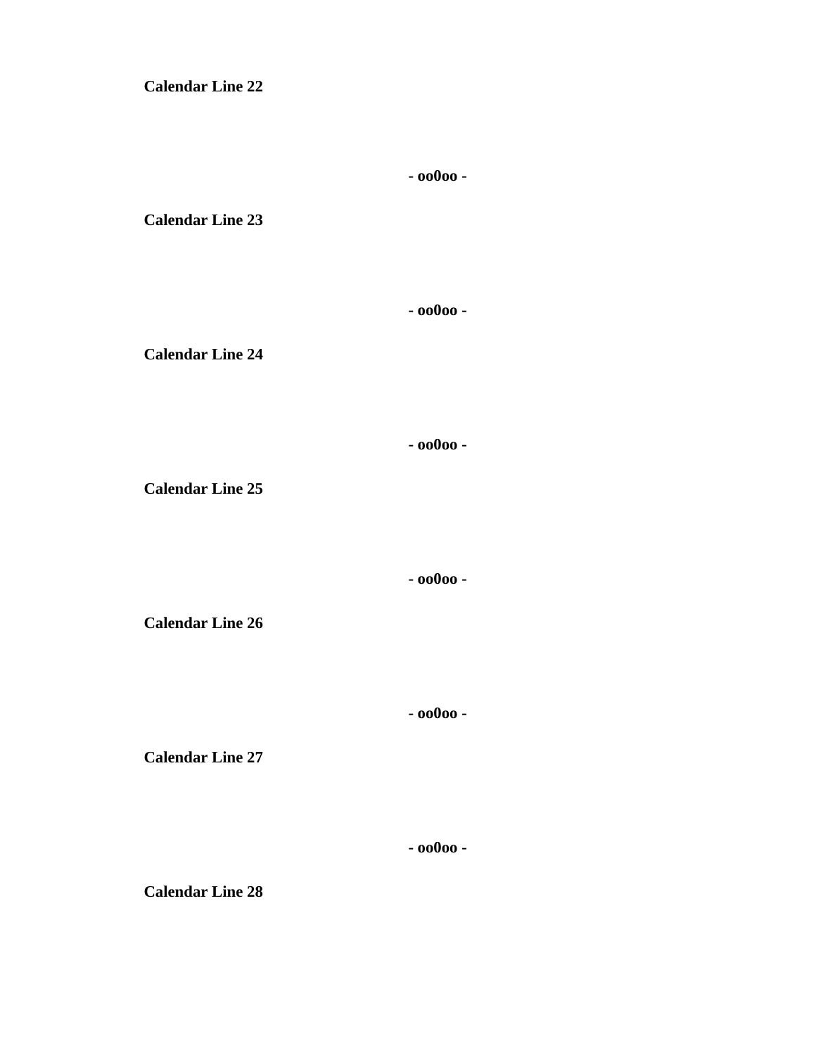**Calendar Line 22**

- oo0oo -

**Calendar Line 23**

- oo0oo -

**Calendar Line 24**

- oo0oo -

**Calendar Line 25**

- oo0oo -

**Calendar Line 26**

- oo0oo -

**Calendar Line 27**

- oo0oo -

**Calendar Line 28**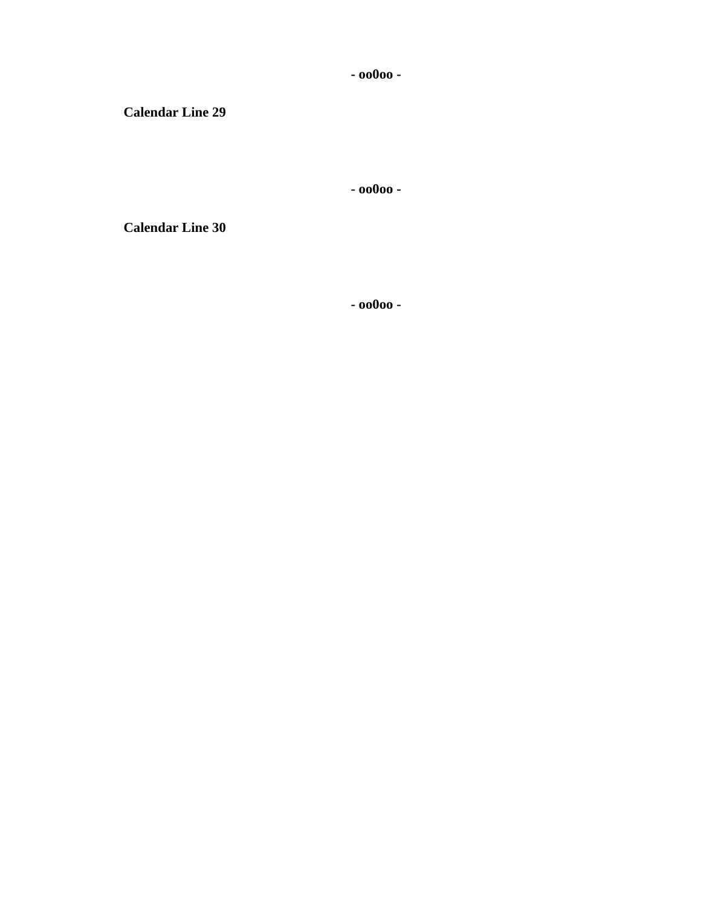**- oo0oo -**

**Calendar Line 29**

**- oo0oo -**

**Calendar Line 30**

**- oo0oo -**